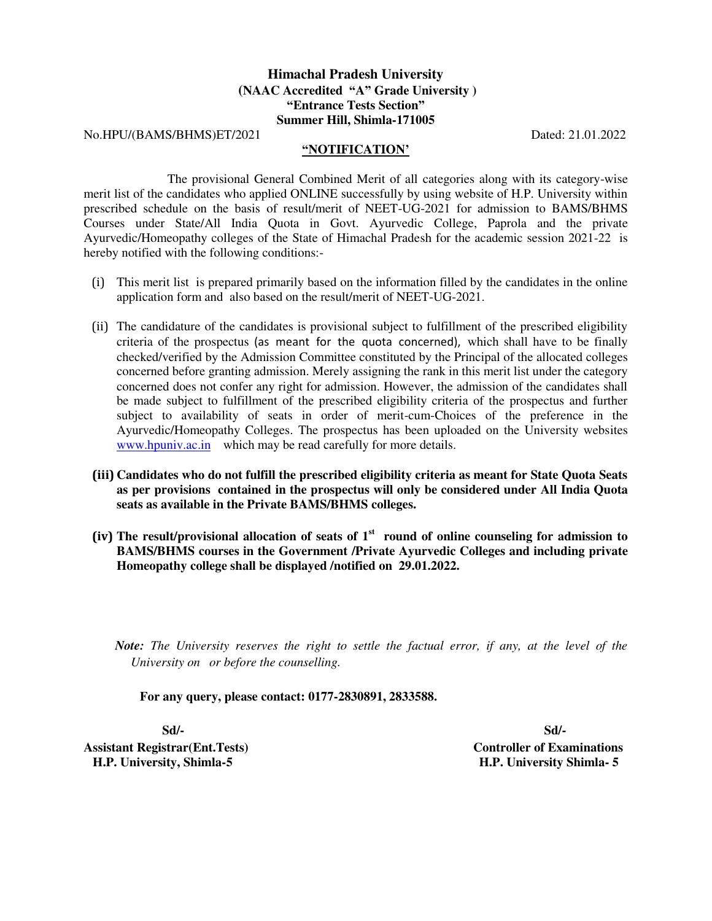# Himachal Pradesh University
## (NAAC Accredited "A" Grade University )
## "Entrance Tests Section"
## Summer Hill, Shimla-171005

No.HPU/(BAMS/BHMS)ET/2021 Dated: 21.01.2022

**"NOTIFICATION'**

The provisional General Combined Merit of all categories along with its category-wise merit list of the candidates who applied ONLINE successfully by using website of H.P. University within prescribed schedule on the basis of result/merit of NEET-UG-2021 for admission to BAMS/BHMS Courses under State/All India Quota in Govt. Ayurvedic College, Paprola and the private Ayurvedic/Homeopathy colleges of the State of Himachal Pradesh for the academic session 2021-22 is hereby notified with the following conditions:-

(i) This merit list is prepared primarily based on the information filled by the candidates in the online application form and also based on the result/merit of NEET-UG-2021.

(ii) The candidature of the candidates is provisional subject to fulfillment of the prescribed eligibility criteria of the prospectus (as meant for the quota concerned), which shall have to be finally checked/verified by the Admission Committee constituted by the Principal of the allocated colleges concerned before granting admission. Merely assigning the rank in this merit list under the category concerned does not confer any right for admission. However, the admission of the candidates shall be made subject to fulfillment of the prescribed eligibility criteria of the prospectus and further subject to availability of seats in order of merit-cum-Choices of the preference in the Ayurvedic/Homeopathy Colleges. The prospectus has been uploaded on the University websites www.hpuniv.ac.in which may be read carefully for more details.

**(iii) Candidates who do not fulfill the prescribed eligibility criteria as meant for State Quota Seats as per provisions contained in the prospectus will only be considered under All India Quota seats as available in the Private BAMS/BHMS colleges.**

**(iv) The result/provisional allocation of seats of 1st round of online counseling for admission to BAMS/BHMS courses in the Government /Private Ayurvedic Colleges and including private Homeopathy college shall be displayed /notified on 29.01.2022.**

***Note:*** *The University reserves the right to settle the factual error, if any, at the level of the University on or before the counselling.*

**For any query, please contact: 0177-2830891, 2833588.**

**Sd/-**
**Assistant Registrar(Ent.Tests)**
**H.P. University, Shimla-5**

**Sd/-**
**Controller of Examinations**
**H.P. University Shimla- 5**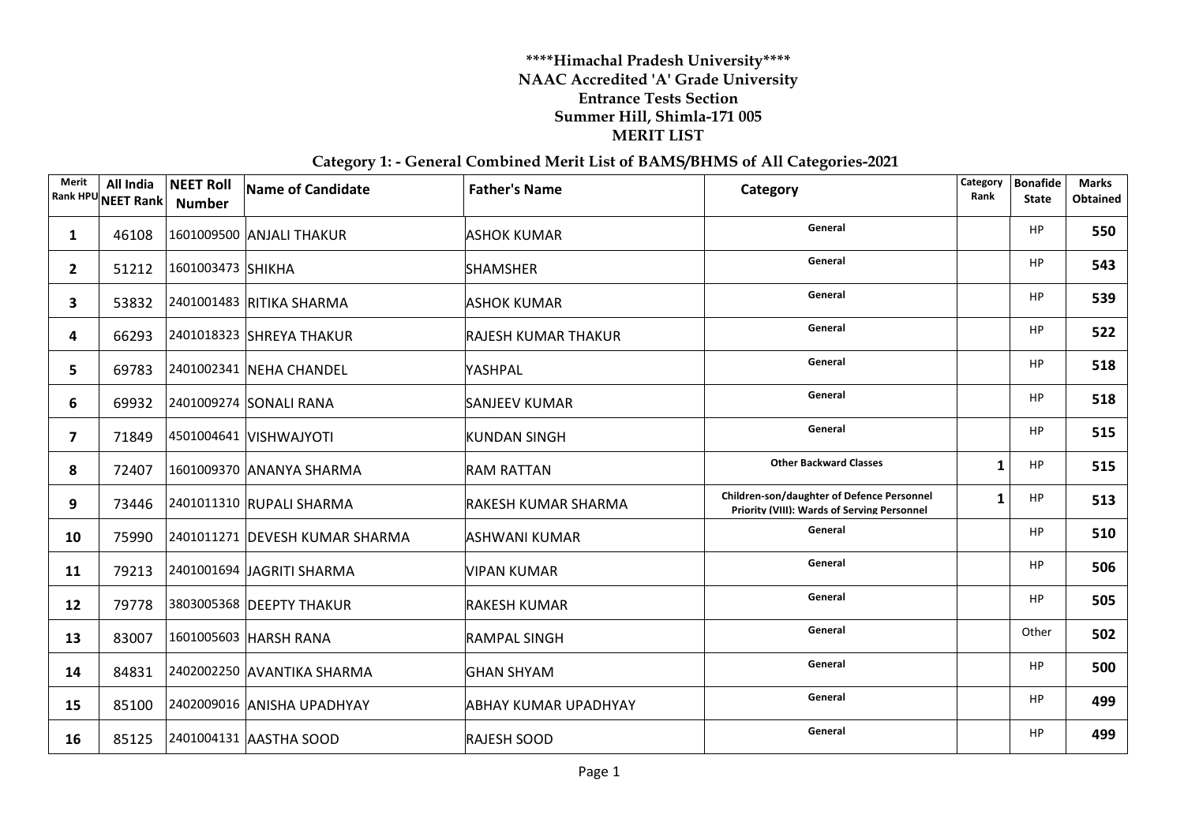**\*\*\*\*Himachal Pradesh University\*\*\*\***
**NAAC Accredited 'A' Grade University**
**Entrance Tests Section**
**Summer Hill, Shimla-171 005**
**MERIT LIST**

## Category 1: - General Combined Merit List of BAMS/BHMS of All Categories-2021

| Merit Rank HPU | All India NEET Rank | NEET Roll Number | Name of Candidate | Father's Name | Category | Category Rank | Bonafide State | Marks Obtained |
|---|---|---|---|---|---|---|---|---|
| **1** | 46108 | 1601009500 | ANJALI THAKUR | ASHOK KUMAR | General | | HP | **550** |
| **2** | 51212 | 1601003473 | SHIKHA | SHAMSHER | General | | HP | **543** |
| **3** | 53832 | 2401001483 | RITIKA SHARMA | ASHOK KUMAR | General | | HP | **539** |
| **4** | 66293 | 2401018323 | SHREYA THAKUR | RAJESH KUMAR THAKUR | General | | HP | **522** |
| **5** | 69783 | 2401002341 | NEHA CHANDEL | YASHPAL | General | | HP | **518** |
| **6** | 69932 | 2401009274 | SONALI RANA | SANJEEV KUMAR | General | | HP | **518** |
| **7** | 71849 | 4501004641 | VISHWAJYOTI | KUNDAN SINGH | General | | HP | **515** |
| **8** | 72407 | 1601009370 | ANANYA SHARMA | RAM RATTAN | Other Backward Classes | **1** | HP | **515** |
| **9** | 73446 | 2401011310 | RUPALI SHARMA | RAKESH KUMAR SHARMA | Children-son/daughter of Defence Personnel Priority (VIII): Wards of Serving Personnel | **1** | HP | **513** |
| **10** | 75990 | 2401011271 | DEVESH KUMAR SHARMA | ASHWANI KUMAR | General | | HP | **510** |
| **11** | 79213 | 2401001694 | JAGRITI SHARMA | VIPAN KUMAR | General | | HP | **506** |
| **12** | 79778 | 3803005368 | DEEPTY THAKUR | RAKESH KUMAR | General | | HP | **505** |
| **13** | 83007 | 1601005603 | HARSH RANA | RAMPAL SINGH | General | | Other | **502** |
| **14** | 84831 | 2402002250 | AVANTIKA SHARMA | GHAN SHYAM | General | | HP | **500** |
| **15** | 85100 | 2402009016 | ANISHA UPADHYAY | ABHAY KUMAR UPADHYAY | General | | HP | **499** |
| **16** | 85125 | 2401004131 | AASTHA SOOD | RAJESH SOOD | General | | HP | **499** |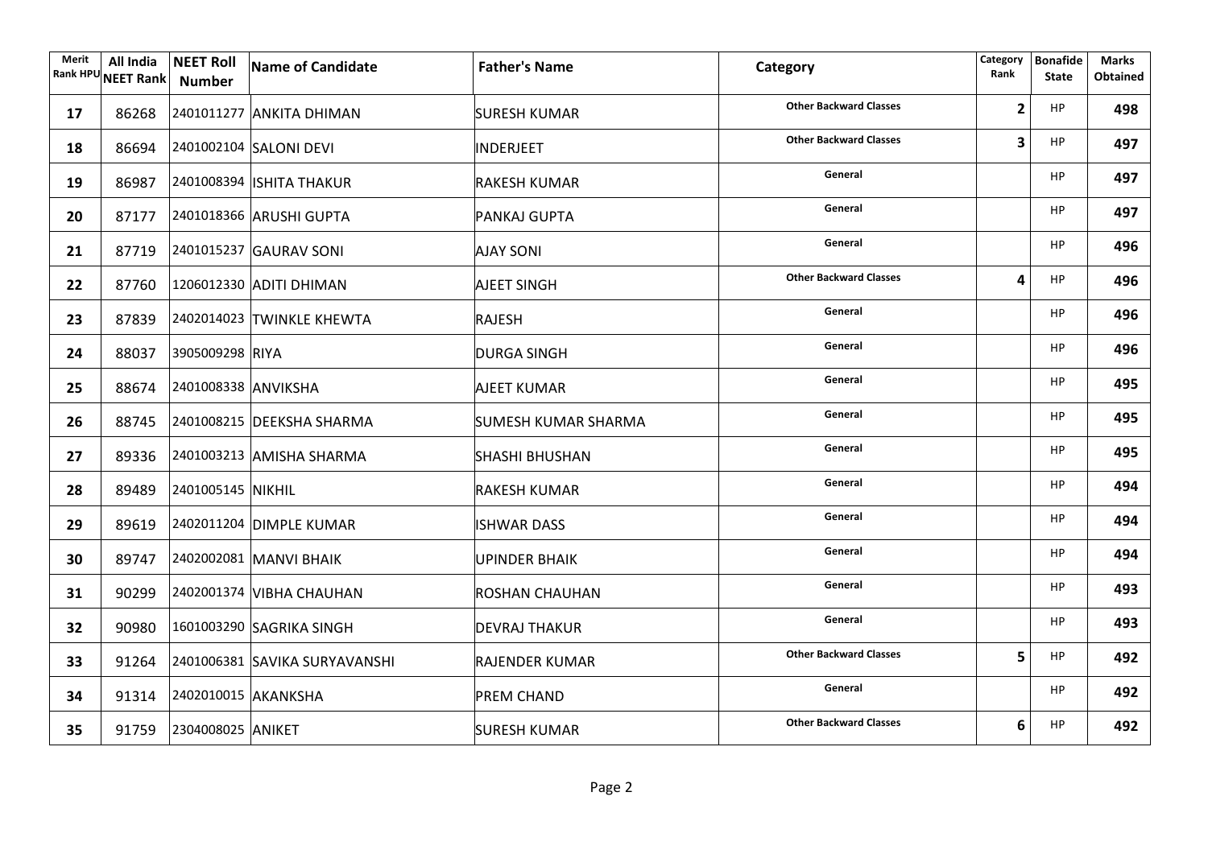| Merit Rank HPU | All India NEET Rank | NEET Roll Number | Name of Candidate | Father's Name | Category | Category Rank | Bonafide State | Marks Obtained |
|---|---|---|---|---|---|---|---|---|
| 17 | 86268 | 2401011277 | ANKITA DHIMAN | SURESH KUMAR | Other Backward Classes | 2 | HP | 498 |
| 18 | 86694 | 2401002104 | SALONI DEVI | INDERJEET | Other Backward Classes | 3 | HP | 497 |
| 19 | 86987 | 2401008394 | ISHITA THAKUR | RAKESH KUMAR | General | | HP | 497 |
| 20 | 87177 | 2401018366 | ARUSHI GUPTA | PANKAJ GUPTA | General | | HP | 497 |
| 21 | 87719 | 2401015237 | GAURAV SONI | AJAY SONI | General | | HP | 496 |
| 22 | 87760 | 1206012330 | ADITI DHIMAN | AJEET SINGH | Other Backward Classes | 4 | HP | 496 |
| 23 | 87839 | 2402014023 | TWINKLE KHEWTA | RAJESH | General | | HP | 496 |
| 24 | 88037 | 3905009298 | RIYA | DURGA SINGH | General | | HP | 496 |
| 25 | 88674 | 2401008338 | ANVIKSHA | AJEET KUMAR | General | | HP | 495 |
| 26 | 88745 | 2401008215 | DEEKSHA SHARMA | SUMESH KUMAR SHARMA | General | | HP | 495 |
| 27 | 89336 | 2401003213 | AMISHA SHARMA | SHASHI BHUSHAN | General | | HP | 495 |
| 28 | 89489 | 2401005145 | NIKHIL | RAKESH KUMAR | General | | HP | 494 |
| 29 | 89619 | 2402011204 | DIMPLE KUMAR | ISHWAR DASS | General | | HP | 494 |
| 30 | 89747 | 2402002081 | MANVI BHAIK | UPINDER BHAIK | General | | HP | 494 |
| 31 | 90299 | 2402001374 | VIBHA CHAUHAN | ROSHAN CHAUHAN | General | | HP | 493 |
| 32 | 90980 | 1601003290 | SAGRIKA SINGH | DEVRAJ THAKUR | General | | HP | 493 |
| 33 | 91264 | 2401006381 | SAVIKA SURYAVANSHI | RAJENDER KUMAR | Other Backward Classes | 5 | HP | 492 |
| 34 | 91314 | 2402010015 | AKANKSHA | PREM CHAND | General | | HP | 492 |
| 35 | 91759 | 2304008025 | ANIKET | SURESH KUMAR | Other Backward Classes | 6 | HP | 492 |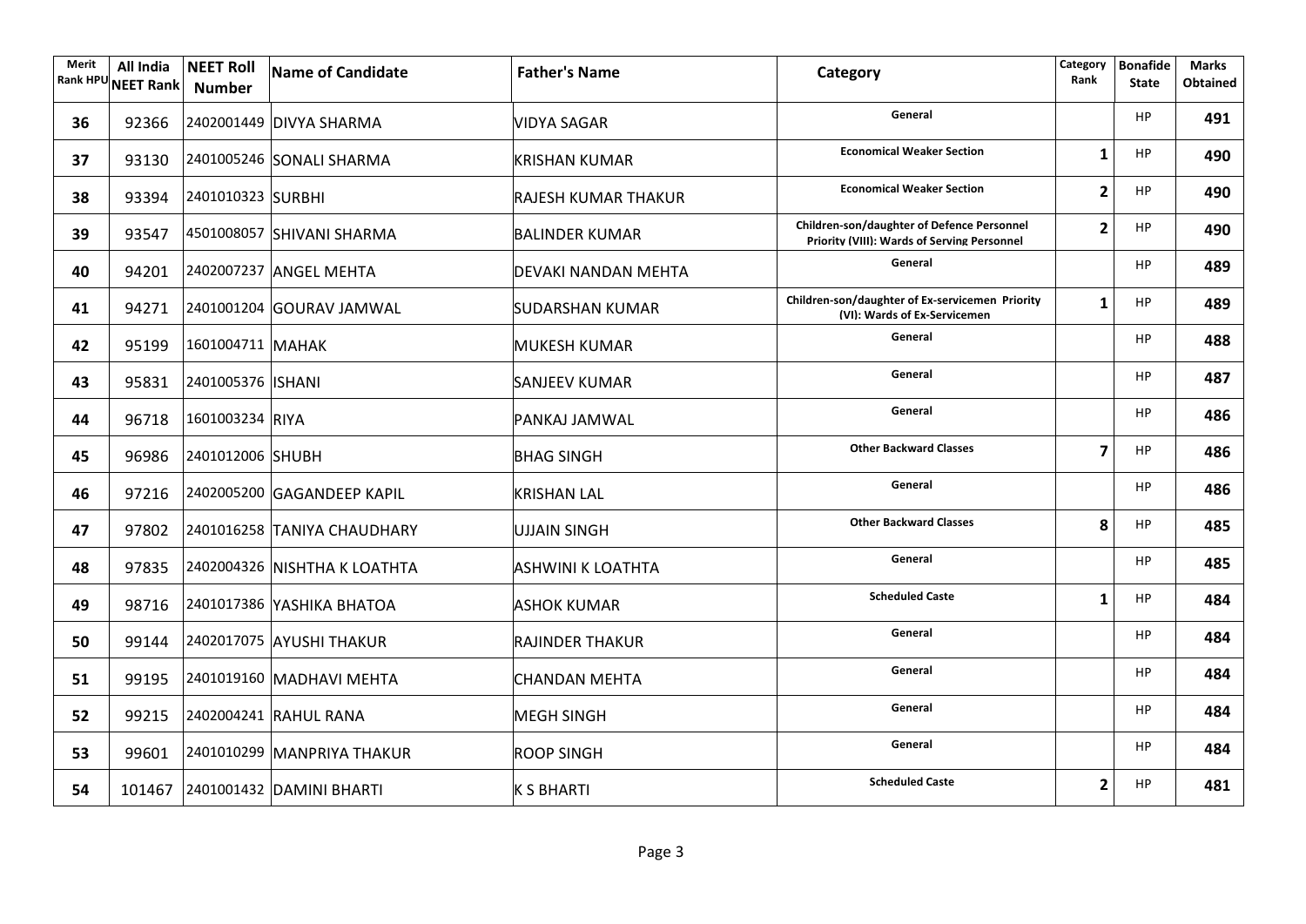| Merit Rank HPU | All India NEET Rank | NEET Roll Number | Name of Candidate | Father's Name | Category | Category Rank | Bonafide State | Marks Obtained |
|---|---|---|---|---|---|---|---|---|
| 36 | 92366 | 2402001449 | DIVYA SHARMA | VIDYA SAGAR | General | | HP | 491 |
| 37 | 93130 | 2401005246 | SONALI SHARMA | KRISHAN KUMAR | Economical Weaker Section | 1 | HP | 490 |
| 38 | 93394 | 2401010323 | SURBHI | RAJESH KUMAR THAKUR | Economical Weaker Section | 2 | HP | 490 |
| 39 | 93547 | 4501008057 | SHIVANI SHARMA | BALINDER KUMAR | Children-son/daughter of Defence Personnel Priority (VIII): Wards of Serving Personnel | 2 | HP | 490 |
| 40 | 94201 | 2402007237 | ANGEL MEHTA | DEVAKI NANDAN MEHTA | General | | HP | 489 |
| 41 | 94271 | 2401001204 | GOURAV JAMWAL | SUDARSHAN KUMAR | Children-son/daughter of Ex-servicemen Priority (VI): Wards of Ex-Servicemen | 1 | HP | 489 |
| 42 | 95199 | 1601004711 | MAHAK | MUKESH KUMAR | General | | HP | 488 |
| 43 | 95831 | 2401005376 | ISHANI | SANJEEV KUMAR | General | | HP | 487 |
| 44 | 96718 | 1601003234 | RIYA | PANKAJ JAMWAL | General | | HP | 486 |
| 45 | 96986 | 2401012006 | SHUBH | BHAG SINGH | Other Backward Classes | 7 | HP | 486 |
| 46 | 97216 | 2402005200 | GAGANDEEP KAPIL | KRISHAN LAL | General | | HP | 486 |
| 47 | 97802 | 2401016258 | TANIYA CHAUDHARY | UJJAIN SINGH | Other Backward Classes | 8 | HP | 485 |
| 48 | 97835 | 2402004326 | NISHTHA K LOATHTA | ASHWINI K LOATHTA | General | | HP | 485 |
| 49 | 98716 | 2401017386 | YASHIKA BHATOA | ASHOK KUMAR | Scheduled Caste | 1 | HP | 484 |
| 50 | 99144 | 2402017075 | AYUSHI THAKUR | RAJINDER THAKUR | General | | HP | 484 |
| 51 | 99195 | 2401019160 | MADHAVI MEHTA | CHANDAN MEHTA | General | | HP | 484 |
| 52 | 99215 | 2402004241 | RAHUL RANA | MEGH SINGH | General | | HP | 484 |
| 53 | 99601 | 2401010299 | MANPRIYA THAKUR | ROOP SINGH | General | | HP | 484 |
| 54 | 101467 | 2401001432 | DAMINI BHARTI | K S BHARTI | Scheduled Caste | 2 | HP | 481 |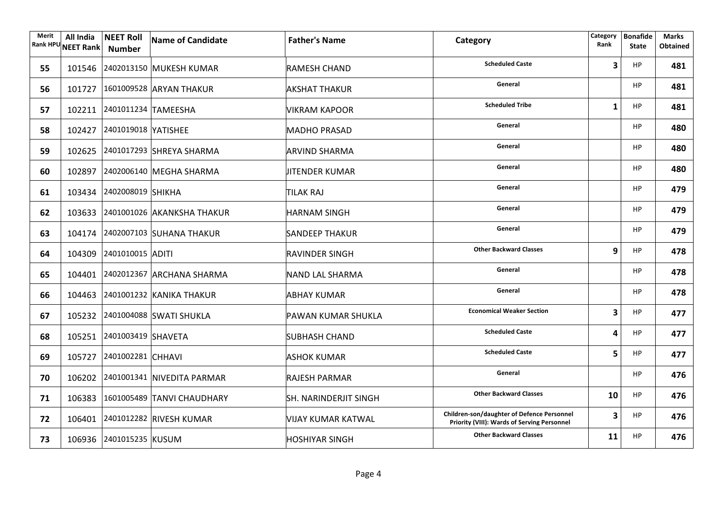| Merit Rank HPU | All India NEET Rank | NEET Roll Number | Name of Candidate | Father's Name | Category | Category Rank | Bonafide State | Marks Obtained |
|---|---|---|---|---|---|---|---|---|
| 55 | 101546 | 2402013150 | MUKESH KUMAR | RAMESH CHAND | Scheduled Caste | 3 | HP | 481 |
| 56 | 101727 | 1601009528 | ARYAN THAKUR | AKSHAT THAKUR | General | | HP | 481 |
| 57 | 102211 | 2401011234 | TAMEESHA | VIKRAM KAPOOR | Scheduled Tribe | 1 | HP | 481 |
| 58 | 102427 | 2401019018 | YATISHEE | MADHO PRASAD | General | | HP | 480 |
| 59 | 102625 | 2401017293 | SHREYA SHARMA | ARVIND SHARMA | General | | HP | 480 |
| 60 | 102897 | 2402006140 | MEGHA SHARMA | JITENDER KUMAR | General | | HP | 480 |
| 61 | 103434 | 2402008019 | SHIKHA | TILAK RAJ | General | | HP | 479 |
| 62 | 103633 | 2401001026 | AKANKSHA THAKUR | HARNAM SINGH | General | | HP | 479 |
| 63 | 104174 | 2402007103 | SUHANA THAKUR | SANDEEP THAKUR | General | | HP | 479 |
| 64 | 104309 | 2401010015 | ADITI | RAVINDER SINGH | Other Backward Classes | 9 | HP | 478 |
| 65 | 104401 | 2402012367 | ARCHANA SHARMA | NAND LAL SHARMA | General | | HP | 478 |
| 66 | 104463 | 2401001232 | KANIKA THAKUR | ABHAY KUMAR | General | | HP | 478 |
| 67 | 105232 | 2401004088 | SWATI SHUKLA | PAWAN KUMAR SHUKLA | Economical Weaker Section | 3 | HP | 477 |
| 68 | 105251 | 2401003419 | SHAVETA | SUBHASH CHAND | Scheduled Caste | 4 | HP | 477 |
| 69 | 105727 | 2401002281 | CHHAVI | ASHOK KUMAR | Scheduled Caste | 5 | HP | 477 |
| 70 | 106202 | 2401001341 | NIVEDITA PARMAR | RAJESH PARMAR | General | | HP | 476 |
| 71 | 106383 | 1601005489 | TANVI CHAUDHARY | SH. NARINDERJIT SINGH | Other Backward Classes | 10 | HP | 476 |
| 72 | 106401 | 2401012282 | RIVESH KUMAR | VIJAY KUMAR KATWAL | Children-son/daughter of Defence Personnel Priority (VIII): Wards of Serving Personnel | 3 | HP | 476 |
| 73 | 106936 | 2401015235 | KUSUM | HOSHIYAR SINGH | Other Backward Classes | 11 | HP | 476 |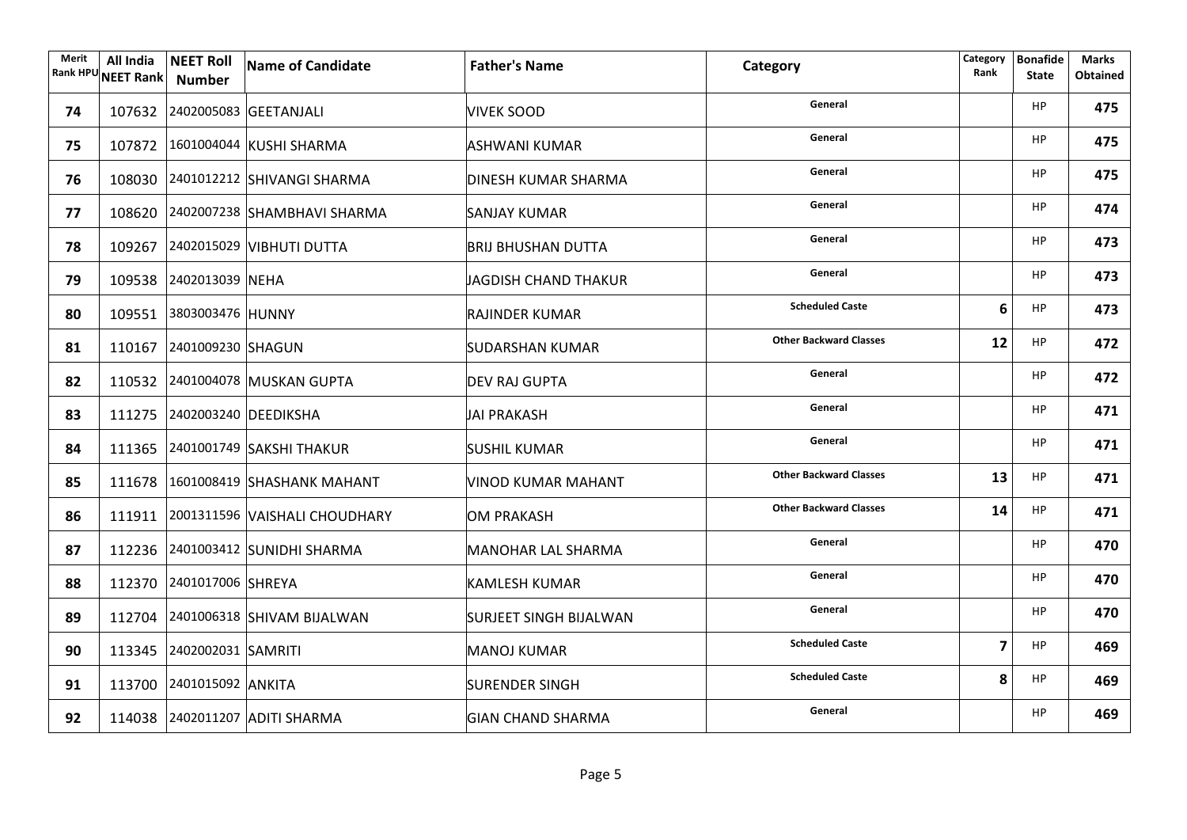| Merit Rank HPU | All India NEET Rank | NEET Roll Number | Name of Candidate | Father's Name | Category | Category Rank | Bonafide State | Marks Obtained |
|---|---|---|---|---|---|---|---|---|
| **74** | 107632 | 2402005083 | GEETANJALI | VIVEK SOOD | General | | HP | **475** |
| **75** | 107872 | 1601004044 | KUSHI SHARMA | ASHWANI KUMAR | General | | HP | **475** |
| **76** | 108030 | 2401012212 | SHIVANGI SHARMA | DINESH KUMAR SHARMA | General | | HP | **475** |
| **77** | 108620 | 2402007238 | SHAMBHAVI SHARMA | SANJAY KUMAR | General | | HP | **474** |
| **78** | 109267 | 2402015029 | VIBHUTI DUTTA | BRIJ BHUSHAN DUTTA | General | | HP | **473** |
| **79** | 109538 | 2402013039 | NEHA | JAGDISH CHAND THAKUR | General | | HP | **473** |
| **80** | 109551 | 3803003476 | HUNNY | RAJINDER KUMAR | Scheduled Caste | **6** | HP | **473** |
| **81** | 110167 | 2401009230 | SHAGUN | SUDARSHAN KUMAR | Other Backward Classes | **12** | HP | **472** |
| **82** | 110532 | 2401004078 | MUSKAN GUPTA | DEV RAJ GUPTA | General | | HP | **472** |
| **83** | 111275 | 2402003240 | DEEDIKSHA | JAI PRAKASH | General | | HP | **471** |
| **84** | 111365 | 2401001749 | SAKSHI THAKUR | SUSHIL KUMAR | General | | HP | **471** |
| **85** | 111678 | 1601008419 | SHASHANK MAHANT | VINOD KUMAR MAHANT | Other Backward Classes | **13** | HP | **471** |
| **86** | 111911 | 2001311596 | VAISHALI CHOUDHARY | OM PRAKASH | Other Backward Classes | **14** | HP | **471** |
| **87** | 112236 | 2401003412 | SUNIDHI SHARMA | MANOHAR LAL SHARMA | General | | HP | **470** |
| **88** | 112370 | 2401017006 | SHREYA | KAMLESH KUMAR | General | | HP | **470** |
| **89** | 112704 | 2401006318 | SHIVAM BIJALWAN | SURJEET SINGH BIJALWAN | General | | HP | **470** |
| **90** | 113345 | 2402002031 | SAMRITI | MANOJ KUMAR | Scheduled Caste | **7** | HP | **469** |
| **91** | 113700 | 2401015092 | ANKITA | SURENDER SINGH | Scheduled Caste | **8** | HP | **469** |
| **92** | 114038 | 2402011207 | ADITI SHARMA | GIAN CHAND SHARMA | General | | HP | **469** |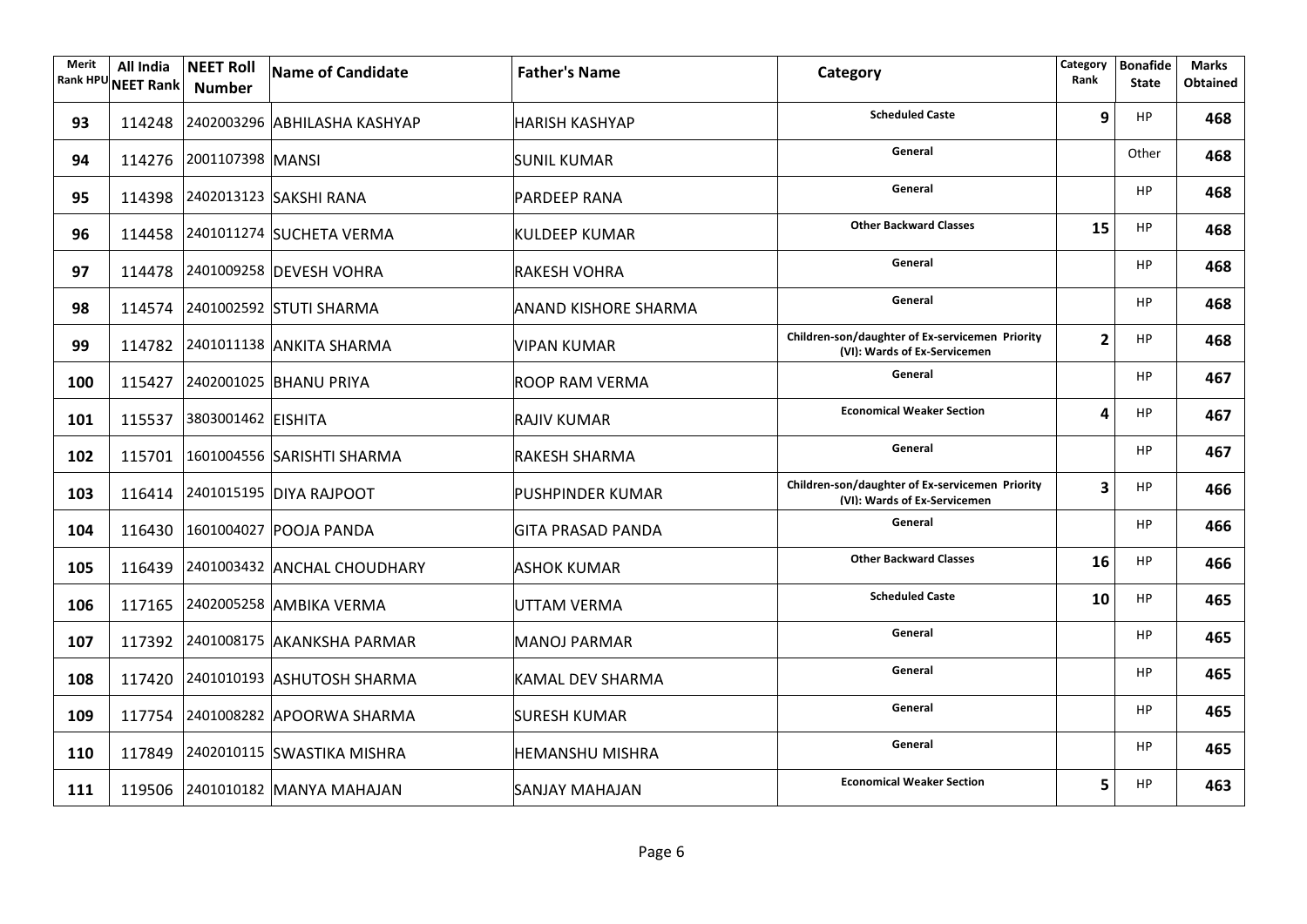| Merit Rank HPU | All India NEET Rank | NEET Roll Number | Name of Candidate | Father's Name | Category | Category Rank | Bonafide State | Marks Obtained |
|---|---|---|---|---|---|---|---|---|
| **93** | 114248 | 2402003296 | ABHILASHA KASHYAP | HARISH KASHYAP | **Scheduled Caste** | **9** | HP | **468** |
| **94** | 114276 | 2001107398 | MANSI | SUNIL KUMAR | **General** | | Other | **468** |
| **95** | 114398 | 2402013123 | SAKSHI RANA | PARDEEP RANA | **General** | | HP | **468** |
| **96** | 114458 | 2401011274 | SUCHETA VERMA | KULDEEP KUMAR | **Other Backward Classes** | **15** | HP | **468** |
| **97** | 114478 | 2401009258 | DEVESH VOHRA | RAKESH VOHRA | **General** | | HP | **468** |
| **98** | 114574 | 2401002592 | STUTI SHARMA | ANAND KISHORE SHARMA | **General** | | HP | **468** |
| **99** | 114782 | 2401011138 | ANKITA SHARMA | VIPAN KUMAR | **Children-son/daughter of Ex-servicemen Priority (VI): Wards of Ex-Servicemen** | **2** | HP | **468** |
| **100** | 115427 | 2402001025 | BHANU PRIYA | ROOP RAM VERMA | **General** | | HP | **467** |
| **101** | 115537 | 3803001462 | EISHITA | RAJIV KUMAR | **Economical Weaker Section** | **4** | HP | **467** |
| **102** | 115701 | 1601004556 | SARISHTI SHARMA | RAKESH SHARMA | **General** | | HP | **467** |
| **103** | 116414 | 2401015195 | DIYA RAJPOOT | PUSHPINDER KUMAR | **Children-son/daughter of Ex-servicemen Priority (VI): Wards of Ex-Servicemen** | **3** | HP | **466** |
| **104** | 116430 | 1601004027 | POOJA PANDA | GITA PRASAD PANDA | **General** | | HP | **466** |
| **105** | 116439 | 2401003432 | ANCHAL CHOUDHARY | ASHOK KUMAR | **Other Backward Classes** | **16** | HP | **466** |
| **106** | 117165 | 2402005258 | AMBIKA VERMA | UTTAM VERMA | **Scheduled Caste** | **10** | HP | **465** |
| **107** | 117392 | 2401008175 | AKANKSHA PARMAR | MANOJ PARMAR | **General** | | HP | **465** |
| **108** | 117420 | 2401010193 | ASHUTOSH SHARMA | KAMAL DEV SHARMA | **General** | | HP | **465** |
| **109** | 117754 | 2401008282 | APOORWA SHARMA | SURESH KUMAR | **General** | | HP | **465** |
| **110** | 117849 | 2402010115 | SWASTIKA MISHRA | HEMANSHU MISHRA | **General** | | HP | **465** |
| **111** | 119506 | 2401010182 | MANYA MAHAJAN | SANJAY MAHAJAN | **Economical Weaker Section** | **5** | HP | **463** |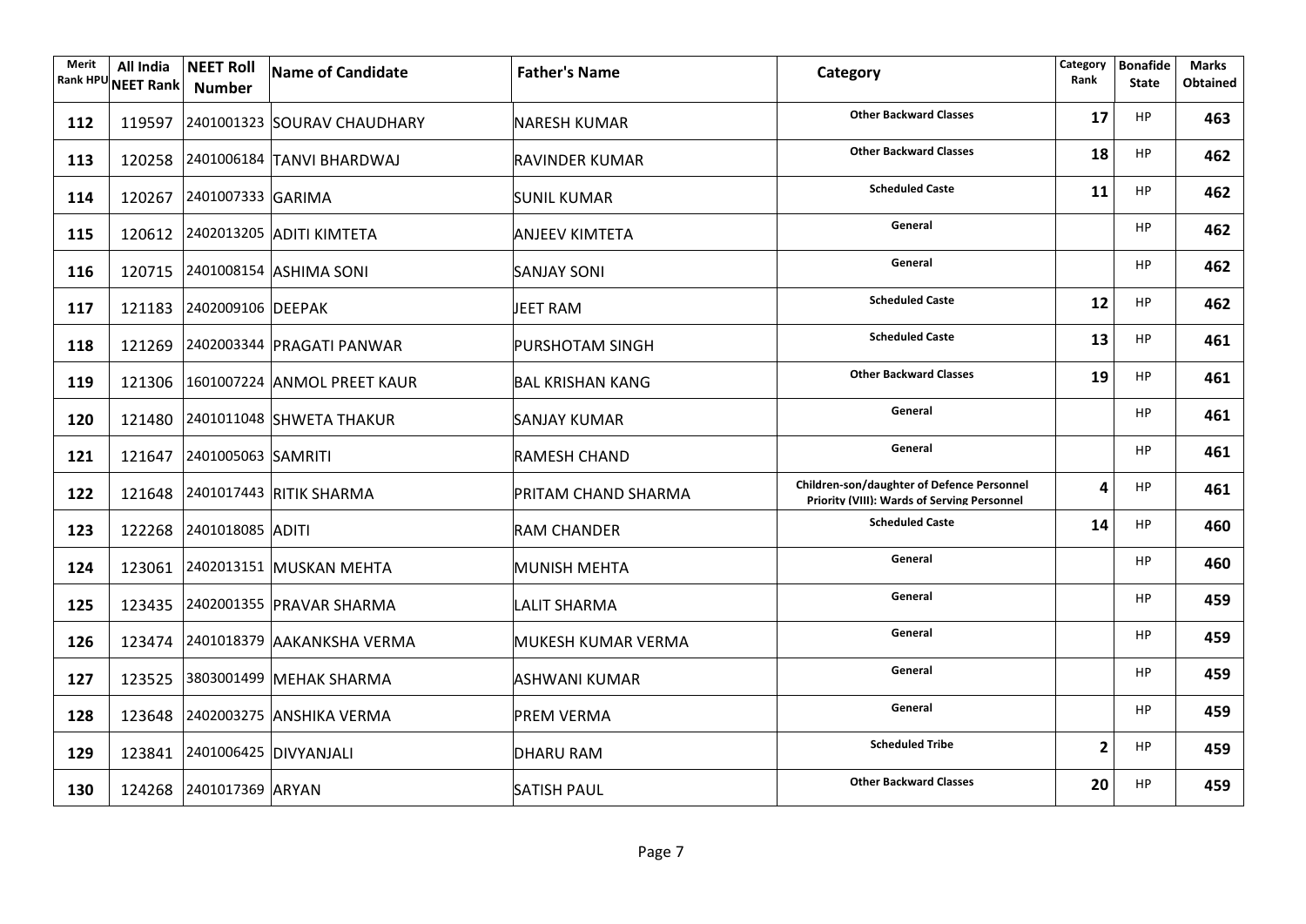| Merit Rank HPU | All India NEET Rank | NEET Roll Number | Name of Candidate | Father's Name | Category | Category Rank | Bonafide State | Marks Obtained |
|---|---|---|---|---|---|---|---|---|
| 112 | 119597 | 2401001323 | SOURAV CHAUDHARY | NARESH KUMAR | Other Backward Classes | 17 | HP | 463 |
| 113 | 120258 | 2401006184 | TANVI BHARDWAJ | RAVINDER KUMAR | Other Backward Classes | 18 | HP | 462 |
| 114 | 120267 | 2401007333 | GARIMA | SUNIL KUMAR | Scheduled Caste | 11 | HP | 462 |
| 115 | 120612 | 2402013205 | ADITI KIMTETA | ANJEEV KIMTETA | General | | HP | 462 |
| 116 | 120715 | 2401008154 | ASHIMA SONI | SANJAY SONI | General | | HP | 462 |
| 117 | 121183 | 2402009106 | DEEPAK | JEET RAM | Scheduled Caste | 12 | HP | 462 |
| 118 | 121269 | 2402003344 | PRAGATI PANWAR | PURSHOTAM SINGH | Scheduled Caste | 13 | HP | 461 |
| 119 | 121306 | 1601007224 | ANMOL PREET KAUR | BAL KRISHAN KANG | Other Backward Classes | 19 | HP | 461 |
| 120 | 121480 | 2401011048 | SHWETA THAKUR | SANJAY KUMAR | General | | HP | 461 |
| 121 | 121647 | 2401005063 | SAMRITI | RAMESH CHAND | General | | HP | 461 |
| 122 | 121648 | 2401017443 | RITIK SHARMA | PRITAM CHAND SHARMA | Children-son/daughter of Defence Personnel Priority (VIII): Wards of Serving Personnel | 4 | HP | 461 |
| 123 | 122268 | 2401018085 | ADITI | RAM CHANDER | Scheduled Caste | 14 | HP | 460 |
| 124 | 123061 | 2402013151 | MUSKAN MEHTA | MUNISH MEHTA | General | | HP | 460 |
| 125 | 123435 | 2402001355 | PRAVAR SHARMA | LALIT SHARMA | General | | HP | 459 |
| 126 | 123474 | 2401018379 | AAKANKSHA VERMA | MUKESH KUMAR VERMA | General | | HP | 459 |
| 127 | 123525 | 3803001499 | MEHAK SHARMA | ASHWANI KUMAR | General | | HP | 459 |
| 128 | 123648 | 2402003275 | ANSHIKA VERMA | PREM VERMA | General | | HP | 459 |
| 129 | 123841 | 2401006425 | DIVYANJALI | DHARU RAM | Scheduled Tribe | 2 | HP | 459 |
| 130 | 124268 | 2401017369 | ARYAN | SATISH PAUL | Other Backward Classes | 20 | HP | 459 |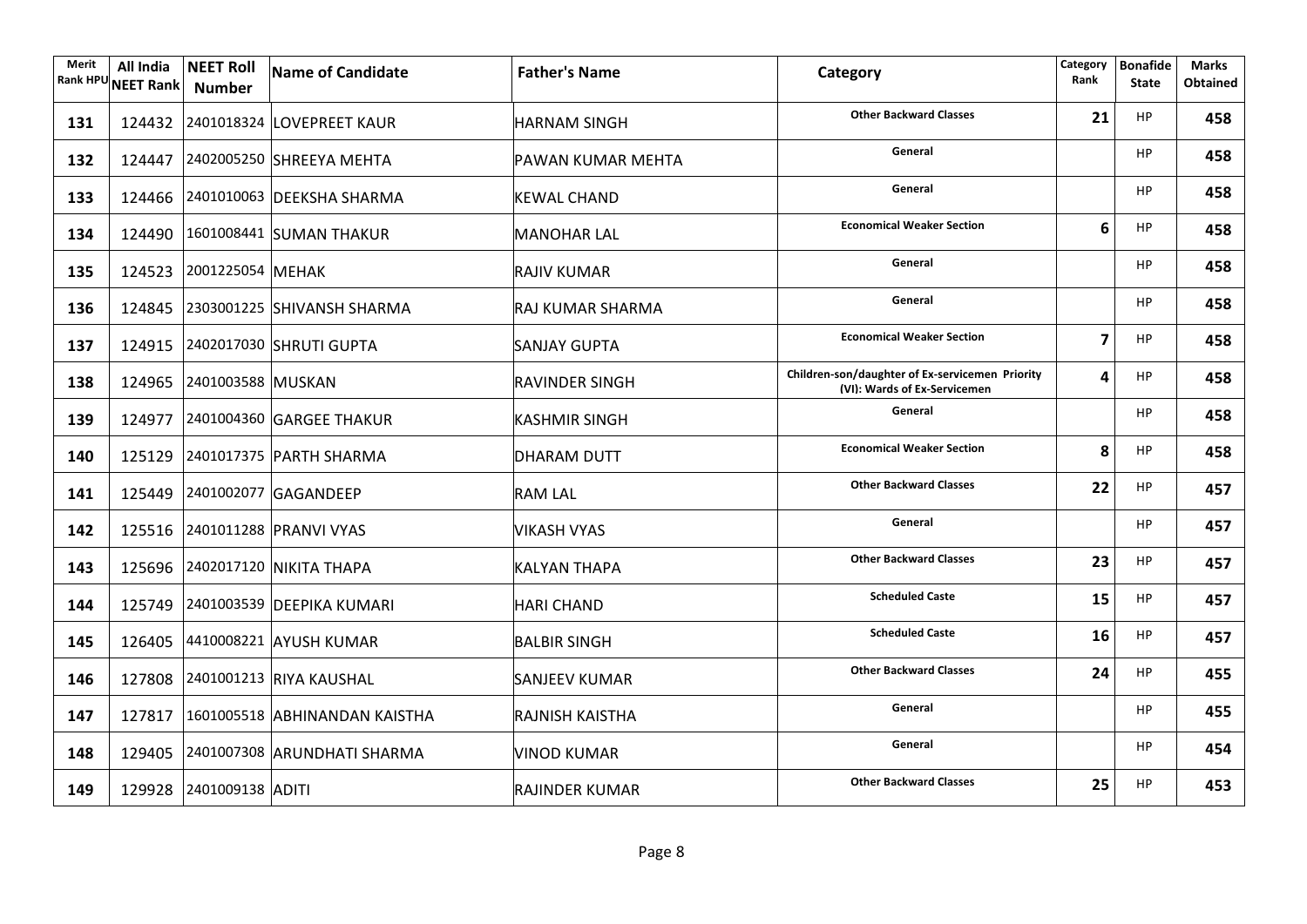| Merit Rank HPU | All India NEET Rank | NEET Roll Number | Name of Candidate | Father's Name | Category | Category Rank | Bonafide State | Marks Obtained |
|---|---|---|---|---|---|---|---|---|
| 131 | 124432 | 2401018324 | LOVEPREET KAUR | HARNAM SINGH | Other Backward Classes | 21 | HP | 458 |
| 132 | 124447 | 2402005250 | SHREEYA MEHTA | PAWAN KUMAR MEHTA | General | | HP | 458 |
| 133 | 124466 | 2401010063 | DEEKSHA SHARMA | KEWAL CHAND | General | | HP | 458 |
| 134 | 124490 | 1601008441 | SUMAN THAKUR | MANOHAR LAL | Economical Weaker Section | 6 | HP | 458 |
| 135 | 124523 | 2001225054 | MEHAK | RAJIV KUMAR | General | | HP | 458 |
| 136 | 124845 | 2303001225 | SHIVANSH SHARMA | RAJ KUMAR SHARMA | General | | HP | 458 |
| 137 | 124915 | 2402017030 | SHRUTI GUPTA | SANJAY GUPTA | Economical Weaker Section | 7 | HP | 458 |
| 138 | 124965 | 2401003588 | MUSKAN | RAVINDER SINGH | Children-son/daughter of Ex-servicemen Priority (VI): Wards of Ex-Servicemen | 4 | HP | 458 |
| 139 | 124977 | 2401004360 | GARGEE THAKUR | KASHMIR SINGH | General | | HP | 458 |
| 140 | 125129 | 2401017375 | PARTH SHARMA | DHARAM DUTT | Economical Weaker Section | 8 | HP | 458 |
| 141 | 125449 | 2401002077 | GAGANDEEP | RAM LAL | Other Backward Classes | 22 | HP | 457 |
| 142 | 125516 | 2401011288 | PRANVI VYAS | VIKASH VYAS | General | | HP | 457 |
| 143 | 125696 | 2402017120 | NIKITA THAPA | KALYAN THAPA | Other Backward Classes | 23 | HP | 457 |
| 144 | 125749 | 2401003539 | DEEPIKA KUMARI | HARI CHAND | Scheduled Caste | 15 | HP | 457 |
| 145 | 126405 | 4410008221 | AYUSH KUMAR | BALBIR SINGH | Scheduled Caste | 16 | HP | 457 |
| 146 | 127808 | 2401001213 | RIYA KAUSHAL | SANJEEV KUMAR | Other Backward Classes | 24 | HP | 455 |
| 147 | 127817 | 1601005518 | ABHINANDAN KAISTHA | RAJNISH KAISTHA | General | | HP | 455 |
| 148 | 129405 | 2401007308 | ARUNDHATI SHARMA | VINOD KUMAR | General | | HP | 454 |
| 149 | 129928 | 2401009138 | ADITI | RAJINDER KUMAR | Other Backward Classes | 25 | HP | 453 |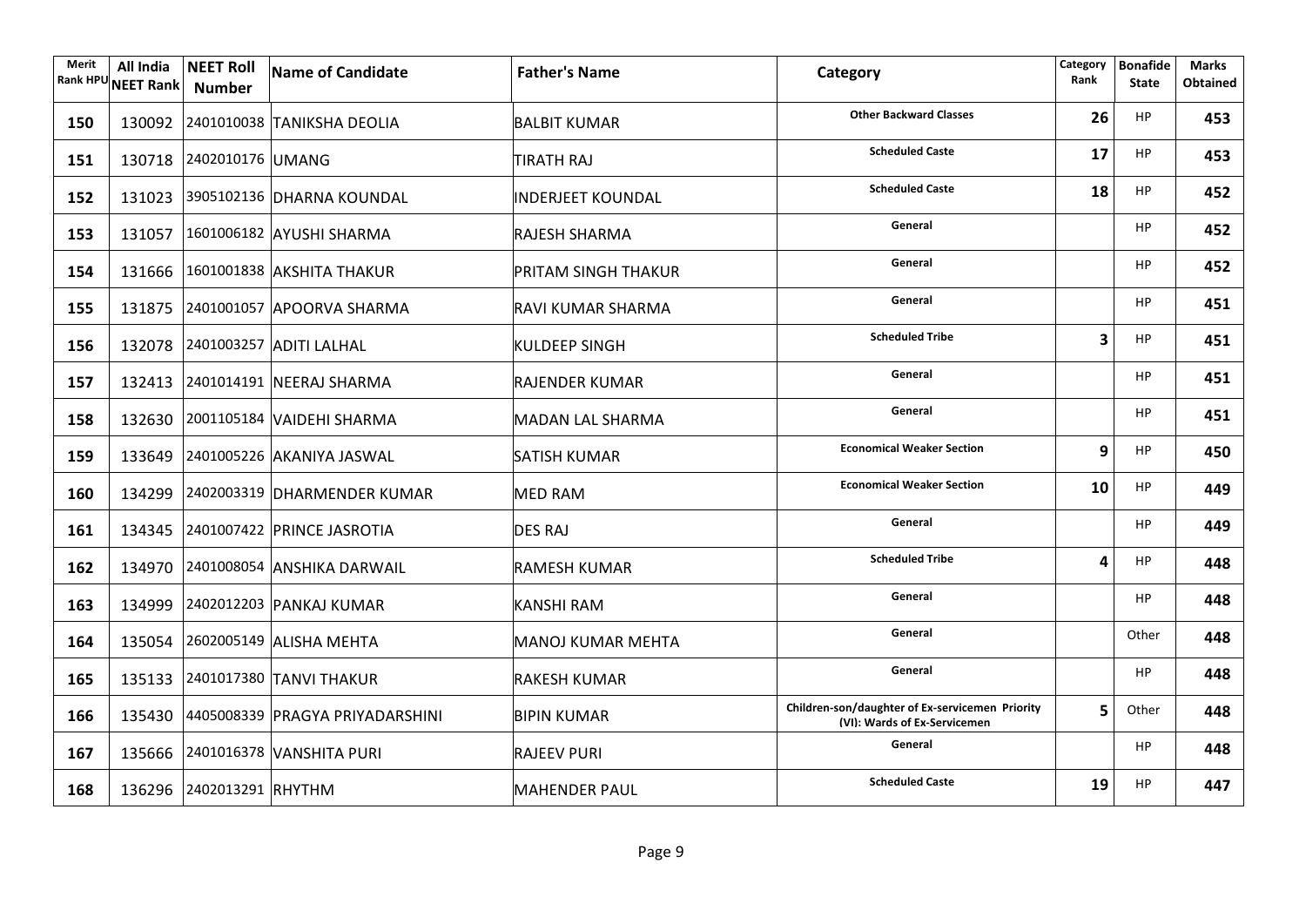| Merit Rank HPU | All India NEET Rank | NEET Roll Number | Name of Candidate | Father's Name | Category | Category Rank | Bonafide State | Marks Obtained |
|---|---|---|---|---|---|---|---|---|
| 150 | 130092 | 2401010038 | TANIKSHA DEOLIA | BALBIT KUMAR | Other Backward Classes | 26 | HP | 453 |
| 151 | 130718 | 2402010176 | UMANG | TIRATH RAJ | Scheduled Caste | 17 | HP | 453 |
| 152 | 131023 | 3905102136 | DHARNA KOUNDAL | INDERJEET KOUNDAL | Scheduled Caste | 18 | HP | 452 |
| 153 | 131057 | 1601006182 | AYUSHI SHARMA | RAJESH SHARMA | General | | HP | 452 |
| 154 | 131666 | 1601001838 | AKSHITA THAKUR | PRITAM SINGH THAKUR | General | | HP | 452 |
| 155 | 131875 | 2401001057 | APOORVA SHARMA | RAVI KUMAR SHARMA | General | | HP | 451 |
| 156 | 132078 | 2401003257 | ADITI LALHAL | KULDEEP SINGH | Scheduled Tribe | 3 | HP | 451 |
| 157 | 132413 | 2401014191 | NEERAJ SHARMA | RAJENDER KUMAR | General | | HP | 451 |
| 158 | 132630 | 2001105184 | VAIDEHI SHARMA | MADAN LAL SHARMA | General | | HP | 451 |
| 159 | 133649 | 2401005226 | AKANIYA JASWAL | SATISH KUMAR | Economical Weaker Section | 9 | HP | 450 |
| 160 | 134299 | 2402003319 | DHARMENDER KUMAR | MED RAM | Economical Weaker Section | 10 | HP | 449 |
| 161 | 134345 | 2401007422 | PRINCE JASROTIA | DES RAJ | General | | HP | 449 |
| 162 | 134970 | 2401008054 | ANSHIKA DARWAIL | RAMESH KUMAR | Scheduled Tribe | 4 | HP | 448 |
| 163 | 134999 | 2402012203 | PANKAJ KUMAR | KANSHI RAM | General | | HP | 448 |
| 164 | 135054 | 2602005149 | ALISHA MEHTA | MANOJ KUMAR MEHTA | General | | Other | 448 |
| 165 | 135133 | 2401017380 | TANVI THAKUR | RAKESH KUMAR | General | | HP | 448 |
| 166 | 135430 | 4405008339 | PRAGYA PRIYADARSHINI | BIPIN KUMAR | Children-son/daughter of Ex-servicemen Priority (VI): Wards of Ex-Servicemen | 5 | Other | 448 |
| 167 | 135666 | 2401016378 | VANSHITA PURI | RAJEEV PURI | General | | HP | 448 |
| 168 | 136296 | 2402013291 | RHYTHM | MAHENDER PAUL | Scheduled Caste | 19 | HP | 447 |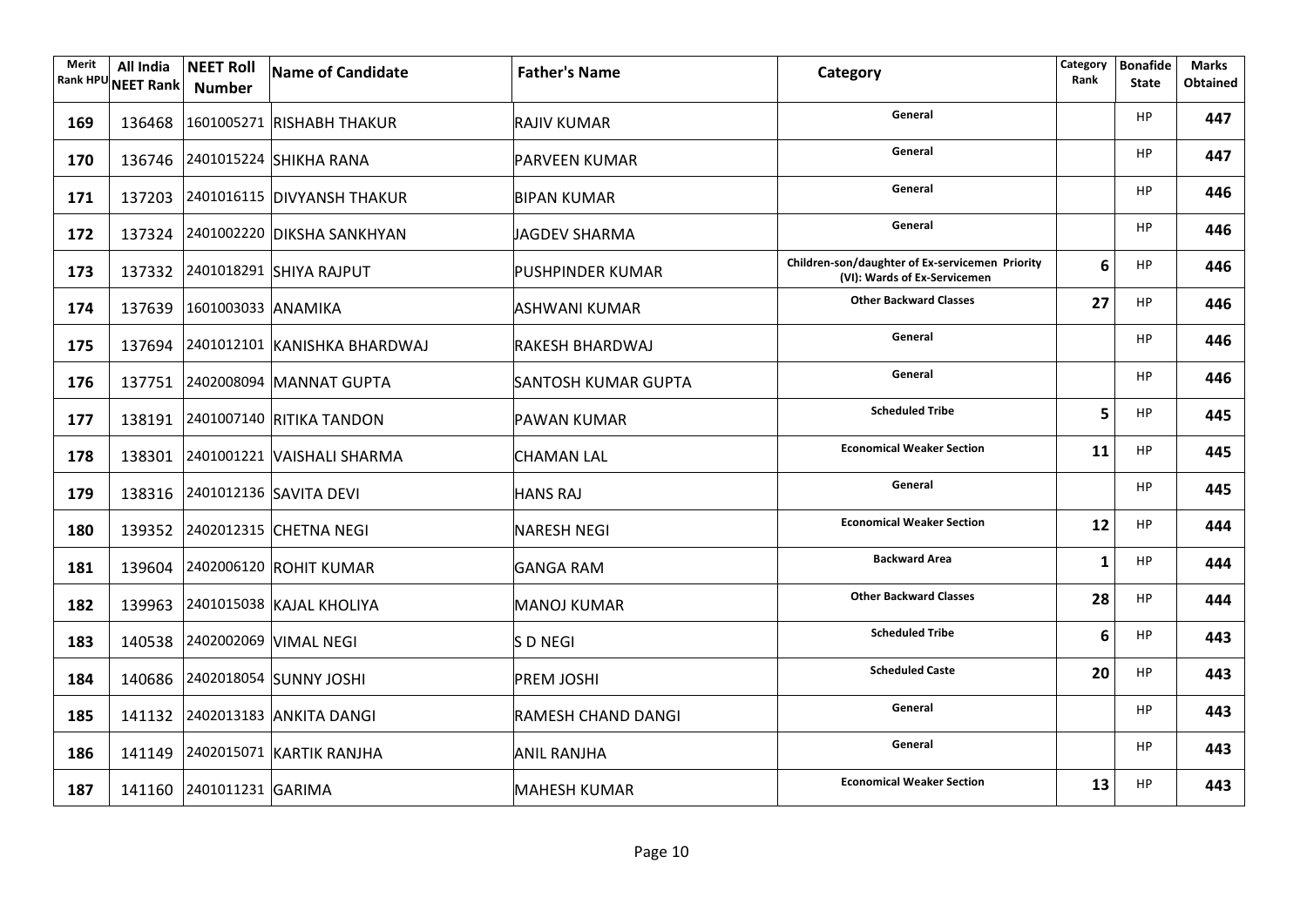| Merit Rank HPU | All India NEET Rank | NEET Roll Number | Name of Candidate | Father's Name | Category | Category Rank | Bonafide State | Marks Obtained |
|---|---|---|---|---|---|---|---|---|
| **169** | 136468 | 1601005271 | RISHABH THAKUR | RAJIV KUMAR | General | | HP | **447** |
| **170** | 136746 | 2401015224 | SHIKHA RANA | PARVEEN KUMAR | General | | HP | **447** |
| **171** | 137203 | 2401016115 | DIVYANSH THAKUR | BIPAN KUMAR | General | | HP | **446** |
| **172** | 137324 | 2401002220 | DIKSHA SANKHYAN | JAGDEV SHARMA | General | | HP | **446** |
| **173** | 137332 | 2401018291 | SHIYA RAJPUT | PUSHPINDER KUMAR | Children-son/daughter of Ex-servicemen Priority (VI): Wards of Ex-Servicemen | **6** | HP | **446** |
| **174** | 137639 | 1601003033 | ANAMIKA | ASHWANI KUMAR | Other Backward Classes | **27** | HP | **446** |
| **175** | 137694 | 2401012101 | KANISHKA BHARDWAJ | RAKESH BHARDWAJ | General | | HP | **446** |
| **176** | 137751 | 2402008094 | MANNAT GUPTA | SANTOSH KUMAR GUPTA | General | | HP | **446** |
| **177** | 138191 | 2401007140 | RITIKA TANDON | PAWAN KUMAR | Scheduled Tribe | **5** | HP | **445** |
| **178** | 138301 | 2401001221 | VAISHALI SHARMA | CHAMAN LAL | Economical Weaker Section | **11** | HP | **445** |
| **179** | 138316 | 2401012136 | SAVITA DEVI | HANS RAJ | General | | HP | **445** |
| **180** | 139352 | 2402012315 | CHETNA NEGI | NARESH NEGI | Economical Weaker Section | **12** | HP | **444** |
| **181** | 139604 | 2402006120 | ROHIT KUMAR | GANGA RAM | Backward Area | **1** | HP | **444** |
| **182** | 139963 | 2401015038 | KAJAL KHOLIYA | MANOJ KUMAR | Other Backward Classes | **28** | HP | **444** |
| **183** | 140538 | 2402002069 | VIMAL NEGI | S D NEGI | Scheduled Tribe | **6** | HP | **443** |
| **184** | 140686 | 2402018054 | SUNNY JOSHI | PREM JOSHI | Scheduled Caste | **20** | HP | **443** |
| **185** | 141132 | 2402013183 | ANKITA DANGI | RAMESH CHAND DANGI | General | | HP | **443** |
| **186** | 141149 | 2402015071 | KARTIK RANJHA | ANIL RANJHA | General | | HP | **443** |
| **187** | 141160 | 2401011231 | GARIMA | MAHESH KUMAR | Economical Weaker Section | **13** | HP | **443** |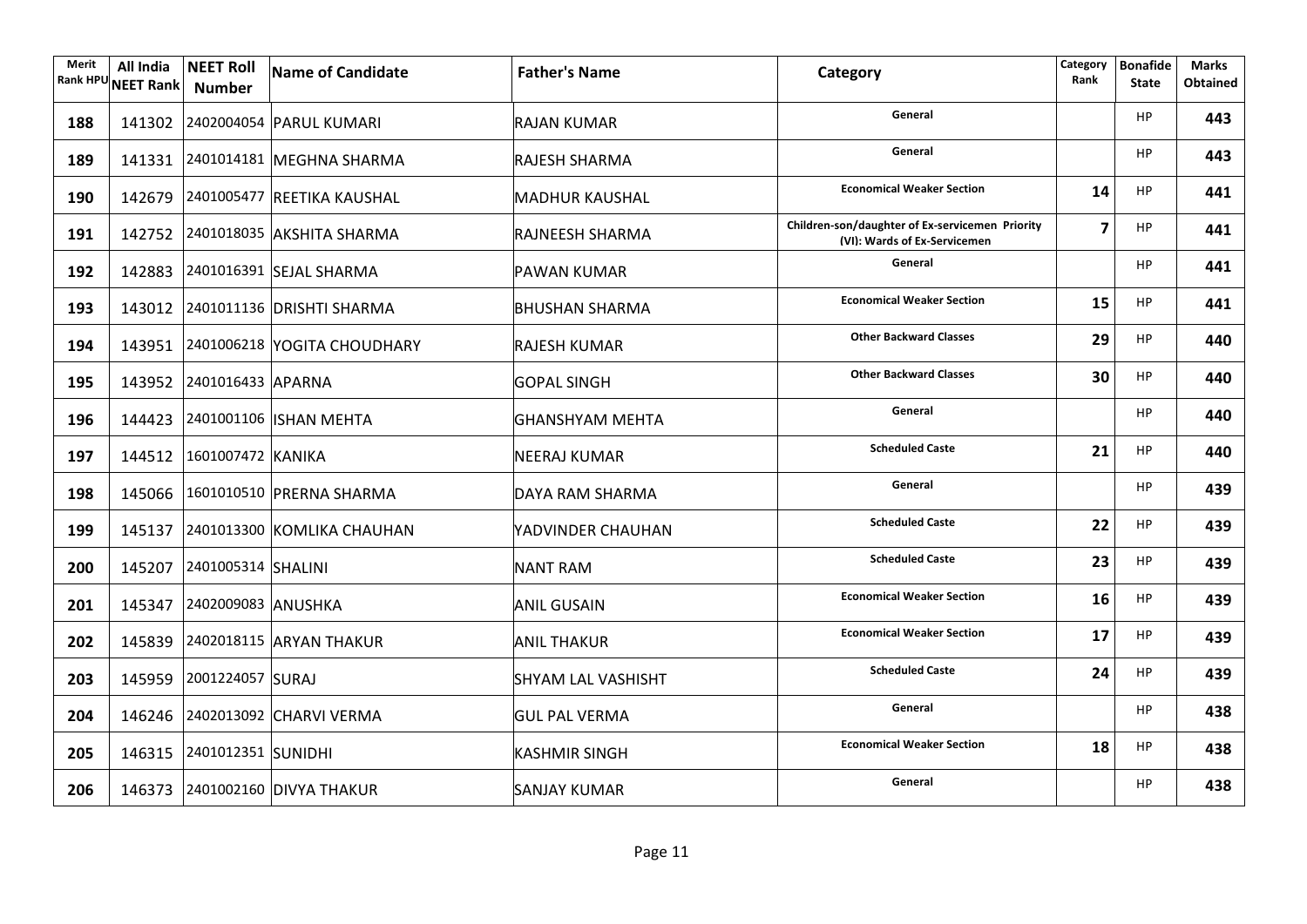| Merit Rank HPU | All India NEET Rank | NEET Roll Number | Name of Candidate | Father's Name | Category | Category Rank | Bonafide State | Marks Obtained |
|---|---|---|---|---|---|---|---|---|
| **188** | 141302 | 2402004054 | PARUL KUMARI | RAJAN KUMAR | General | | HP | **443** |
| **189** | 141331 | 2401014181 | MEGHNA SHARMA | RAJESH SHARMA | General | | HP | **443** |
| **190** | 142679 | 2401005477 | REETIKA KAUSHAL | MADHUR KAUSHAL | Economical Weaker Section | **14** | HP | **441** |
| **191** | 142752 | 2401018035 | AKSHITA SHARMA | RAJNEESH SHARMA | Children-son/daughter of Ex-servicemen Priority (VI): Wards of Ex-Servicemen | **7** | HP | **441** |
| **192** | 142883 | 2401016391 | SEJAL SHARMA | PAWAN KUMAR | General | | HP | **441** |
| **193** | 143012 | 2401011136 | DRISHTI SHARMA | BHUSHAN SHARMA | Economical Weaker Section | **15** | HP | **441** |
| **194** | 143951 | 2401006218 | YOGITA CHOUDHARY | RAJESH KUMAR | Other Backward Classes | **29** | HP | **440** |
| **195** | 143952 | 2401016433 | APARNA | GOPAL SINGH | Other Backward Classes | **30** | HP | **440** |
| **196** | 144423 | 2401001106 | ISHAN MEHTA | GHANSHYAM MEHTA | General | | HP | **440** |
| **197** | 144512 | 1601007472 | KANIKA | NEERAJ KUMAR | Scheduled Caste | **21** | HP | **440** |
| **198** | 145066 | 1601010510 | PRERNA SHARMA | DAYA RAM SHARMA | General | | HP | **439** |
| **199** | 145137 | 2401013300 | KOMLIKA CHAUHAN | YADVINDER CHAUHAN | Scheduled Caste | **22** | HP | **439** |
| **200** | 145207 | 2401005314 | SHALINI | NANT RAM | Scheduled Caste | **23** | HP | **439** |
| **201** | 145347 | 2402009083 | ANUSHKA | ANIL GUSAIN | Economical Weaker Section | **16** | HP | **439** |
| **202** | 145839 | 2402018115 | ARYAN THAKUR | ANIL THAKUR | Economical Weaker Section | **17** | HP | **439** |
| **203** | 145959 | 2001224057 | SURAJ | SHYAM LAL VASHISHT | Scheduled Caste | **24** | HP | **439** |
| **204** | 146246 | 2402013092 | CHARVI VERMA | GUL PAL VERMA | General | | HP | **438** |
| **205** | 146315 | 2401012351 | SUNIDHI | KASHMIR SINGH | Economical Weaker Section | **18** | HP | **438** |
| **206** | 146373 | 2401002160 | DIVYA THAKUR | SANJAY KUMAR | General | | HP | **438** |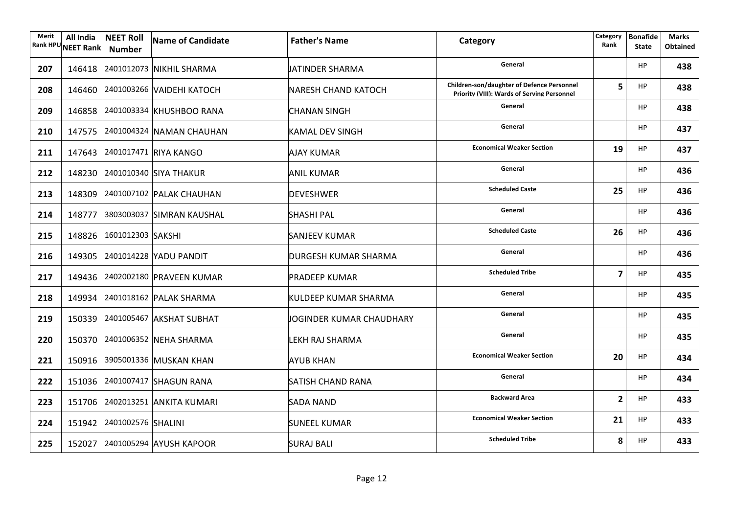| Merit Rank HPU | All India NEET Rank | NEET Roll Number | Name of Candidate | Father's Name | Category | Category Rank | Bonafide State | Marks Obtained |
|---|---|---|---|---|---|---|---|---|
| 207 | 146418 | 2401012073 | NIKHIL SHARMA | JATINDER SHARMA | General | | HP | 438 |
| 208 | 146460 | 2401003266 | VAIDEHI KATOCH | NARESH CHAND KATOCH | Children-son/daughter of Defence Personnel Priority (VIII): Wards of Serving Personnel | 5 | HP | 438 |
| 209 | 146858 | 2401003334 | KHUSHBOO RANA | CHANAN SINGH | General | | HP | 438 |
| 210 | 147575 | 2401004324 | NAMAN CHAUHAN | KAMAL DEV SINGH | General | | HP | 437 |
| 211 | 147643 | 2401017471 | RIYA KANGO | AJAY KUMAR | Economical Weaker Section | 19 | HP | 437 |
| 212 | 148230 | 2401010340 | SIYA THAKUR | ANIL KUMAR | General | | HP | 436 |
| 213 | 148309 | 2401007102 | PALAK CHAUHAN | DEVESHWER | Scheduled Caste | 25 | HP | 436 |
| 214 | 148777 | 3803003037 | SIMRAN KAUSHAL | SHASHI PAL | General | | HP | 436 |
| 215 | 148826 | 1601012303 | SAKSHI | SANJEEV KUMAR | Scheduled Caste | 26 | HP | 436 |
| 216 | 149305 | 2401014228 | YADU PANDIT | DURGESH KUMAR SHARMA | General | | HP | 436 |
| 217 | 149436 | 2402002180 | PRAVEEN KUMAR | PRADEEP KUMAR | Scheduled Tribe | 7 | HP | 435 |
| 218 | 149934 | 2401018162 | PALAK SHARMA | KULDEEP KUMAR SHARMA | General | | HP | 435 |
| 219 | 150339 | 2401005467 | AKSHAT SUBHAT | JOGINDER KUMAR CHAUDHARY | General | | HP | 435 |
| 220 | 150370 | 2401006352 | NEHA SHARMA | LEKH RAJ SHARMA | General | | HP | 435 |
| 221 | 150916 | 3905001336 | MUSKAN KHAN | AYUB KHAN | Economical Weaker Section | 20 | HP | 434 |
| 222 | 151036 | 2401007417 | SHAGUN RANA | SATISH CHAND RANA | General | | HP | 434 |
| 223 | 151706 | 2402013251 | ANKITA KUMARI | SADA NAND | Backward Area | 2 | HP | 433 |
| 224 | 151942 | 2401002576 | SHALINI | SUNEEL KUMAR | Economical Weaker Section | 21 | HP | 433 |
| 225 | 152027 | 2401005294 | AYUSH KAPOOR | SURAJ BALI | Scheduled Tribe | 8 | HP | 433 |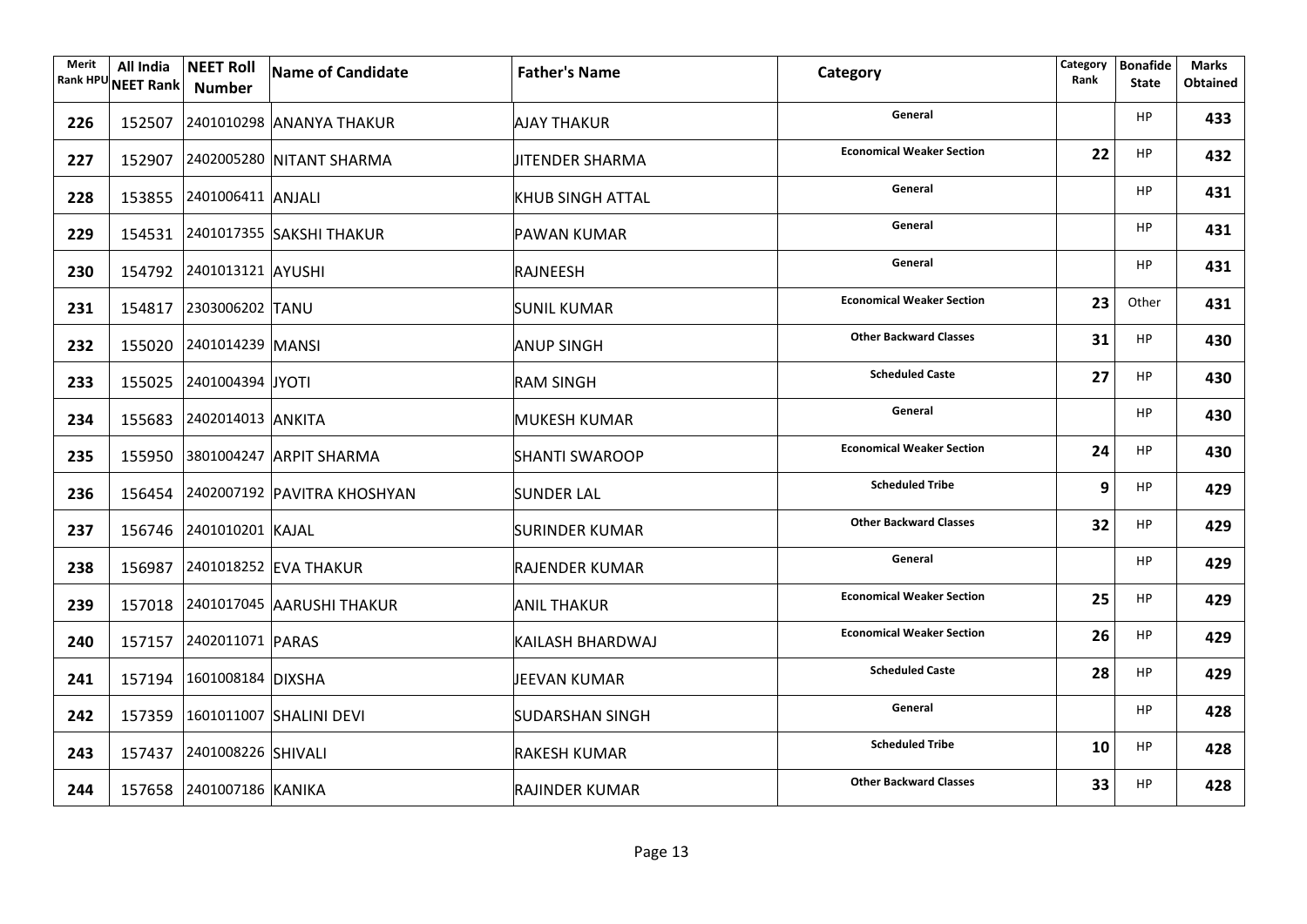| Merit Rank HPU | All India NEET Rank | NEET Roll Number | Name of Candidate | Father's Name | Category | Category Rank | Bonafide State | Marks Obtained |
|---|---|---|---|---|---|---|---|---|
| 226 | 152507 | 2401010298 | ANANYA THAKUR | AJAY THAKUR | General | | HP | 433 |
| 227 | 152907 | 2402005280 | NITANT SHARMA | JITENDER SHARMA | Economical Weaker Section | 22 | HP | 432 |
| 228 | 153855 | 2401006411 | ANJALI | KHUB SINGH ATTAL | General | | HP | 431 |
| 229 | 154531 | 2401017355 | SAKSHI THAKUR | PAWAN KUMAR | General | | HP | 431 |
| 230 | 154792 | 2401013121 | AYUSHI | RAJNEESH | General | | HP | 431 |
| 231 | 154817 | 2303006202 | TANU | SUNIL KUMAR | Economical Weaker Section | 23 | Other | 431 |
| 232 | 155020 | 2401014239 | MANSI | ANUP SINGH | Other Backward Classes | 31 | HP | 430 |
| 233 | 155025 | 2401004394 | JYOTI | RAM SINGH | Scheduled Caste | 27 | HP | 430 |
| 234 | 155683 | 2402014013 | ANKITA | MUKESH KUMAR | General | | HP | 430 |
| 235 | 155950 | 3801004247 | ARPIT SHARMA | SHANTI SWAROOP | Economical Weaker Section | 24 | HP | 430 |
| 236 | 156454 | 2402007192 | PAVITRA KHOSHYAN | SUNDER LAL | Scheduled Tribe | 9 | HP | 429 |
| 237 | 156746 | 2401010201 | KAJAL | SURINDER KUMAR | Other Backward Classes | 32 | HP | 429 |
| 238 | 156987 | 2401018252 | EVA THAKUR | RAJENDER KUMAR | General | | HP | 429 |
| 239 | 157018 | 2401017045 | AARUSHI THAKUR | ANIL THAKUR | Economical Weaker Section | 25 | HP | 429 |
| 240 | 157157 | 2402011071 | PARAS | KAILASH BHARDWAJ | Economical Weaker Section | 26 | HP | 429 |
| 241 | 157194 | 1601008184 | DIXSHA | JEEVAN KUMAR | Scheduled Caste | 28 | HP | 429 |
| 242 | 157359 | 1601011007 | SHALINI DEVI | SUDARSHAN SINGH | General | | HP | 428 |
| 243 | 157437 | 2401008226 | SHIVALI | RAKESH KUMAR | Scheduled Tribe | 10 | HP | 428 |
| 244 | 157658 | 2401007186 | KANIKA | RAJINDER KUMAR | Other Backward Classes | 33 | HP | 428 |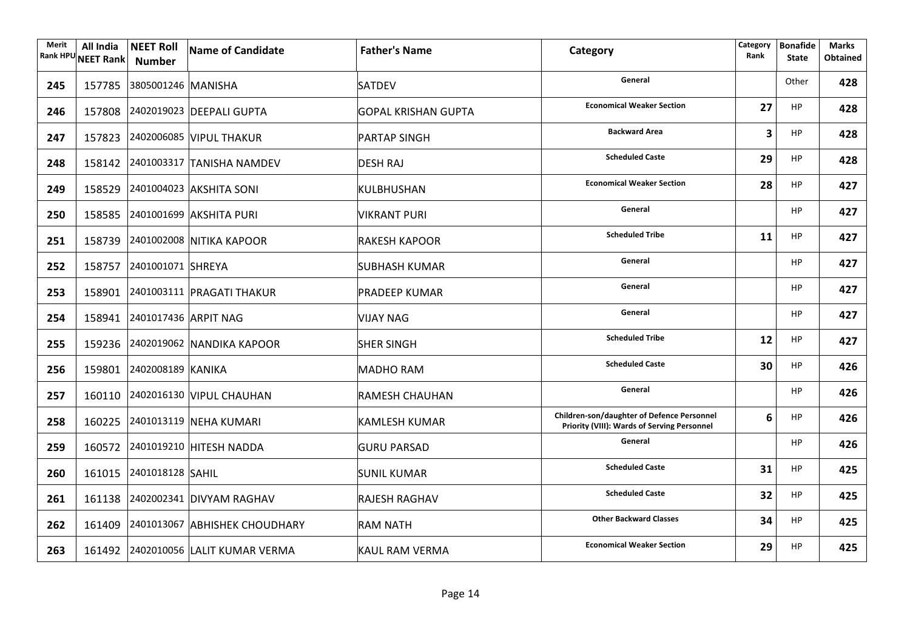| Merit Rank HPU | All India NEET Rank | NEET Roll Number | Name of Candidate | Father's Name | Category | Category Rank | Bonafide State | Marks Obtained |
|---|---|---|---|---|---|---|---|---|
| 245 | 157785 | 3805001246 | MANISHA | SATDEV | General | | Other | 428 |
| 246 | 157808 | 2402019023 | DEEPALI GUPTA | GOPAL KRISHAN GUPTA | Economical Weaker Section | 27 | HP | 428 |
| 247 | 157823 | 2402006085 | VIPUL THAKUR | PARTAP SINGH | Backward Area | 3 | HP | 428 |
| 248 | 158142 | 2401003317 | TANISHA NAMDEV | DESH RAJ | Scheduled Caste | 29 | HP | 428 |
| 249 | 158529 | 2401004023 | AKSHITA SONI | KULBHUSHAN | Economical Weaker Section | 28 | HP | 427 |
| 250 | 158585 | 2401001699 | AKSHITA PURI | VIKRANT PURI | General | | HP | 427 |
| 251 | 158739 | 2401002008 | NITIKA KAPOOR | RAKESH KAPOOR | Scheduled Tribe | 11 | HP | 427 |
| 252 | 158757 | 2401001071 | SHREYA | SUBHASH KUMAR | General | | HP | 427 |
| 253 | 158901 | 2401003111 | PRAGATI THAKUR | PRADEEP KUMAR | General | | HP | 427 |
| 254 | 158941 | 2401017436 | ARPIT NAG | VIJAY NAG | General | | HP | 427 |
| 255 | 159236 | 2402019062 | NANDIKA KAPOOR | SHER SINGH | Scheduled Tribe | 12 | HP | 427 |
| 256 | 159801 | 2402008189 | KANIKA | MADHO RAM | Scheduled Caste | 30 | HP | 426 |
| 257 | 160110 | 2402016130 | VIPUL CHAUHAN | RAMESH CHAUHAN | General | | HP | 426 |
| 258 | 160225 | 2401013119 | NEHA KUMARI | KAMLESH KUMAR | Children-son/daughter of Defence Personnel Priority (VIII): Wards of Serving Personnel | 6 | HP | 426 |
| 259 | 160572 | 2401019210 | HITESH NADDA | GURU PARSAD | General | | HP | 426 |
| 260 | 161015 | 2401018128 | SAHIL | SUNIL KUMAR | Scheduled Caste | 31 | HP | 425 |
| 261 | 161138 | 2402002341 | DIVYAM RAGHAV | RAJESH RAGHAV | Scheduled Caste | 32 | HP | 425 |
| 262 | 161409 | 2401013067 | ABHISHEK CHOUDHARY | RAM NATH | Other Backward Classes | 34 | HP | 425 |
| 263 | 161492 | 2402010056 | LALIT KUMAR VERMA | KAUL RAM VERMA | Economical Weaker Section | 29 | HP | 425 |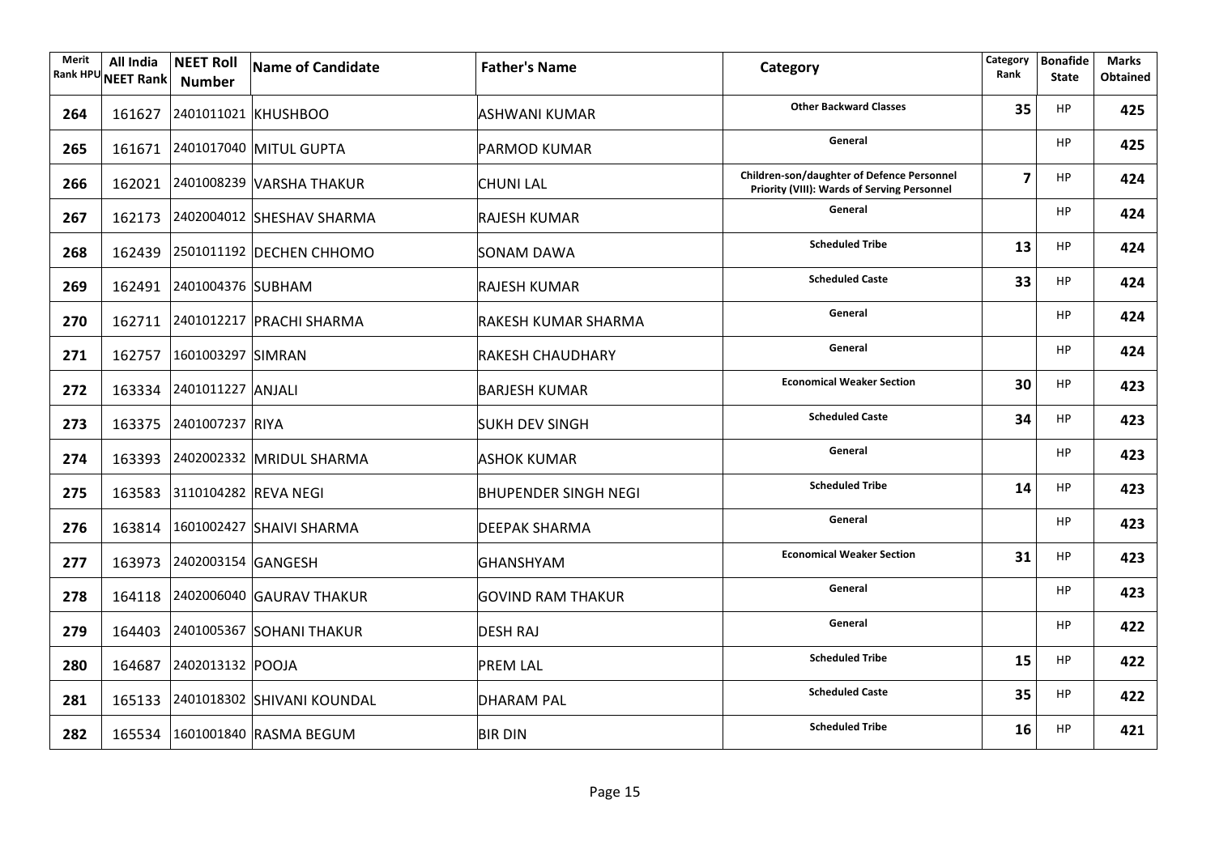| Merit Rank HPU | All India NEET Rank | NEET Roll Number | Name of Candidate | Father's Name | Category | Category Rank | Bonafide State | Marks Obtained |
|---|---|---|---|---|---|---|---|---|
| 264 | 161627 | 2401011021 | KHUSHBOO | ASHWANI KUMAR | Other Backward Classes | 35 | HP | 425 |
| 265 | 161671 | 2401017040 | MITUL GUPTA | PARMOD KUMAR | General | | HP | 425 |
| 266 | 162021 | 2401008239 | VARSHA THAKUR | CHUNI LAL | Children-son/daughter of Defence Personnel Priority (VIII): Wards of Serving Personnel | 7 | HP | 424 |
| 267 | 162173 | 2402004012 | SHESHAV SHARMA | RAJESH KUMAR | General | | HP | 424 |
| 268 | 162439 | 2501011192 | DECHEN CHHOMO | SONAM DAWA | Scheduled Tribe | 13 | HP | 424 |
| 269 | 162491 | 2401004376 | SUBHAM | RAJESH KUMAR | Scheduled Caste | 33 | HP | 424 |
| 270 | 162711 | 2401012217 | PRACHI SHARMA | RAKESH KUMAR SHARMA | General | | HP | 424 |
| 271 | 162757 | 1601003297 | SIMRAN | RAKESH CHAUDHARY | General | | HP | 424 |
| 272 | 163334 | 2401011227 | ANJALI | BARJESH KUMAR | Economical Weaker Section | 30 | HP | 423 |
| 273 | 163375 | 2401007237 | RIYA | SUKH DEV SINGH | Scheduled Caste | 34 | HP | 423 |
| 274 | 163393 | 2402002332 | MRIDUL SHARMA | ASHOK KUMAR | General | | HP | 423 |
| 275 | 163583 | 3110104282 | REVA NEGI | BHUPENDER SINGH NEGI | Scheduled Tribe | 14 | HP | 423 |
| 276 | 163814 | 1601002427 | SHAIVI SHARMA | DEEPAK SHARMA | General | | HP | 423 |
| 277 | 163973 | 2402003154 | GANGESH | GHANSHYAM | Economical Weaker Section | 31 | HP | 423 |
| 278 | 164118 | 2402006040 | GAURAV THAKUR | GOVIND RAM THAKUR | General | | HP | 423 |
| 279 | 164403 | 2401005367 | SOHANI THAKUR | DESH RAJ | General | | HP | 422 |
| 280 | 164687 | 2402013132 | POOJA | PREM LAL | Scheduled Tribe | 15 | HP | 422 |
| 281 | 165133 | 2401018302 | SHIVANI KOUNDAL | DHARAM PAL | Scheduled Caste | 35 | HP | 422 |
| 282 | 165534 | 1601001840 | RASMA BEGUM | BIR DIN | Scheduled Tribe | 16 | HP | 421 |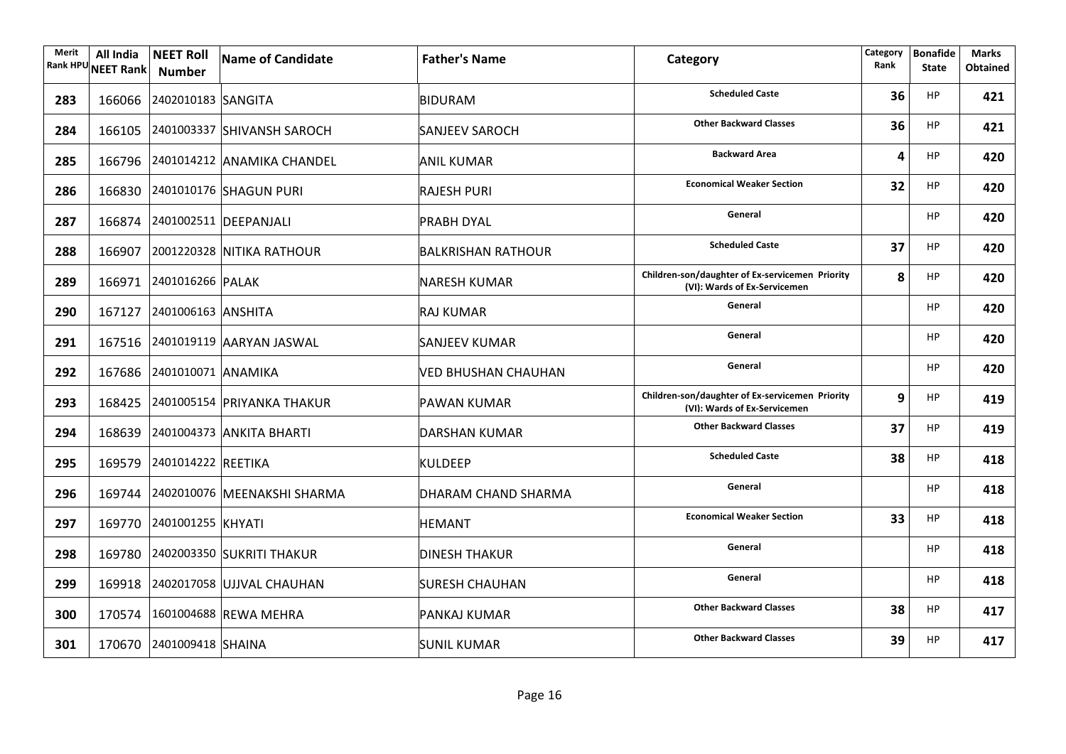| Merit Rank HPU | All India NEET Rank | NEET Roll Number | Name of Candidate | Father's Name | Category | Category Rank | Bonafide State | Marks Obtained |
|---|---|---|---|---|---|---|---|---|
| 283 | 166066 | 2402010183 | SANGITA | BIDURAM | Scheduled Caste | 36 | HP | 421 |
| 284 | 166105 | 2401003337 | SHIVANSH SAROCH | SANJEEV SAROCH | Other Backward Classes | 36 | HP | 421 |
| 285 | 166796 | 2401014212 | ANAMIKA CHANDEL | ANIL KUMAR | Backward Area | 4 | HP | 420 |
| 286 | 166830 | 2401010176 | SHAGUN PURI | RAJESH PURI | Economical Weaker Section | 32 | HP | 420 |
| 287 | 166874 | 2401002511 | DEEPANJALI | PRABH DYAL | General | | HP | 420 |
| 288 | 166907 | 2001220328 | NITIKA RATHOUR | BALKRISHAN RATHOUR | Scheduled Caste | 37 | HP | 420 |
| 289 | 166971 | 2401016266 | PALAK | NARESH KUMAR | Children-son/daughter of Ex-servicemen Priority (VI): Wards of Ex-Servicemen | 8 | HP | 420 |
| 290 | 167127 | 2401006163 | ANSHITA | RAJ KUMAR | General | | HP | 420 |
| 291 | 167516 | 2401019119 | AARYAN JASWAL | SANJEEV KUMAR | General | | HP | 420 |
| 292 | 167686 | 2401010071 | ANAMIKA | VED BHUSHAN CHAUHAN | General | | HP | 420 |
| 293 | 168425 | 2401005154 | PRIYANKA THAKUR | PAWAN KUMAR | Children-son/daughter of Ex-servicemen Priority (VI): Wards of Ex-Servicemen | 9 | HP | 419 |
| 294 | 168639 | 2401004373 | ANKITA BHARTI | DARSHAN KUMAR | Other Backward Classes | 37 | HP | 419 |
| 295 | 169579 | 2401014222 | REETIKA | KULDEEP | Scheduled Caste | 38 | HP | 418 |
| 296 | 169744 | 2402010076 | MEENAKSHI SHARMA | DHARAM CHAND SHARMA | General | | HP | 418 |
| 297 | 169770 | 2401001255 | KHYATI | HEMANT | Economical Weaker Section | 33 | HP | 418 |
| 298 | 169780 | 2402003350 | SUKRITI THAKUR | DINESH THAKUR | General | | HP | 418 |
| 299 | 169918 | 2402017058 | UJJVAL CHAUHAN | SURESH CHAUHAN | General | | HP | 418 |
| 300 | 170574 | 1601004688 | REWA MEHRA | PANKAJ KUMAR | Other Backward Classes | 38 | HP | 417 |
| 301 | 170670 | 2401009418 | SHAINA | SUNIL KUMAR | Other Backward Classes | 39 | HP | 417 |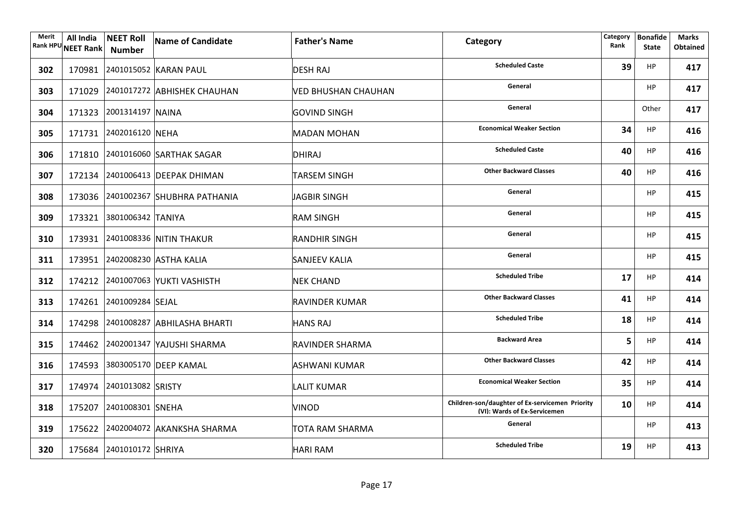| Merit Rank HPU | All India NEET Rank | NEET Roll Number | Name of Candidate | Father's Name | Category | Category Rank | Bonafide State | Marks Obtained |
|---|---|---|---|---|---|---|---|---|
| 302 | 170981 | 2401015052 | KARAN PAUL | DESH RAJ | Scheduled Caste | 39 | HP | 417 |
| 303 | 171029 | 2401017272 | ABHISHEK CHAUHAN | VED BHUSHAN CHAUHAN | General | | HP | 417 |
| 304 | 171323 | 2001314197 | NAINA | GOVIND SINGH | General | | Other | 417 |
| 305 | 171731 | 2402016120 | NEHA | MADAN MOHAN | Economical Weaker Section | 34 | HP | 416 |
| 306 | 171810 | 2401016060 | SARTHAK SAGAR | DHIRAJ | Scheduled Caste | 40 | HP | 416 |
| 307 | 172134 | 2401006413 | DEEPAK DHIMAN | TARSEM SINGH | Other Backward Classes | 40 | HP | 416 |
| 308 | 173036 | 2401002367 | SHUBHRA PATHANIA | JAGBIR SINGH | General | | HP | 415 |
| 309 | 173321 | 3801006342 | TANIYA | RAM SINGH | General | | HP | 415 |
| 310 | 173931 | 2401008336 | NITIN THAKUR | RANDHIR SINGH | General | | HP | 415 |
| 311 | 173951 | 2402008230 | ASTHA KALIA | SANJEEV KALIA | General | | HP | 415 |
| 312 | 174212 | 2401007063 | YUKTI VASHISTH | NEK CHAND | Scheduled Tribe | 17 | HP | 414 |
| 313 | 174261 | 2401009284 | SEJAL | RAVINDER KUMAR | Other Backward Classes | 41 | HP | 414 |
| 314 | 174298 | 2401008287 | ABHILASHA BHARTI | HANS RAJ | Scheduled Tribe | 18 | HP | 414 |
| 315 | 174462 | 2402001347 | YAJUSHI SHARMA | RAVINDER SHARMA | Backward Area | 5 | HP | 414 |
| 316 | 174593 | 3803005170 | DEEP KAMAL | ASHWANI KUMAR | Other Backward Classes | 42 | HP | 414 |
| 317 | 174974 | 2401013082 | SRISTY | LALIT KUMAR | Economical Weaker Section | 35 | HP | 414 |
| 318 | 175207 | 2401008301 | SNEHA | VINOD | Children-son/daughter of Ex-servicemen Priority (VI): Wards of Ex-Servicemen | 10 | HP | 414 |
| 319 | 175622 | 2402004072 | AKANKSHA SHARMA | TOTA RAM SHARMA | General | | HP | 413 |
| 320 | 175684 | 2401010172 | SHRIYA | HARI RAM | Scheduled Tribe | 19 | HP | 413 |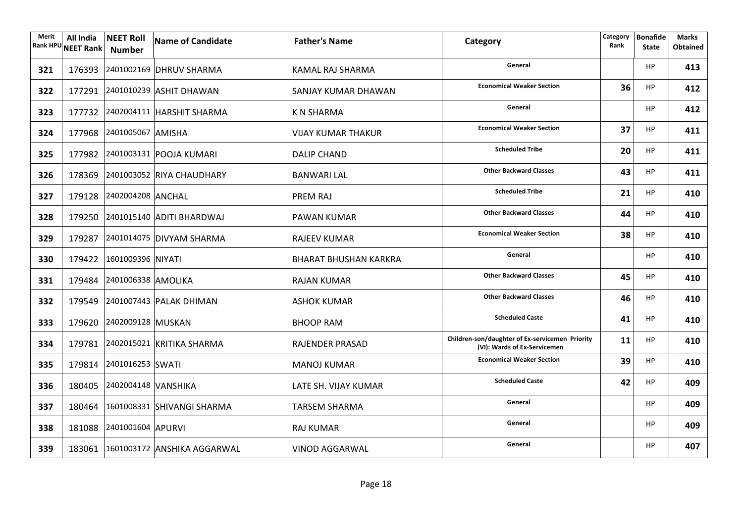| Merit Rank HPU | All India NEET Rank | NEET Roll Number | Name of Candidate | Father's Name | Category | Category Rank | Bonafide State | Marks Obtained |
|---|---|---|---|---|---|---|---|---|
| 321 | 176393 | 2401002169 | DHRUV SHARMA | KAMAL RAJ SHARMA | General | | HP | 413 |
| 322 | 177291 | 2401010239 | ASHIT DHAWAN | SANJAY KUMAR DHAWAN | Economical Weaker Section | 36 | HP | 412 |
| 323 | 177732 | 2402004111 | HARSHIT SHARMA | K N SHARMA | General | | HP | 412 |
| 324 | 177968 | 2401005067 | AMISHA | VIJAY KUMAR THAKUR | Economical Weaker Section | 37 | HP | 411 |
| 325 | 177982 | 2401003131 | POOJA KUMARI | DALIP CHAND | Scheduled Tribe | 20 | HP | 411 |
| 326 | 178369 | 2401003052 | RIYA CHAUDHARY | BANWARI LAL | Other Backward Classes | 43 | HP | 411 |
| 327 | 179128 | 2402004208 | ANCHAL | PREM RAJ | Scheduled Tribe | 21 | HP | 410 |
| 328 | 179250 | 2401015140 | ADITI BHARDWAJ | PAWAN KUMAR | Other Backward Classes | 44 | HP | 410 |
| 329 | 179287 | 2401014075 | DIVYAM SHARMA | RAJEEV KUMAR | Economical Weaker Section | 38 | HP | 410 |
| 330 | 179422 | 1601009396 | NIYATI | BHARAT BHUSHAN KARKRA | General | | HP | 410 |
| 331 | 179484 | 2401006338 | AMOLIKA | RAJAN KUMAR | Other Backward Classes | 45 | HP | 410 |
| 332 | 179549 | 2401007443 | PALAK DHIMAN | ASHOK KUMAR | Other Backward Classes | 46 | HP | 410 |
| 333 | 179620 | 2402009128 | MUSKAN | BHOOP RAM | Scheduled Caste | 41 | HP | 410 |
| 334 | 179781 | 2402015021 | KRITIKA SHARMA | RAJENDER PRASAD | Children-son/daughter of Ex-servicemen Priority (VI): Wards of Ex-Servicemen | 11 | HP | 410 |
| 335 | 179814 | 2401016253 | SWATI | MANOJ KUMAR | Economical Weaker Section | 39 | HP | 410 |
| 336 | 180405 | 2402004148 | VANSHIKA | LATE SH. VIJAY KUMAR | Scheduled Caste | 42 | HP | 409 |
| 337 | 180464 | 1601008331 | SHIVANGI SHARMA | TARSEM SHARMA | General | | HP | 409 |
| 338 | 181088 | 2401001604 | APURVI | RAJ KUMAR | General | | HP | 409 |
| 339 | 183061 | 1601003172 | ANSHIKA AGGARWAL | VINOD AGGARWAL | General | | HP | 407 |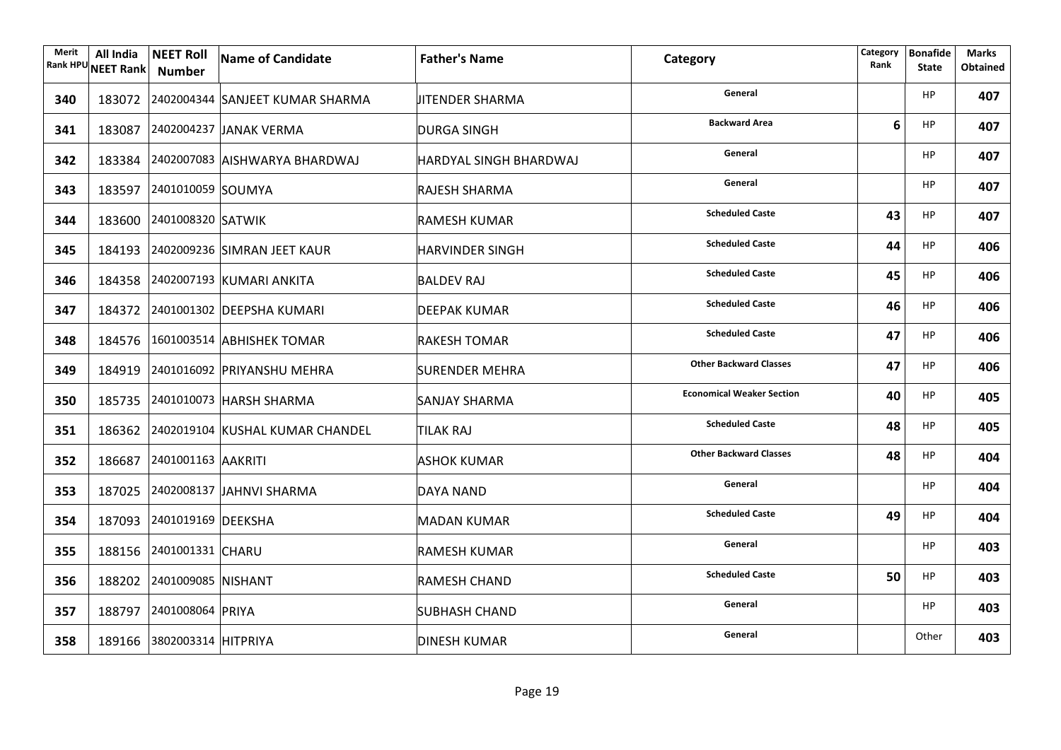| Merit Rank HPU | All India NEET Rank | NEET Roll Number | Name of Candidate | Father's Name | Category | Category Rank | Bonafide State | Marks Obtained |
|---|---|---|---|---|---|---|---|---|
| **340** | 183072 | 2402004344 | SANJEET KUMAR SHARMA | JITENDER SHARMA | General | | HP | **407** |
| **341** | 183087 | 2402004237 | JANAK VERMA | DURGA SINGH | Backward Area | **6** | HP | **407** |
| **342** | 183384 | 2402007083 | AISHWARYA BHARDWAJ | HARDYAL SINGH BHARDWAJ | General | | HP | **407** |
| **343** | 183597 | 2401010059 | SOUMYA | RAJESH SHARMA | General | | HP | **407** |
| **344** | 183600 | 2401008320 | SATWIK | RAMESH KUMAR | Scheduled Caste | **43** | HP | **407** |
| **345** | 184193 | 2402009236 | SIMRAN JEET KAUR | HARVINDER SINGH | Scheduled Caste | **44** | HP | **406** |
| **346** | 184358 | 2402007193 | KUMARI ANKITA | BALDEV RAJ | Scheduled Caste | **45** | HP | **406** |
| **347** | 184372 | 2401001302 | DEEPSHA KUMARI | DEEPAK KUMAR | Scheduled Caste | **46** | HP | **406** |
| **348** | 184576 | 1601003514 | ABHISHEK TOMAR | RAKESH TOMAR | Scheduled Caste | **47** | HP | **406** |
| **349** | 184919 | 2401016092 | PRIYANSHU MEHRA | SURENDER MEHRA | Other Backward Classes | **47** | HP | **406** |
| **350** | 185735 | 2401010073 | HARSH SHARMA | SANJAY SHARMA | Economical Weaker Section | **40** | HP | **405** |
| **351** | 186362 | 2402019104 | KUSHAL KUMAR CHANDEL | TILAK RAJ | Scheduled Caste | **48** | HP | **405** |
| **352** | 186687 | 2401001163 | AAKRITI | ASHOK KUMAR | Other Backward Classes | **48** | HP | **404** |
| **353** | 187025 | 2402008137 | JAHNVI SHARMA | DAYA NAND | General | | HP | **404** |
| **354** | 187093 | 2401019169 | DEEKSHA | MADAN KUMAR | Scheduled Caste | **49** | HP | **404** |
| **355** | 188156 | 2401001331 | CHARU | RAMESH KUMAR | General | | HP | **403** |
| **356** | 188202 | 2401009085 | NISHANT | RAMESH CHAND | Scheduled Caste | **50** | HP | **403** |
| **357** | 188797 | 2401008064 | PRIYA | SUBHASH CHAND | General | | HP | **403** |
| **358** | 189166 | 3802003314 | HITPRIYA | DINESH KUMAR | General | | Other | **403** |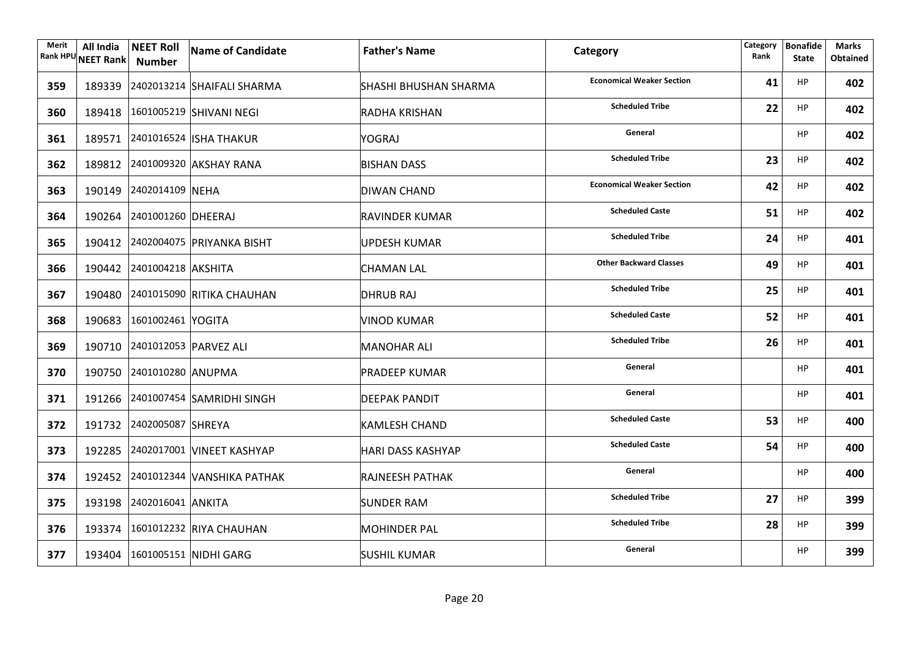| Merit Rank HPU | All India NEET Rank | NEET Roll Number | Name of Candidate | Father's Name | Category | Category Rank | Bonafide State | Marks Obtained |
|---|---|---|---|---|---|---|---|---|
| 359 | 189339 | 2402013214 | SHAIFALI SHARMA | SHASHI BHUSHAN SHARMA | Economical Weaker Section | 41 | HP | 402 |
| 360 | 189418 | 1601005219 | SHIVANI NEGI | RADHA KRISHAN | Scheduled Tribe | 22 | HP | 402 |
| 361 | 189571 | 2401016524 | ISHA THAKUR | YOGRAJ | General | | HP | 402 |
| 362 | 189812 | 2401009320 | AKSHAY RANA | BISHAN DASS | Scheduled Tribe | 23 | HP | 402 |
| 363 | 190149 | 2402014109 | NEHA | DIWAN CHAND | Economical Weaker Section | 42 | HP | 402 |
| 364 | 190264 | 2401001260 | DHEERAJ | RAVINDER KUMAR | Scheduled Caste | 51 | HP | 402 |
| 365 | 190412 | 2402004075 | PRIYANKA BISHT | UPDESH KUMAR | Scheduled Tribe | 24 | HP | 401 |
| 366 | 190442 | 2401004218 | AKSHITA | CHAMAN LAL | Other Backward Classes | 49 | HP | 401 |
| 367 | 190480 | 2401015090 | RITIKA CHAUHAN | DHRUB RAJ | Scheduled Tribe | 25 | HP | 401 |
| 368 | 190683 | 1601002461 | YOGITA | VINOD KUMAR | Scheduled Caste | 52 | HP | 401 |
| 369 | 190710 | 2401012053 | PARVEZ ALI | MANOHAR ALI | Scheduled Tribe | 26 | HP | 401 |
| 370 | 190750 | 2401010280 | ANUPMA | PRADEEP KUMAR | General | | HP | 401 |
| 371 | 191266 | 2401007454 | SAMRIDHI SINGH | DEEPAK PANDIT | General | | HP | 401 |
| 372 | 191732 | 2402005087 | SHREYA | KAMLESH CHAND | Scheduled Caste | 53 | HP | 400 |
| 373 | 192285 | 2402017001 | VINEET KASHYAP | HARI DASS KASHYAP | Scheduled Caste | 54 | HP | 400 |
| 374 | 192452 | 2401012344 | VANSHIKA PATHAK | RAJNEESH PATHAK | General | | HP | 400 |
| 375 | 193198 | 2402016041 | ANKITA | SUNDER RAM | Scheduled Tribe | 27 | HP | 399 |
| 376 | 193374 | 1601012232 | RIYA CHAUHAN | MOHINDER PAL | Scheduled Tribe | 28 | HP | 399 |
| 377 | 193404 | 1601005151 | NIDHI GARG | SUSHIL KUMAR | General | | HP | 399 |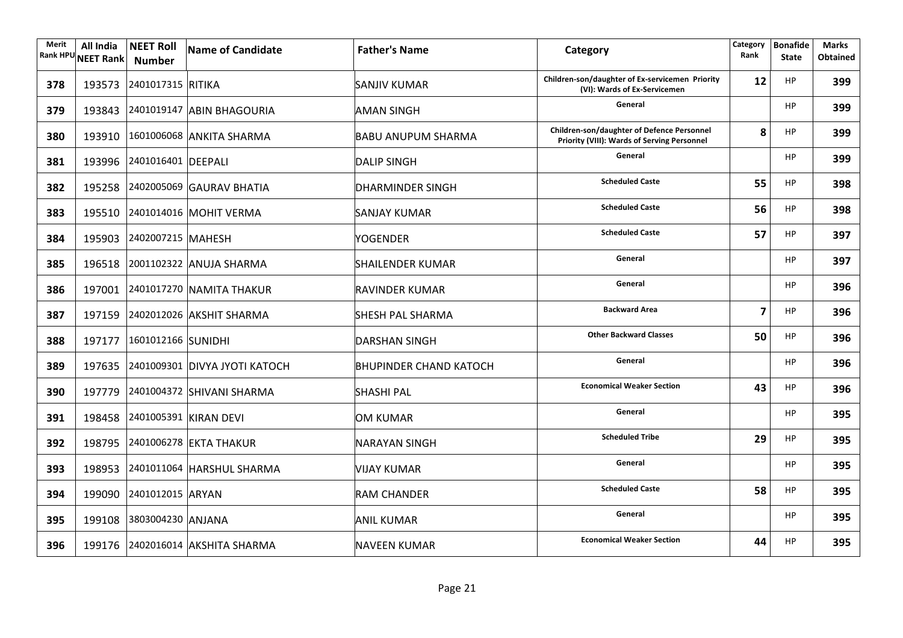| Merit Rank HPU | All India NEET Rank | NEET Roll Number | Name of Candidate | Father's Name | Category | Category Rank | Bonafide State | Marks Obtained |
|---|---|---|---|---|---|---|---|---|
| 378 | 193573 | 2401017315 | RITIKA | SANJIV KUMAR | Children-son/daughter of Ex-servicemen Priority (VI): Wards of Ex-Servicemen | 12 | HP | 399 |
| 379 | 193843 | 2401019147 | ABIN BHAGOURIA | AMAN SINGH | General | | HP | 399 |
| 380 | 193910 | 1601006068 | ANKITA SHARMA | BABU ANUPUM SHARMA | Children-son/daughter of Defence Personnel Priority (VIII): Wards of Serving Personnel | 8 | HP | 399 |
| 381 | 193996 | 2401016401 | DEEPALI | DALIP SINGH | General | | HP | 399 |
| 382 | 195258 | 2402005069 | GAURAV BHATIA | DHARMINDER SINGH | Scheduled Caste | 55 | HP | 398 |
| 383 | 195510 | 2401014016 | MOHIT VERMA | SANJAY KUMAR | Scheduled Caste | 56 | HP | 398 |
| 384 | 195903 | 2402007215 | MAHESH | YOGENDER | Scheduled Caste | 57 | HP | 397 |
| 385 | 196518 | 2001102322 | ANUJA SHARMA | SHAILENDER KUMAR | General | | HP | 397 |
| 386 | 197001 | 2401017270 | NAMITA THAKUR | RAVINDER KUMAR | General | | HP | 396 |
| 387 | 197159 | 2402012026 | AKSHIT SHARMA | SHESH PAL SHARMA | Backward Area | 7 | HP | 396 |
| 388 | 197177 | 1601012166 | SUNIDHI | DARSHAN SINGH | Other Backward Classes | 50 | HP | 396 |
| 389 | 197635 | 2401009301 | DIVYA JYOTI KATOCH | BHUPINDER CHAND KATOCH | General | | HP | 396 |
| 390 | 197779 | 2401004372 | SHIVANI SHARMA | SHASHI PAL | Economical Weaker Section | 43 | HP | 396 |
| 391 | 198458 | 2401005391 | KIRAN DEVI | OM KUMAR | General | | HP | 395 |
| 392 | 198795 | 2401006278 | EKTA THAKUR | NARAYAN SINGH | Scheduled Tribe | 29 | HP | 395 |
| 393 | 198953 | 2401011064 | HARSHUL SHARMA | VIJAY KUMAR | General | | HP | 395 |
| 394 | 199090 | 2401012015 | ARYAN | RAM CHANDER | Scheduled Caste | 58 | HP | 395 |
| 395 | 199108 | 3803004230 | ANJANA | ANIL KUMAR | General | | HP | 395 |
| 396 | 199176 | 2402016014 | AKSHITA SHARMA | NAVEEN KUMAR | Economical Weaker Section | 44 | HP | 395 |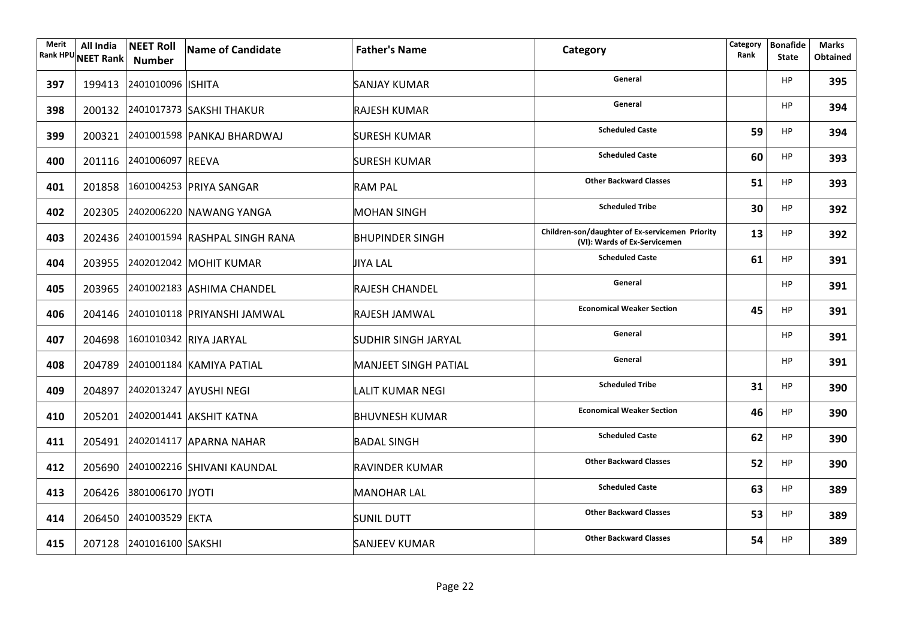| Merit Rank HPU | All India NEET Rank | NEET Roll Number | Name of Candidate | Father's Name | Category | Category Rank | Bonafide State | Marks Obtained |
|---|---|---|---|---|---|---|---|---|
| 397 | 199413 | 2401010096 | ISHITA | SANJAY KUMAR | General | | HP | 395 |
| 398 | 200132 | 2401017373 | SAKSHI THAKUR | RAJESH KUMAR | General | | HP | 394 |
| 399 | 200321 | 2401001598 | PANKAJ BHARDWAJ | SURESH KUMAR | Scheduled Caste | 59 | HP | 394 |
| 400 | 201116 | 2401006097 | REEVA | SURESH KUMAR | Scheduled Caste | 60 | HP | 393 |
| 401 | 201858 | 1601004253 | PRIYA SANGAR | RAM PAL | Other Backward Classes | 51 | HP | 393 |
| 402 | 202305 | 2402006220 | NAWANG YANGA | MOHAN SINGH | Scheduled Tribe | 30 | HP | 392 |
| 403 | 202436 | 2401001594 | RASHPAL SINGH RANA | BHUPINDER SINGH | Children-son/daughter of Ex-servicemen Priority (VI): Wards of Ex-Servicemen | 13 | HP | 392 |
| 404 | 203955 | 2402012042 | MOHIT KUMAR | JIYA LAL | Scheduled Caste | 61 | HP | 391 |
| 405 | 203965 | 2401002183 | ASHIMA CHANDEL | RAJESH CHANDEL | General | | HP | 391 |
| 406 | 204146 | 2401010118 | PRIYANSHI JAMWAL | RAJESH JAMWAL | Economical Weaker Section | 45 | HP | 391 |
| 407 | 204698 | 1601010342 | RIYA JARYAL | SUDHIR SINGH JARYAL | General | | HP | 391 |
| 408 | 204789 | 2401001184 | KAMIYA PATIAL | MANJEET SINGH PATIAL | General | | HP | 391 |
| 409 | 204897 | 2402013247 | AYUSHI NEGI | LALIT KUMAR NEGI | Scheduled Tribe | 31 | HP | 390 |
| 410 | 205201 | 2402001441 | AKSHIT KATNA | BHUVNESH KUMAR | Economical Weaker Section | 46 | HP | 390 |
| 411 | 205491 | 2402014117 | APARNA NAHAR | BADAL SINGH | Scheduled Caste | 62 | HP | 390 |
| 412 | 205690 | 2401002216 | SHIVANI KAUNDAL | RAVINDER KUMAR | Other Backward Classes | 52 | HP | 390 |
| 413 | 206426 | 3801006170 | JYOTI | MANOHAR LAL | Scheduled Caste | 63 | HP | 389 |
| 414 | 206450 | 2401003529 | EKTA | SUNIL DUTT | Other Backward Classes | 53 | HP | 389 |
| 415 | 207128 | 2401016100 | SAKSHI | SANJEEV KUMAR | Other Backward Classes | 54 | HP | 389 |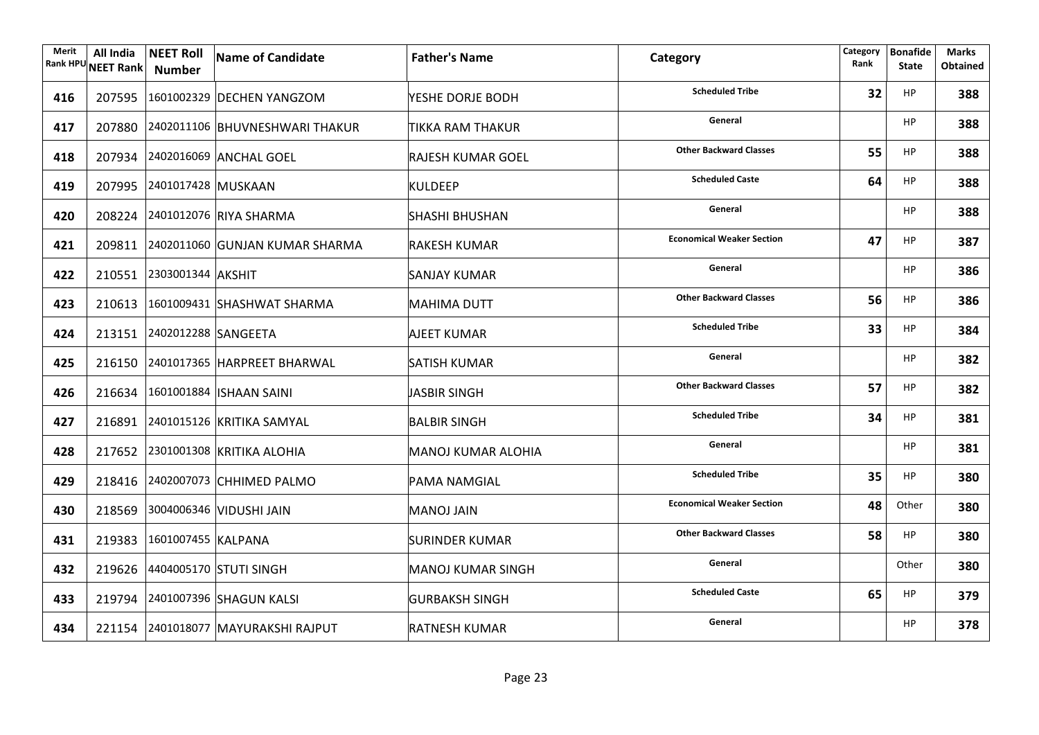| Merit Rank HPU | All India NEET Rank | NEET Roll Number | Name of Candidate | Father's Name | Category | Category Rank | Bonafide State | Marks Obtained |
|---|---|---|---|---|---|---|---|---|
| 416 | 207595 | 1601002329 | DECHEN YANGZOM | YESHE DORJE BODH | Scheduled Tribe | 32 | HP | 388 |
| 417 | 207880 | 2402011106 | BHUVNESHWARI THAKUR | TIKKA RAM THAKUR | General | | HP | 388 |
| 418 | 207934 | 2402016069 | ANCHAL GOEL | RAJESH KUMAR GOEL | Other Backward Classes | 55 | HP | 388 |
| 419 | 207995 | 2401017428 | MUSKAAN | KULDEEP | Scheduled Caste | 64 | HP | 388 |
| 420 | 208224 | 2401012076 | RIYA SHARMA | SHASHI BHUSHAN | General | | HP | 388 |
| 421 | 209811 | 2402011060 | GUNJAN KUMAR SHARMA | RAKESH KUMAR | Economical Weaker Section | 47 | HP | 387 |
| 422 | 210551 | 2303001344 | AKSHIT | SANJAY KUMAR | General | | HP | 386 |
| 423 | 210613 | 1601009431 | SHASHWAT SHARMA | MAHIMA DUTT | Other Backward Classes | 56 | HP | 386 |
| 424 | 213151 | 2402012288 | SANGEETA | AJEET KUMAR | Scheduled Tribe | 33 | HP | 384 |
| 425 | 216150 | 2401017365 | HARPREET BHARWAL | SATISH KUMAR | General | | HP | 382 |
| 426 | 216634 | 1601001884 | ISHAAN SAINI | JASBIR SINGH | Other Backward Classes | 57 | HP | 382 |
| 427 | 216891 | 2401015126 | KRITIKA SAMYAL | BALBIR SINGH | Scheduled Tribe | 34 | HP | 381 |
| 428 | 217652 | 2301001308 | KRITIKA ALOHIA | MANOJ KUMAR ALOHIA | General | | HP | 381 |
| 429 | 218416 | 2402007073 | CHHIMED PALMO | PAMA NAMGIAL | Scheduled Tribe | 35 | HP | 380 |
| 430 | 218569 | 3004006346 | VIDUSHI JAIN | MANOJ JAIN | Economical Weaker Section | 48 | Other | 380 |
| 431 | 219383 | 1601007455 | KALPANA | SURINDER KUMAR | Other Backward Classes | 58 | HP | 380 |
| 432 | 219626 | 4404005170 | STUTI SINGH | MANOJ KUMAR SINGH | General | | Other | 380 |
| 433 | 219794 | 2401007396 | SHAGUN KALSI | GURBAKSH SINGH | Scheduled Caste | 65 | HP | 379 |
| 434 | 221154 | 2401018077 | MAYURAKSHI RAJPUT | RATNESH KUMAR | General | | HP | 378 |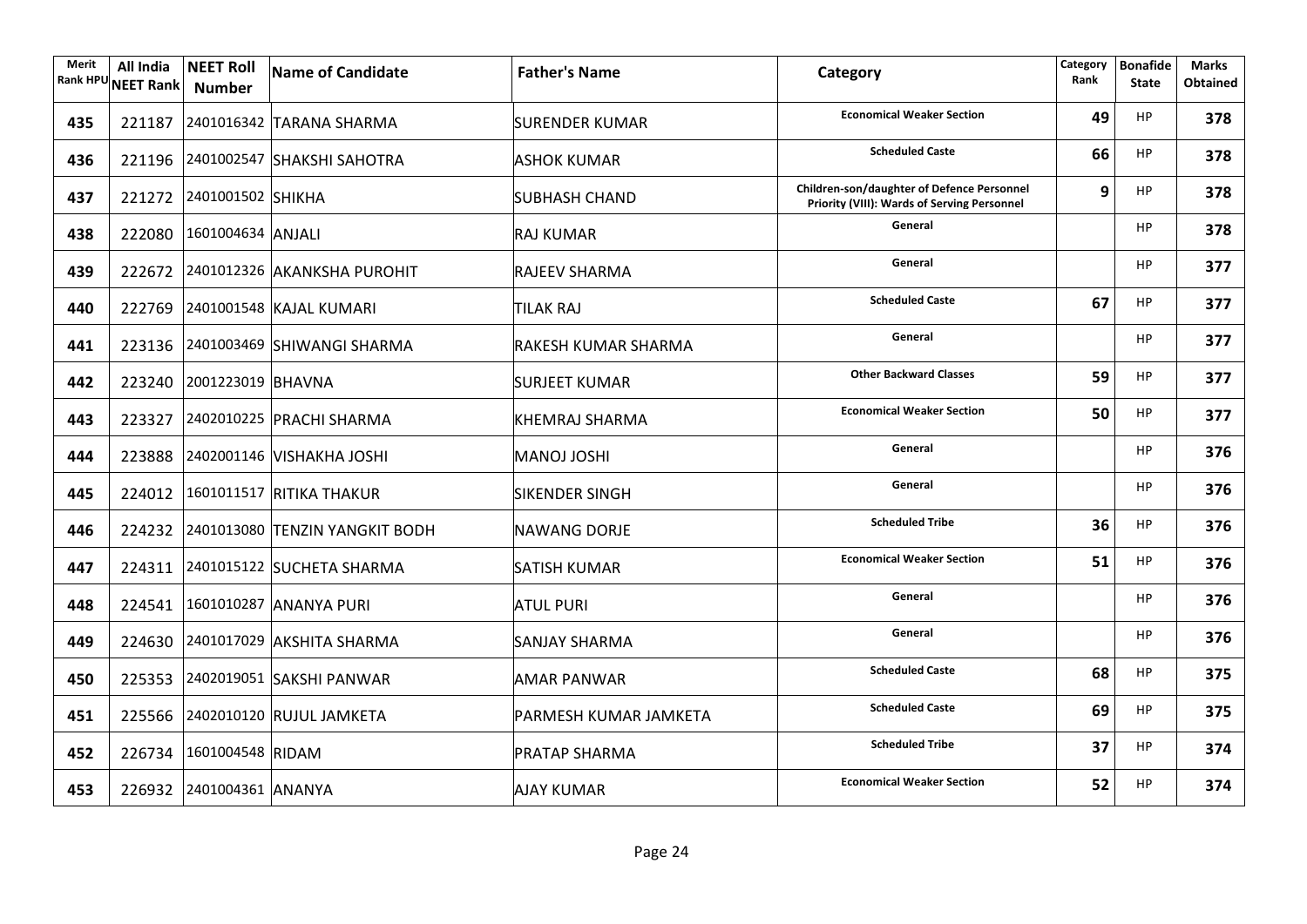| Merit Rank HPU | All India NEET Rank | NEET Roll Number | Name of Candidate | Father's Name | Category | Category Rank | Bonafide State | Marks Obtained |
|---|---|---|---|---|---|---|---|---|
| 435 | 221187 | 2401016342 | TARANA SHARMA | SURENDER KUMAR | Economical Weaker Section | 49 | HP | 378 |
| 436 | 221196 | 2401002547 | SHAKSHI SAHOTRA | ASHOK KUMAR | Scheduled Caste | 66 | HP | 378 |
| 437 | 221272 | 2401001502 | SHIKHA | SUBHASH CHAND | Children-son/daughter of Defence Personnel Priority (VIII): Wards of Serving Personnel | 9 | HP | 378 |
| 438 | 222080 | 1601004634 | ANJALI | RAJ KUMAR | General | | HP | 378 |
| 439 | 222672 | 2401012326 | AKANKSHA PUROHIT | RAJEEV SHARMA | General | | HP | 377 |
| 440 | 222769 | 2401001548 | KAJAL KUMARI | TILAK RAJ | Scheduled Caste | 67 | HP | 377 |
| 441 | 223136 | 2401003469 | SHIWANGI SHARMA | RAKESH KUMAR SHARMA | General | | HP | 377 |
| 442 | 223240 | 2001223019 | BHAVNA | SURJEET KUMAR | Other Backward Classes | 59 | HP | 377 |
| 443 | 223327 | 2402010225 | PRACHI SHARMA | KHEMRAJ SHARMA | Economical Weaker Section | 50 | HP | 377 |
| 444 | 223888 | 2402001146 | VISHAKHA JOSHI | MANOJ JOSHI | General | | HP | 376 |
| 445 | 224012 | 1601011517 | RITIKA THAKUR | SIKENDER SINGH | General | | HP | 376 |
| 446 | 224232 | 2401013080 | TENZIN YANGKIT BODH | NAWANG DORJE | Scheduled Tribe | 36 | HP | 376 |
| 447 | 224311 | 2401015122 | SUCHETA SHARMA | SATISH KUMAR | Economical Weaker Section | 51 | HP | 376 |
| 448 | 224541 | 1601010287 | ANANYA PURI | ATUL PURI | General | | HP | 376 |
| 449 | 224630 | 2401017029 | AKSHITA SHARMA | SANJAY SHARMA | General | | HP | 376 |
| 450 | 225353 | 2402019051 | SAKSHI PANWAR | AMAR PANWAR | Scheduled Caste | 68 | HP | 375 |
| 451 | 225566 | 2402010120 | RUJUL JAMKETA | PARMESH KUMAR JAMKETA | Scheduled Caste | 69 | HP | 375 |
| 452 | 226734 | 1601004548 | RIDAM | PRATAP SHARMA | Scheduled Tribe | 37 | HP | 374 |
| 453 | 226932 | 2401004361 | ANANYA | AJAY KUMAR | Economical Weaker Section | 52 | HP | 374 |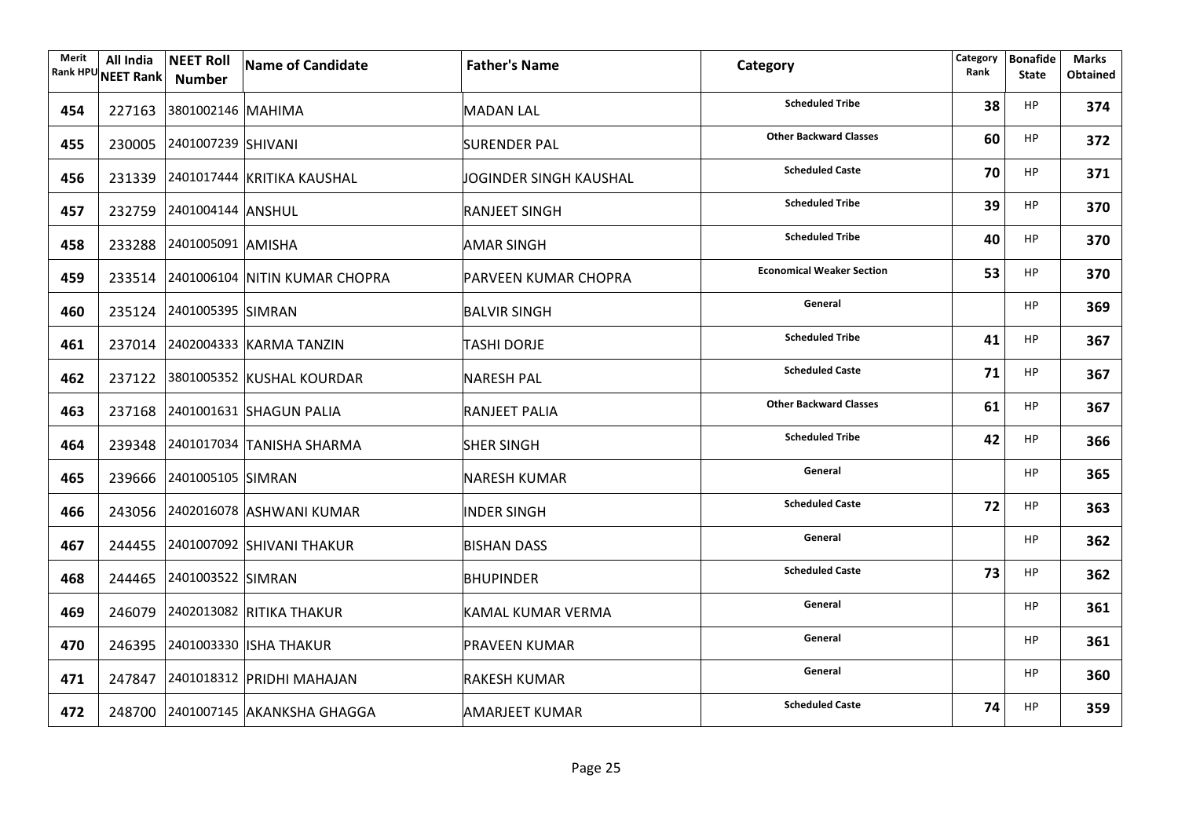| Merit Rank HPU | All India NEET Rank | NEET Roll Number | Name of Candidate | Father's Name | Category | Category Rank | Bonafide State | Marks Obtained |
|---|---|---|---|---|---|---|---|---|
| 454 | 227163 | 3801002146 | MAHIMA | MADAN LAL | Scheduled Tribe | 38 | HP | 374 |
| 455 | 230005 | 2401007239 | SHIVANI | SURENDER PAL | Other Backward Classes | 60 | HP | 372 |
| 456 | 231339 | 2401017444 | KRITIKA KAUSHAL | JOGINDER SINGH KAUSHAL | Scheduled Caste | 70 | HP | 371 |
| 457 | 232759 | 2401004144 | ANSHUL | RANJEET SINGH | Scheduled Tribe | 39 | HP | 370 |
| 458 | 233288 | 2401005091 | AMISHA | AMAR SINGH | Scheduled Tribe | 40 | HP | 370 |
| 459 | 233514 | 2401006104 | NITIN KUMAR CHOPRA | PARVEEN KUMAR CHOPRA | Economical Weaker Section | 53 | HP | 370 |
| 460 | 235124 | 2401005395 | SIMRAN | BALVIR SINGH | General | | HP | 369 |
| 461 | 237014 | 2402004333 | KARMA TANZIN | TASHI DORJE | Scheduled Tribe | 41 | HP | 367 |
| 462 | 237122 | 3801005352 | KUSHAL KOURDAR | NARESH PAL | Scheduled Caste | 71 | HP | 367 |
| 463 | 237168 | 2401001631 | SHAGUN PALIA | RANJEET PALIA | Other Backward Classes | 61 | HP | 367 |
| 464 | 239348 | 2401017034 | TANISHA SHARMA | SHER SINGH | Scheduled Tribe | 42 | HP | 366 |
| 465 | 239666 | 2401005105 | SIMRAN | NARESH KUMAR | General | | HP | 365 |
| 466 | 243056 | 2402016078 | ASHWANI KUMAR | INDER SINGH | Scheduled Caste | 72 | HP | 363 |
| 467 | 244455 | 2401007092 | SHIVANI THAKUR | BISHAN DASS | General | | HP | 362 |
| 468 | 244465 | 2401003522 | SIMRAN | BHUPINDER | Scheduled Caste | 73 | HP | 362 |
| 469 | 246079 | 2402013082 | RITIKA THAKUR | KAMAL KUMAR VERMA | General | | HP | 361 |
| 470 | 246395 | 2401003330 | ISHA THAKUR | PRAVEEN KUMAR | General | | HP | 361 |
| 471 | 247847 | 2401018312 | PRIDHI MAHAJAN | RAKESH KUMAR | General | | HP | 360 |
| 472 | 248700 | 2401007145 | AKANKSHA GHAGGA | AMARJEET KUMAR | Scheduled Caste | 74 | HP | 359 |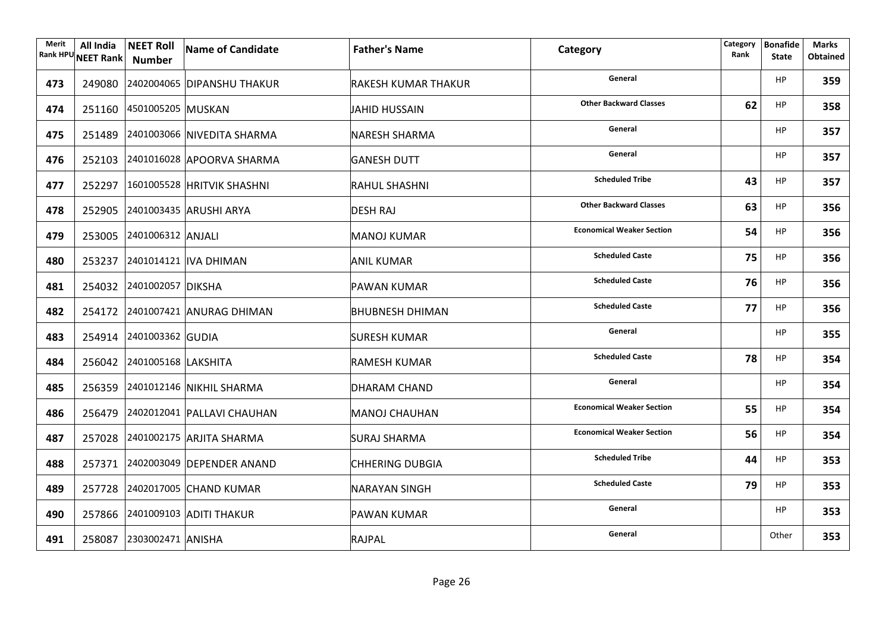| Merit Rank HPU | All India NEET Rank | NEET Roll Number | Name of Candidate | Father's Name | Category | Category Rank | Bonafide State | Marks Obtained |
|---|---|---|---|---|---|---|---|---|
| 473 | 249080 | 2402004065 | DIPANSHU THAKUR | RAKESH KUMAR THAKUR | General | | HP | 359 |
| 474 | 251160 | 4501005205 | MUSKAN | JAHID HUSSAIN | Other Backward Classes | 62 | HP | 358 |
| 475 | 251489 | 2401003066 | NIVEDITA SHARMA | NARESH SHARMA | General | | HP | 357 |
| 476 | 252103 | 2401016028 | APOORVA SHARMA | GANESH DUTT | General | | HP | 357 |
| 477 | 252297 | 1601005528 | HRITVIK SHASHNI | RAHUL SHASHNI | Scheduled Tribe | 43 | HP | 357 |
| 478 | 252905 | 2401003435 | ARUSHI ARYA | DESH RAJ | Other Backward Classes | 63 | HP | 356 |
| 479 | 253005 | 2401006312 | ANJALI | MANOJ KUMAR | Economical Weaker Section | 54 | HP | 356 |
| 480 | 253237 | 2401014121 | IVA DHIMAN | ANIL KUMAR | Scheduled Caste | 75 | HP | 356 |
| 481 | 254032 | 2401002057 | DIKSHA | PAWAN KUMAR | Scheduled Caste | 76 | HP | 356 |
| 482 | 254172 | 2401007421 | ANURAG DHIMAN | BHUBNESH DHIMAN | Scheduled Caste | 77 | HP | 356 |
| 483 | 254914 | 2401003362 | GUDIA | SURESH KUMAR | General | | HP | 355 |
| 484 | 256042 | 2401005168 | LAKSHITA | RAMESH KUMAR | Scheduled Caste | 78 | HP | 354 |
| 485 | 256359 | 2401012146 | NIKHIL SHARMA | DHARAM CHAND | General | | HP | 354 |
| 486 | 256479 | 2402012041 | PALLAVI CHAUHAN | MANOJ CHAUHAN | Economical Weaker Section | 55 | HP | 354 |
| 487 | 257028 | 2401002175 | ARJITA SHARMA | SURAJ SHARMA | Economical Weaker Section | 56 | HP | 354 |
| 488 | 257371 | 2402003049 | DEPENDER ANAND | CHHERING DUBGIA | Scheduled Tribe | 44 | HP | 353 |
| 489 | 257728 | 2402017005 | CHAND KUMAR | NARAYAN SINGH | Scheduled Caste | 79 | HP | 353 |
| 490 | 257866 | 2401009103 | ADITI THAKUR | PAWAN KUMAR | General | | HP | 353 |
| 491 | 258087 | 2303002471 | ANISHA | RAJPAL | General | | Other | 353 |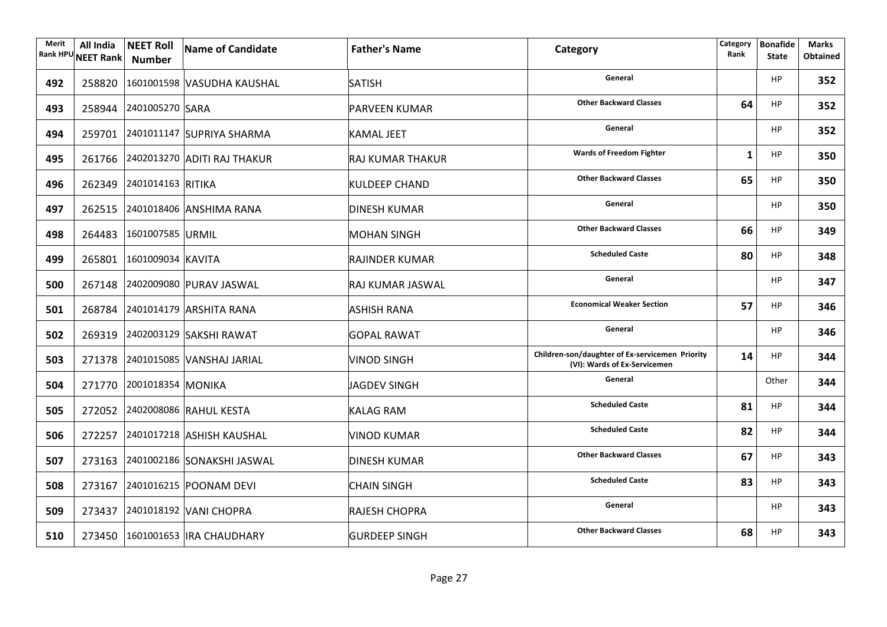| Merit Rank HPU | All India NEET Rank | NEET Roll Number | Name of Candidate | Father's Name | Category | Category Rank | Bonafide State | Marks Obtained |
|---|---|---|---|---|---|---|---|---|
| 492 | 258820 | 1601001598 | VASUDHA KAUSHAL | SATISH | General | | HP | 352 |
| 493 | 258944 | 2401005270 | SARA | PARVEEN KUMAR | Other Backward Classes | 64 | HP | 352 |
| 494 | 259701 | 2401011147 | SUPRIYA SHARMA | KAMAL JEET | General | | HP | 352 |
| 495 | 261766 | 2402013270 | ADITI RAJ THAKUR | RAJ KUMAR THAKUR | Wards of Freedom Fighter | 1 | HP | 350 |
| 496 | 262349 | 2401014163 | RITIKA | KULDEEP CHAND | Other Backward Classes | 65 | HP | 350 |
| 497 | 262515 | 2401018406 | ANSHIMA RANA | DINESH KUMAR | General | | HP | 350 |
| 498 | 264483 | 1601007585 | URMIL | MOHAN SINGH | Other Backward Classes | 66 | HP | 349 |
| 499 | 265801 | 1601009034 | KAVITA | RAJINDER KUMAR | Scheduled Caste | 80 | HP | 348 |
| 500 | 267148 | 2402009080 | PURAV JASWAL | RAJ KUMAR JASWAL | General | | HP | 347 |
| 501 | 268784 | 2401014179 | ARSHITA RANA | ASHISH RANA | Economical Weaker Section | 57 | HP | 346 |
| 502 | 269319 | 2402003129 | SAKSHI RAWAT | GOPAL RAWAT | General | | HP | 346 |
| 503 | 271378 | 2401015085 | VANSHAJ JARIAL | VINOD SINGH | Children-son/daughter of Ex-servicemen Priority (VI): Wards of Ex-Servicemen | 14 | HP | 344 |
| 504 | 271770 | 2001018354 | MONIKA | JAGDEV SINGH | General | | Other | 344 |
| 505 | 272052 | 2402008086 | RAHUL KESTA | KALAG RAM | Scheduled Caste | 81 | HP | 344 |
| 506 | 272257 | 2401017218 | ASHISH KAUSHAL | VINOD KUMAR | Scheduled Caste | 82 | HP | 344 |
| 507 | 273163 | 2401002186 | SONAKSHI JASWAL | DINESH KUMAR | Other Backward Classes | 67 | HP | 343 |
| 508 | 273167 | 2401016215 | POONAM DEVI | CHAIN SINGH | Scheduled Caste | 83 | HP | 343 |
| 509 | 273437 | 2401018192 | VANI CHOPRA | RAJESH CHOPRA | General | | HP | 343 |
| 510 | 273450 | 1601001653 | IRA CHAUDHARY | GURDEEP SINGH | Other Backward Classes | 68 | HP | 343 |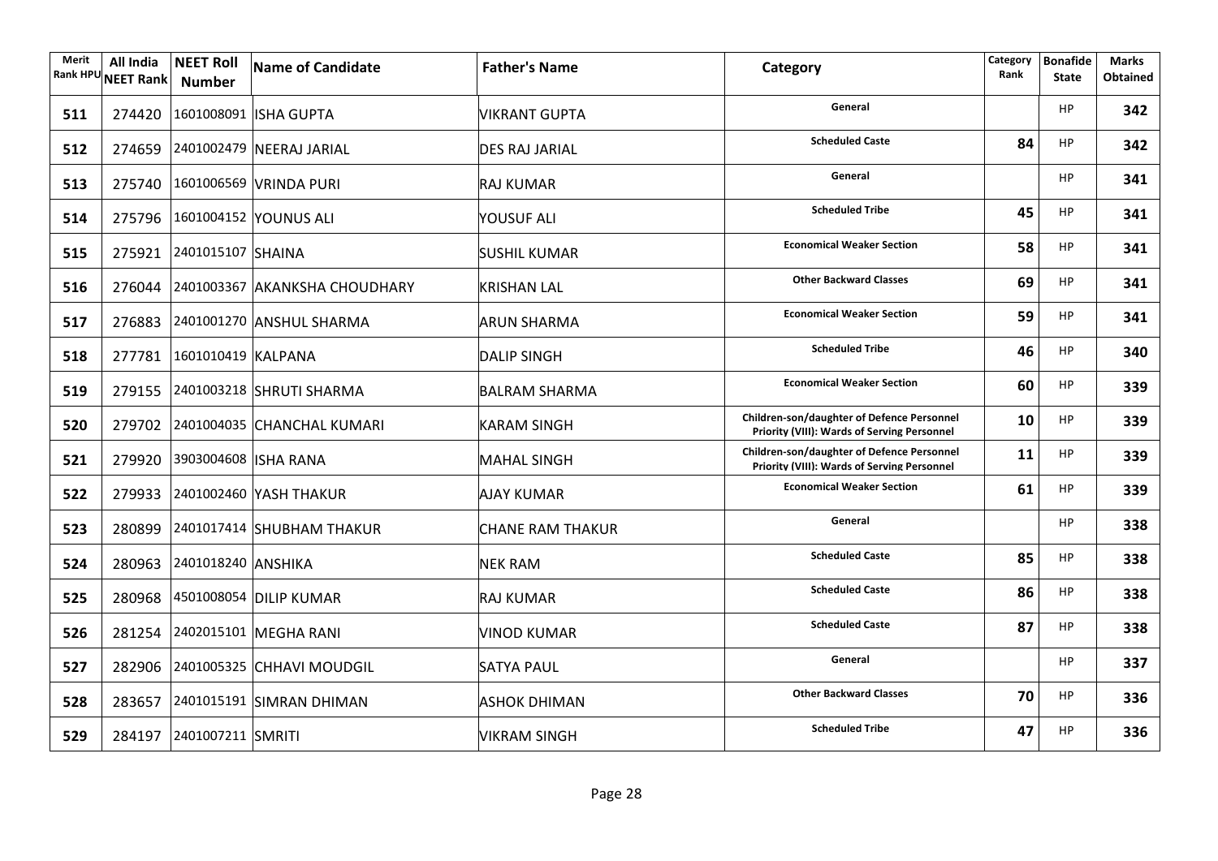| Merit Rank HPU | All India NEET Rank | NEET Roll Number | Name of Candidate | Father's Name | Category | Category Rank | Bonafide State | Marks Obtained |
|---|---|---|---|---|---|---|---|---|
| 511 | 274420 | 1601008091 | ISHA GUPTA | VIKRANT GUPTA | General | | HP | 342 |
| 512 | 274659 | 2401002479 | NEERAJ JARIAL | DES RAJ JARIAL | Scheduled Caste | 84 | HP | 342 |
| 513 | 275740 | 1601006569 | VRINDA PURI | RAJ KUMAR | General | | HP | 341 |
| 514 | 275796 | 1601004152 | YOUNUS ALI | YOUSUF ALI | Scheduled Tribe | 45 | HP | 341 |
| 515 | 275921 | 2401015107 | SHAINA | SUSHIL KUMAR | Economical Weaker Section | 58 | HP | 341 |
| 516 | 276044 | 2401003367 | AKANKSHA CHOUDHARY | KRISHAN LAL | Other Backward Classes | 69 | HP | 341 |
| 517 | 276883 | 2401001270 | ANSHUL SHARMA | ARUN SHARMA | Economical Weaker Section | 59 | HP | 341 |
| 518 | 277781 | 1601010419 | KALPANA | DALIP SINGH | Scheduled Tribe | 46 | HP | 340 |
| 519 | 279155 | 2401003218 | SHRUTI SHARMA | BALRAM SHARMA | Economical Weaker Section | 60 | HP | 339 |
| 520 | 279702 | 2401004035 | CHANCHAL KUMARI | KARAM SINGH | Children-son/daughter of Defence Personnel Priority (VIII): Wards of Serving Personnel | 10 | HP | 339 |
| 521 | 279920 | 3903004608 | ISHA RANA | MAHAL SINGH | Children-son/daughter of Defence Personnel Priority (VIII): Wards of Serving Personnel | 11 | HP | 339 |
| 522 | 279933 | 2401002460 | YASH THAKUR | AJAY KUMAR | Economical Weaker Section | 61 | HP | 339 |
| 523 | 280899 | 2401017414 | SHUBHAM THAKUR | CHANE RAM THAKUR | General | | HP | 338 |
| 524 | 280963 | 2401018240 | ANSHIKA | NEK RAM | Scheduled Caste | 85 | HP | 338 |
| 525 | 280968 | 4501008054 | DILIP KUMAR | RAJ KUMAR | Scheduled Caste | 86 | HP | 338 |
| 526 | 281254 | 2402015101 | MEGHA RANI | VINOD KUMAR | Scheduled Caste | 87 | HP | 338 |
| 527 | 282906 | 2401005325 | CHHAVI MOUDGIL | SATYA PAUL | General | | HP | 337 |
| 528 | 283657 | 2401015191 | SIMRAN DHIMAN | ASHOK DHIMAN | Other Backward Classes | 70 | HP | 336 |
| 529 | 284197 | 2401007211 | SMRITI | VIKRAM SINGH | Scheduled Tribe | 47 | HP | 336 |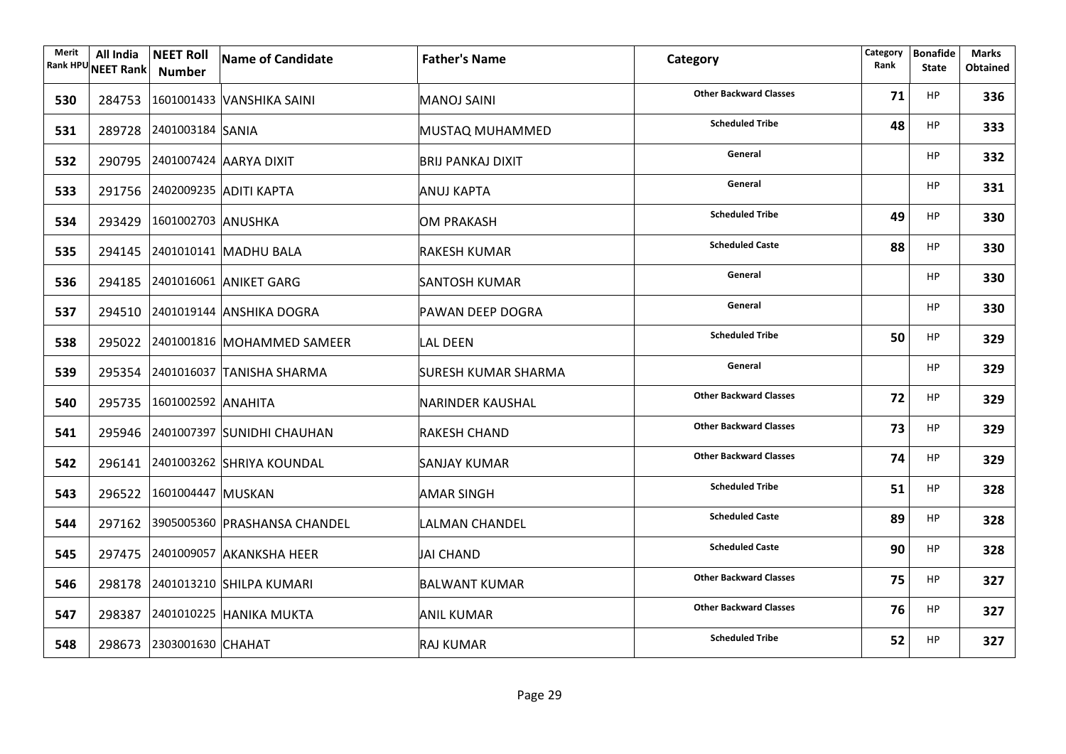| Merit Rank HPU | All India NEET Rank | NEET Roll Number | Name of Candidate | Father's Name | Category | Category Rank | Bonafide State | Marks Obtained |
|---|---|---|---|---|---|---|---|---|
| 530 | 284753 | 1601001433 | VANSHIKA SAINI | MANOJ SAINI | Other Backward Classes | 71 | HP | 336 |
| 531 | 289728 | 2401003184 | SANIA | MUSTAQ MUHAMMED | Scheduled Tribe | 48 | HP | 333 |
| 532 | 290795 | 2401007424 | AARYA DIXIT | BRIJ PANKAJ DIXIT | General | | HP | 332 |
| 533 | 291756 | 2402009235 | ADITI KAPTA | ANUJ KAPTA | General | | HP | 331 |
| 534 | 293429 | 1601002703 | ANUSHKA | OM PRAKASH | Scheduled Tribe | 49 | HP | 330 |
| 535 | 294145 | 2401010141 | MADHU BALA | RAKESH KUMAR | Scheduled Caste | 88 | HP | 330 |
| 536 | 294185 | 2401016061 | ANIKET GARG | SANTOSH KUMAR | General | | HP | 330 |
| 537 | 294510 | 2401019144 | ANSHIKA DOGRA | PAWAN DEEP DOGRA | General | | HP | 330 |
| 538 | 295022 | 2401001816 | MOHAMMED SAMEER | LAL DEEN | Scheduled Tribe | 50 | HP | 329 |
| 539 | 295354 | 2401016037 | TANISHA SHARMA | SURESH KUMAR SHARMA | General | | HP | 329 |
| 540 | 295735 | 1601002592 | ANAHITA | NARINDER KAUSHAL | Other Backward Classes | 72 | HP | 329 |
| 541 | 295946 | 2401007397 | SUNIDHI CHAUHAN | RAKESH CHAND | Other Backward Classes | 73 | HP | 329 |
| 542 | 296141 | 2401003262 | SHRIYA KOUNDAL | SANJAY KUMAR | Other Backward Classes | 74 | HP | 329 |
| 543 | 296522 | 1601004447 | MUSKAN | AMAR SINGH | Scheduled Tribe | 51 | HP | 328 |
| 544 | 297162 | 3905005360 | PRASHANSA CHANDEL | LALMAN CHANDEL | Scheduled Caste | 89 | HP | 328 |
| 545 | 297475 | 2401009057 | AKANKSHA HEER | JAI CHAND | Scheduled Caste | 90 | HP | 328 |
| 546 | 298178 | 2401013210 | SHILPA KUMARI | BALWANT KUMAR | Other Backward Classes | 75 | HP | 327 |
| 547 | 298387 | 2401010225 | HANIKA MUKTA | ANIL KUMAR | Other Backward Classes | 76 | HP | 327 |
| 548 | 298673 | 2303001630 | CHAHAT | RAJ KUMAR | Scheduled Tribe | 52 | HP | 327 |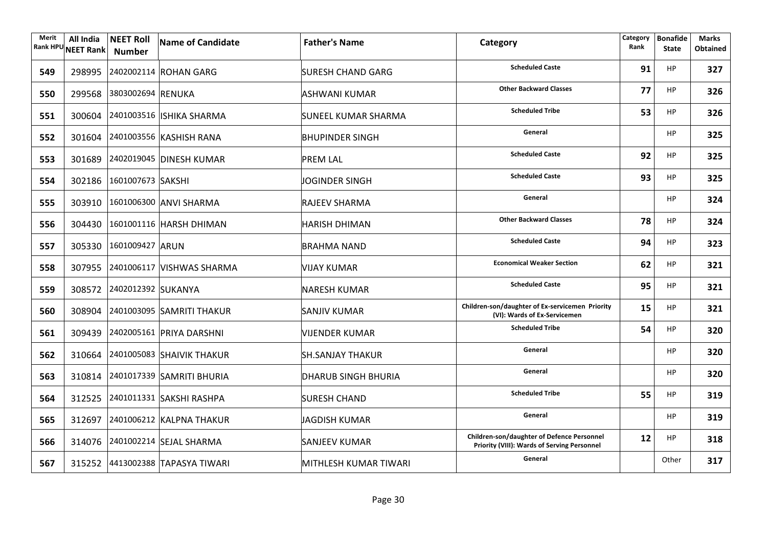| Merit Rank HPU | All India NEET Rank | NEET Roll Number | Name of Candidate | Father's Name | Category | Category Rank | Bonafide State | Marks Obtained |
|---|---|---|---|---|---|---|---|---|
| 549 | 298995 | 2402002114 | ROHAN GARG | SURESH CHAND GARG | Scheduled Caste | 91 | HP | 327 |
| 550 | 299568 | 3803002694 | RENUKA | ASHWANI KUMAR | Other Backward Classes | 77 | HP | 326 |
| 551 | 300604 | 2401003516 | ISHIKA SHARMA | SUNEEL KUMAR SHARMA | Scheduled Tribe | 53 | HP | 326 |
| 552 | 301604 | 2401003556 | KASHISH RANA | BHUPINDER SINGH | General | | HP | 325 |
| 553 | 301689 | 2402019045 | DINESH KUMAR | PREM LAL | Scheduled Caste | 92 | HP | 325 |
| 554 | 302186 | 1601007673 | SAKSHI | JOGINDER SINGH | Scheduled Caste | 93 | HP | 325 |
| 555 | 303910 | 1601006300 | ANVI SHARMA | RAJEEV SHARMA | General | | HP | 324 |
| 556 | 304430 | 1601001116 | HARSH DHIMAN | HARISH DHIMAN | Other Backward Classes | 78 | HP | 324 |
| 557 | 305330 | 1601009427 | ARUN | BRAHMA NAND | Scheduled Caste | 94 | HP | 323 |
| 558 | 307955 | 2401006117 | VISHWAS SHARMA | VIJAY KUMAR | Economical Weaker Section | 62 | HP | 321 |
| 559 | 308572 | 2402012392 | SUKANYA | NARESH KUMAR | Scheduled Caste | 95 | HP | 321 |
| 560 | 308904 | 2401003095 | SAMRITI THAKUR | SANJIV KUMAR | Children-son/daughter of Ex-servicemen Priority (VI): Wards of Ex-Servicemen | 15 | HP | 321 |
| 561 | 309439 | 2402005161 | PRIYA DARSHNI | VIJENDER KUMAR | Scheduled Tribe | 54 | HP | 320 |
| 562 | 310664 | 2401005083 | SHAIVIK THAKUR | SH.SANJAY THAKUR | General | | HP | 320 |
| 563 | 310814 | 2401017339 | SAMRITI BHURIA | DHARUB SINGH BHURIA | General | | HP | 320 |
| 564 | 312525 | 2401011331 | SAKSHI RASHPA | SURESH CHAND | Scheduled Tribe | 55 | HP | 319 |
| 565 | 312697 | 2401006212 | KALPNA THAKUR | JAGDISH KUMAR | General | | HP | 319 |
| 566 | 314076 | 2401002214 | SEJAL SHARMA | SANJEEV KUMAR | Children-son/daughter of Defence Personnel Priority (VIII): Wards of Serving Personnel | 12 | HP | 318 |
| 567 | 315252 | 4413002388 | TAPASYA TIWARI | MITHLESH KUMAR TIWARI | General | | Other | 317 |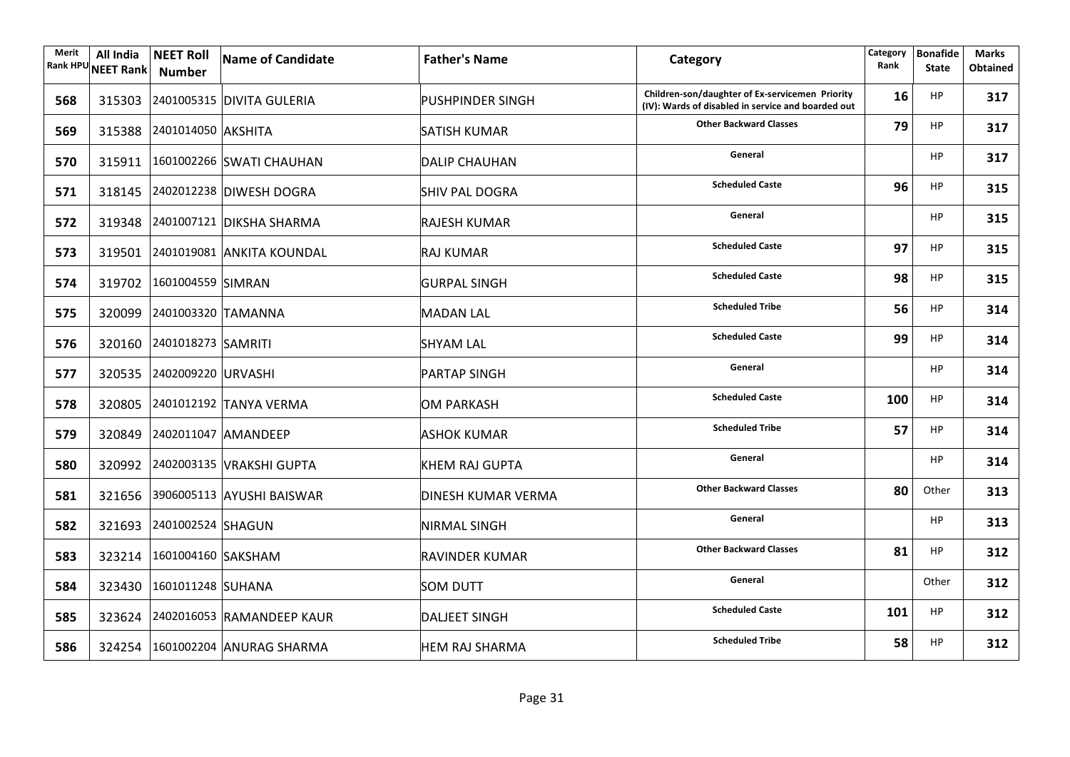| Merit Rank HPU | All India NEET Rank | NEET Roll Number | Name of Candidate | Father's Name | Category | Category Rank | Bonafide State | Marks Obtained |
|---|---|---|---|---|---|---|---|---|
| 568 | 315303 | 2401005315 | DIVITA GULERIA | PUSHPINDER SINGH | Children-son/daughter of Ex-servicemen Priority (IV): Wards of disabled in service and boarded out | 16 | HP | 317 |
| 569 | 315388 | 2401014050 | AKSHITA | SATISH KUMAR | Other Backward Classes | 79 | HP | 317 |
| 570 | 315911 | 1601002266 | SWATI CHAUHAN | DALIP CHAUHAN | General | | HP | 317 |
| 571 | 318145 | 2402012238 | DIWESH DOGRA | SHIV PAL DOGRA | Scheduled Caste | 96 | HP | 315 |
| 572 | 319348 | 2401007121 | DIKSHA SHARMA | RAJESH KUMAR | General | | HP | 315 |
| 573 | 319501 | 2401019081 | ANKITA KOUNDAL | RAJ KUMAR | Scheduled Caste | 97 | HP | 315 |
| 574 | 319702 | 1601004559 | SIMRAN | GURPAL SINGH | Scheduled Caste | 98 | HP | 315 |
| 575 | 320099 | 2401003320 | TAMANNA | MADAN LAL | Scheduled Tribe | 56 | HP | 314 |
| 576 | 320160 | 2401018273 | SAMRITI | SHYAM LAL | Scheduled Caste | 99 | HP | 314 |
| 577 | 320535 | 2402009220 | URVASHI | PARTAP SINGH | General | | HP | 314 |
| 578 | 320805 | 2401012192 | TANYA VERMA | OM PARKASH | Scheduled Caste | 100 | HP | 314 |
| 579 | 320849 | 2402011047 | AMANDEEP | ASHOK KUMAR | Scheduled Tribe | 57 | HP | 314 |
| 580 | 320992 | 2402003135 | VRAKSHI GUPTA | KHEM RAJ GUPTA | General | | HP | 314 |
| 581 | 321656 | 3906005113 | AYUSHI BAISWAR | DINESH KUMAR VERMA | Other Backward Classes | 80 | Other | 313 |
| 582 | 321693 | 2401002524 | SHAGUN | NIRMAL SINGH | General | | HP | 313 |
| 583 | 323214 | 1601004160 | SAKSHAM | RAVINDER KUMAR | Other Backward Classes | 81 | HP | 312 |
| 584 | 323430 | 1601011248 | SUHANA | SOM DUTT | General | | Other | 312 |
| 585 | 323624 | 2402016053 | RAMANDEEP KAUR | DALJEET SINGH | Scheduled Caste | 101 | HP | 312 |
| 586 | 324254 | 1601002204 | ANURAG SHARMA | HEM RAJ SHARMA | Scheduled Tribe | 58 | HP | 312 |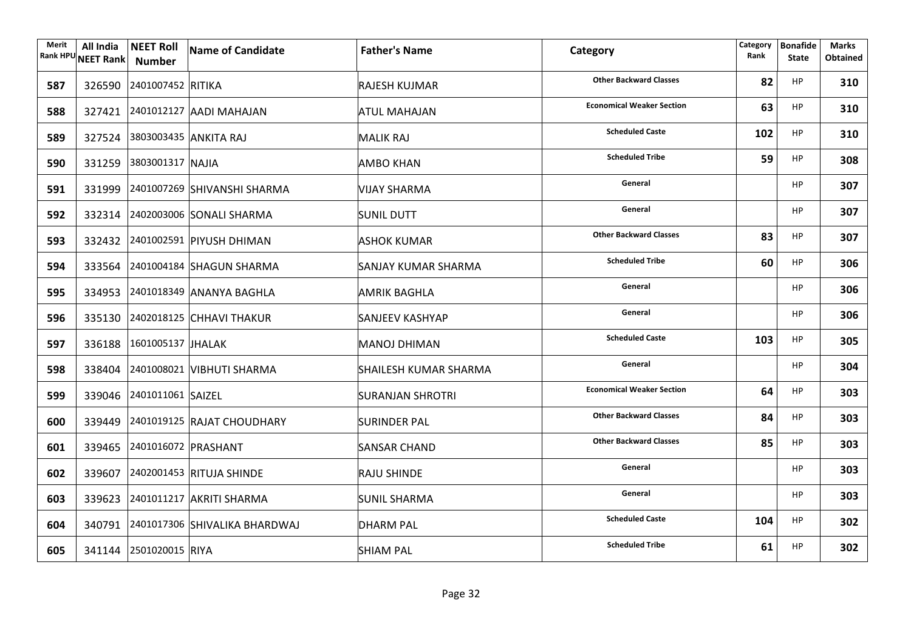| Merit Rank HPU | All India NEET Rank | NEET Roll Number | Name of Candidate | Father's Name | Category | Category Rank | Bonafide State | Marks Obtained |
|---|---|---|---|---|---|---|---|---|
| 587 | 326590 | 2401007452 | RITIKA | RAJESH KUJMAR | Other Backward Classes | 82 | HP | 310 |
| 588 | 327421 | 2401012127 | AADI MAHAJAN | ATUL MAHAJAN | Economical Weaker Section | 63 | HP | 310 |
| 589 | 327524 | 3803003435 | ANKITA RAJ | MALIK RAJ | Scheduled Caste | 102 | HP | 310 |
| 590 | 331259 | 3803001317 | NAJIA | AMBO KHAN | Scheduled Tribe | 59 | HP | 308 |
| 591 | 331999 | 2401007269 | SHIVANSHI SHARMA | VIJAY SHARMA | General | | HP | 307 |
| 592 | 332314 | 2402003006 | SONALI SHARMA | SUNIL DUTT | General | | HP | 307 |
| 593 | 332432 | 2401002591 | PIYUSH DHIMAN | ASHOK KUMAR | Other Backward Classes | 83 | HP | 307 |
| 594 | 333564 | 2401004184 | SHAGUN SHARMA | SANJAY KUMAR SHARMA | Scheduled Tribe | 60 | HP | 306 |
| 595 | 334953 | 2401018349 | ANANYA BAGHLA | AMRIK BAGHLA | General | | HP | 306 |
| 596 | 335130 | 2402018125 | CHHAVI THAKUR | SANJEEV KASHYAP | General | | HP | 306 |
| 597 | 336188 | 1601005137 | JHALAK | MANOJ DHIMAN | Scheduled Caste | 103 | HP | 305 |
| 598 | 338404 | 2401008021 | VIBHUTI SHARMA | SHAILESH KUMAR SHARMA | General | | HP | 304 |
| 599 | 339046 | 2401011061 | SAIZEL | SURANJAN SHROTRI | Economical Weaker Section | 64 | HP | 303 |
| 600 | 339449 | 2401019125 | RAJAT CHOUDHARY | SURINDER PAL | Other Backward Classes | 84 | HP | 303 |
| 601 | 339465 | 2401016072 | PRASHANT | SANSAR CHAND | Other Backward Classes | 85 | HP | 303 |
| 602 | 339607 | 2402001453 | RITUJA SHINDE | RAJU SHINDE | General | | HP | 303 |
| 603 | 339623 | 2401011217 | AKRITI SHARMA | SUNIL SHARMA | General | | HP | 303 |
| 604 | 340791 | 2401017306 | SHIVALIKA BHARDWAJ | DHARM PAL | Scheduled Caste | 104 | HP | 302 |
| 605 | 341144 | 2501020015 | RIYA | SHIAM PAL | Scheduled Tribe | 61 | HP | 302 |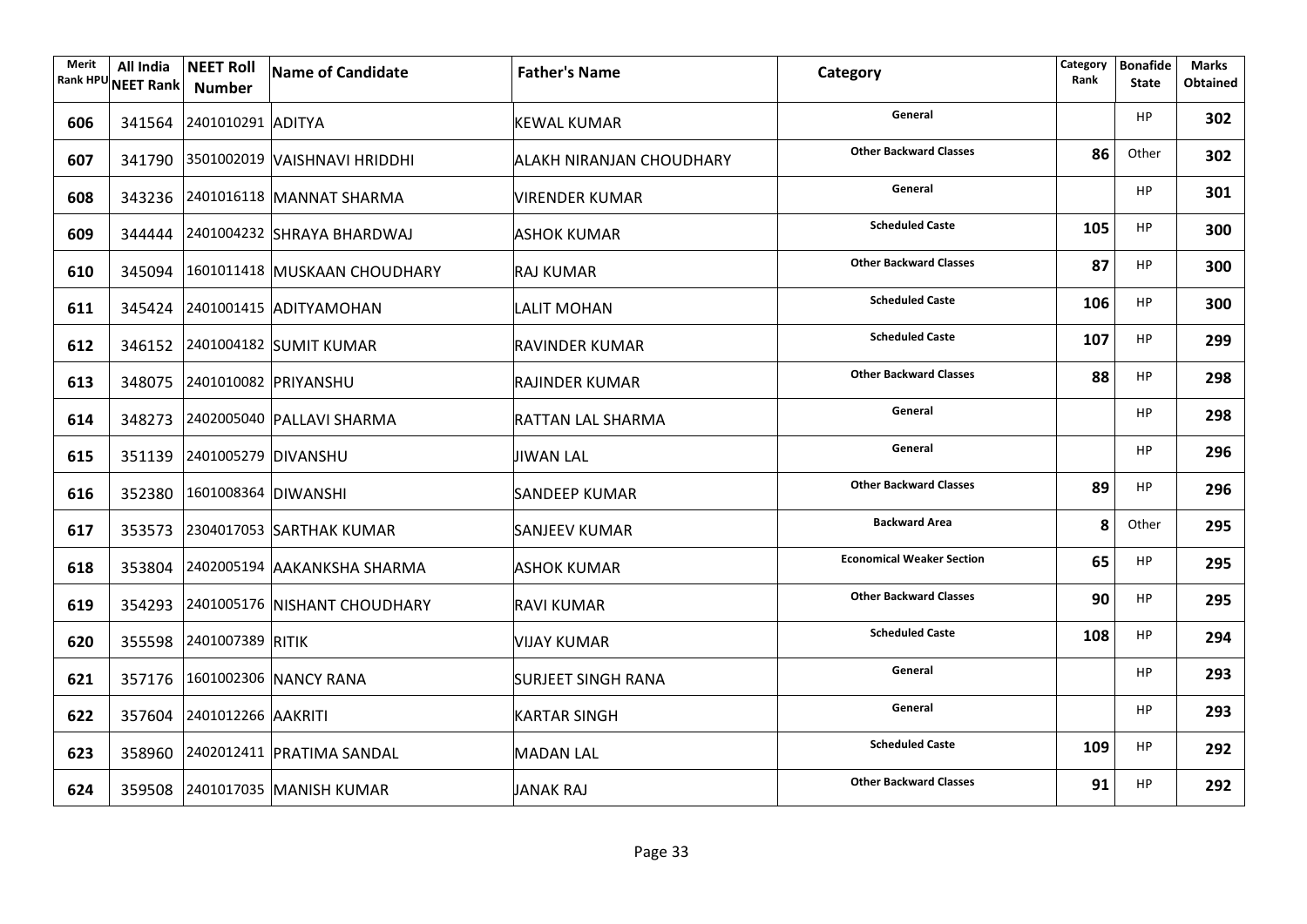| Merit Rank HPU | All India NEET Rank | NEET Roll Number | Name of Candidate | Father's Name | Category | Category Rank | Bonafide State | Marks Obtained |
|---|---|---|---|---|---|---|---|---|
| 606 | 341564 | 2401010291 | ADITYA | KEWAL KUMAR | General | | HP | 302 |
| 607 | 341790 | 3501002019 | VAISHNAVI HRIDDHI | ALAKH NIRANJAN CHOUDHARY | Other Backward Classes | 86 | Other | 302 |
| 608 | 343236 | 2401016118 | MANNAT SHARMA | VIRENDER KUMAR | General | | HP | 301 |
| 609 | 344444 | 2401004232 | SHRAYA BHARDWAJ | ASHOK KUMAR | Scheduled Caste | 105 | HP | 300 |
| 610 | 345094 | 1601011418 | MUSKAAN CHOUDHARY | RAJ KUMAR | Other Backward Classes | 87 | HP | 300 |
| 611 | 345424 | 2401001415 | ADITYAMOHAN | LALIT MOHAN | Scheduled Caste | 106 | HP | 300 |
| 612 | 346152 | 2401004182 | SUMIT KUMAR | RAVINDER KUMAR | Scheduled Caste | 107 | HP | 299 |
| 613 | 348075 | 2401010082 | PRIYANSHU | RAJINDER KUMAR | Other Backward Classes | 88 | HP | 298 |
| 614 | 348273 | 2402005040 | PALLAVI SHARMA | RATTAN LAL SHARMA | General | | HP | 298 |
| 615 | 351139 | 2401005279 | DIVANSHU | JIWAN LAL | General | | HP | 296 |
| 616 | 352380 | 1601008364 | DIWANSHI | SANDEEP KUMAR | Other Backward Classes | 89 | HP | 296 |
| 617 | 353573 | 2304017053 | SARTHAK KUMAR | SANJEEV KUMAR | Backward Area | 8 | Other | 295 |
| 618 | 353804 | 2402005194 | AAKANKSHA SHARMA | ASHOK KUMAR | Economical Weaker Section | 65 | HP | 295 |
| 619 | 354293 | 2401005176 | NISHANT CHOUDHARY | RAVI KUMAR | Other Backward Classes | 90 | HP | 295 |
| 620 | 355598 | 2401007389 | RITIK | VIJAY KUMAR | Scheduled Caste | 108 | HP | 294 |
| 621 | 357176 | 1601002306 | NANCY RANA | SURJEET SINGH RANA | General | | HP | 293 |
| 622 | 357604 | 2401012266 | AAKRITI | KARTAR SINGH | General | | HP | 293 |
| 623 | 358960 | 2402012411 | PRATIMA SANDAL | MADAN LAL | Scheduled Caste | 109 | HP | 292 |
| 624 | 359508 | 2401017035 | MANISH KUMAR | JANAK RAJ | Other Backward Classes | 91 | HP | 292 |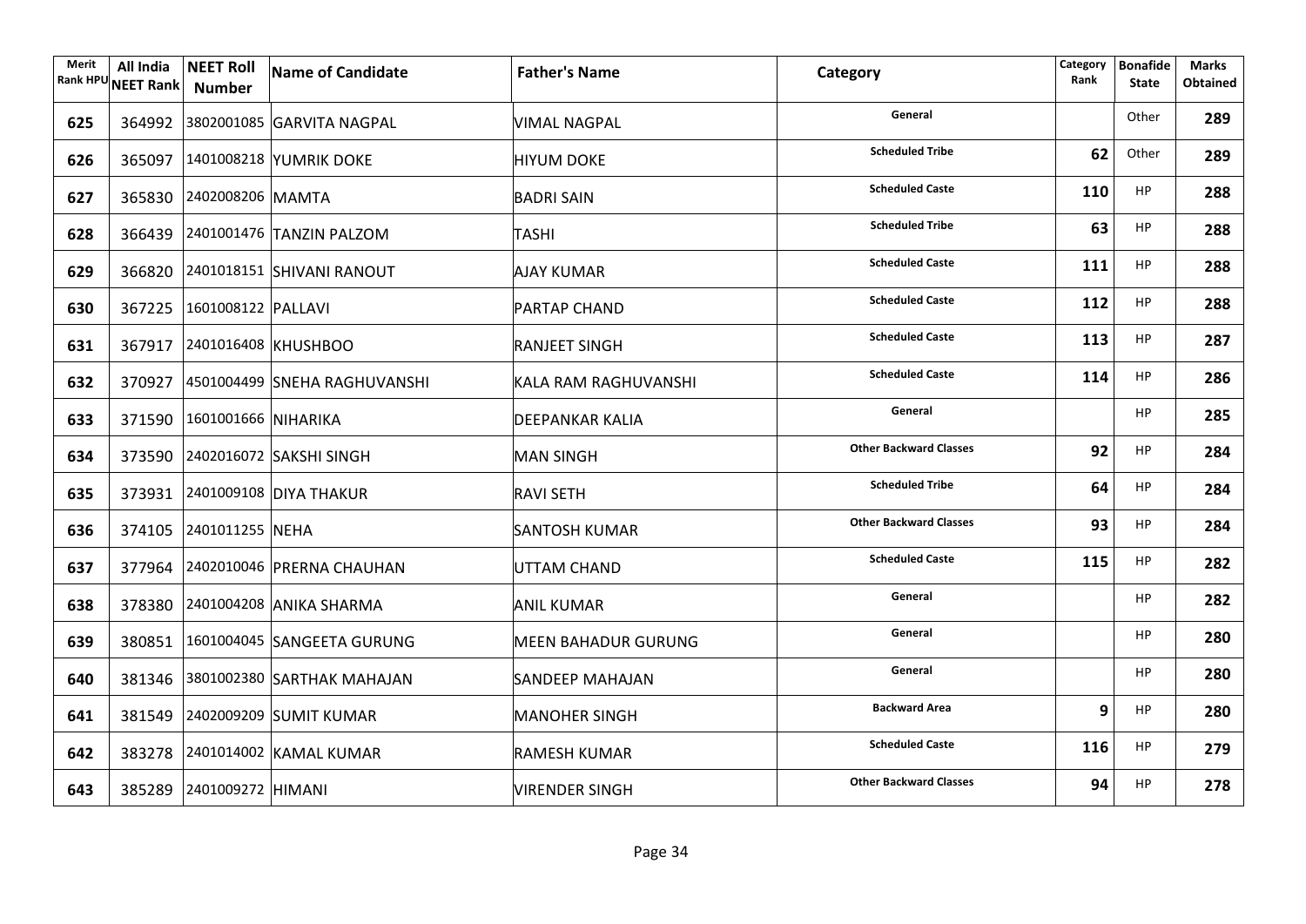| Merit Rank HPU | All India NEET Rank | NEET Roll Number | Name of Candidate | Father's Name | Category | Category Rank | Bonafide State | Marks Obtained |
|---|---|---|---|---|---|---|---|---|
| 625 | 364992 | 3802001085 | GARVITA NAGPAL | VIMAL NAGPAL | General | | Other | 289 |
| 626 | 365097 | 1401008218 | YUMRIK DOKE | HIYUM DOKE | Scheduled Tribe | 62 | Other | 289 |
| 627 | 365830 | 2402008206 | MAMTA | BADRI SAIN | Scheduled Caste | 110 | HP | 288 |
| 628 | 366439 | 2401001476 | TANZIN PALZOM | TASHI | Scheduled Tribe | 63 | HP | 288 |
| 629 | 366820 | 2401018151 | SHIVANI RANOUT | AJAY KUMAR | Scheduled Caste | 111 | HP | 288 |
| 630 | 367225 | 1601008122 | PALLAVI | PARTAP CHAND | Scheduled Caste | 112 | HP | 288 |
| 631 | 367917 | 2401016408 | KHUSHBOO | RANJEET SINGH | Scheduled Caste | 113 | HP | 287 |
| 632 | 370927 | 4501004499 | SNEHA RAGHUVANSHI | KALA RAM RAGHUVANSHI | Scheduled Caste | 114 | HP | 286 |
| 633 | 371590 | 1601001666 | NIHARIKA | DEEPANKAR KALIA | General | | HP | 285 |
| 634 | 373590 | 2402016072 | SAKSHI SINGH | MAN SINGH | Other Backward Classes | 92 | HP | 284 |
| 635 | 373931 | 2401009108 | DIYA THAKUR | RAVI SETH | Scheduled Tribe | 64 | HP | 284 |
| 636 | 374105 | 2401011255 | NEHA | SANTOSH KUMAR | Other Backward Classes | 93 | HP | 284 |
| 637 | 377964 | 2402010046 | PRERNA CHAUHAN | UTTAM CHAND | Scheduled Caste | 115 | HP | 282 |
| 638 | 378380 | 2401004208 | ANIKA SHARMA | ANIL KUMAR | General | | HP | 282 |
| 639 | 380851 | 1601004045 | SANGEETA GURUNG | MEEN BAHADUR GURUNG | General | | HP | 280 |
| 640 | 381346 | 3801002380 | SARTHAK MAHAJAN | SANDEEP MAHAJAN | General | | HP | 280 |
| 641 | 381549 | 2402009209 | SUMIT KUMAR | MANOHER SINGH | Backward Area | 9 | HP | 280 |
| 642 | 383278 | 2401014002 | KAMAL KUMAR | RAMESH KUMAR | Scheduled Caste | 116 | HP | 279 |
| 643 | 385289 | 2401009272 | HIMANI | VIRENDER SINGH | Other Backward Classes | 94 | HP | 278 |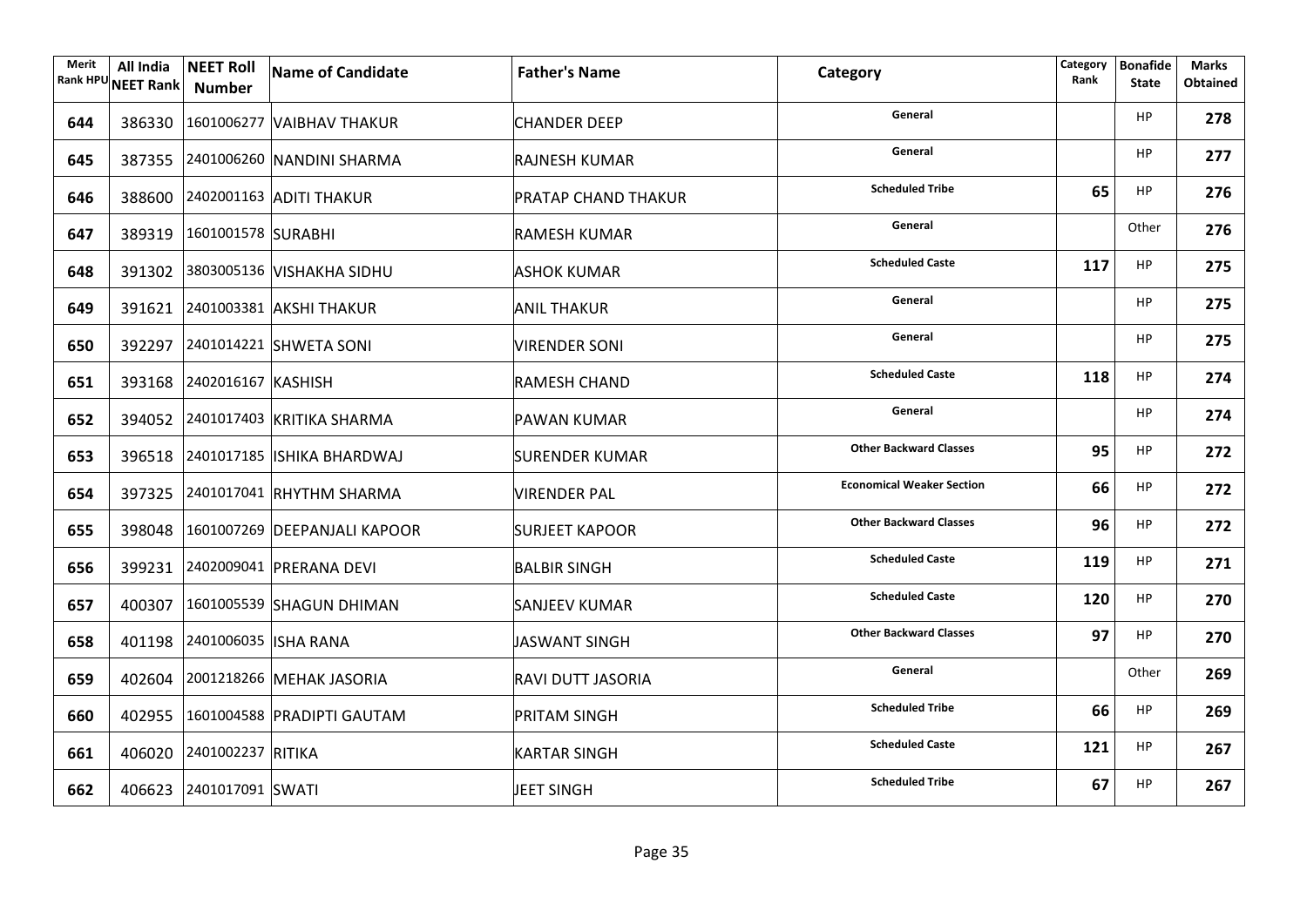| Merit Rank HPU | All India NEET Rank | NEET Roll Number | Name of Candidate | Father's Name | Category | Category Rank | Bonafide State | Marks Obtained |
|---|---|---|---|---|---|---|---|---|
| **644** | 386330 | 1601006277 | VAIBHAV THAKUR | CHANDER DEEP | **General** | | HP | **278** |
| **645** | 387355 | 2401006260 | NANDINI SHARMA | RAJNESH KUMAR | **General** | | HP | **277** |
| **646** | 388600 | 2402001163 | ADITI THAKUR | PRATAP CHAND THAKUR | **Scheduled Tribe** | **65** | HP | **276** |
| **647** | 389319 | 1601001578 | SURABHI | RAMESH KUMAR | **General** | | Other | **276** |
| **648** | 391302 | 3803005136 | VISHAKHA SIDHU | ASHOK KUMAR | **Scheduled Caste** | **117** | HP | **275** |
| **649** | 391621 | 2401003381 | AKSHI THAKUR | ANIL THAKUR | **General** | | HP | **275** |
| **650** | 392297 | 2401014221 | SHWETA SONI | VIRENDER SONI | **General** | | HP | **275** |
| **651** | 393168 | 2402016167 | KASHISH | RAMESH CHAND | **Scheduled Caste** | **118** | HP | **274** |
| **652** | 394052 | 2401017403 | KRITIKA SHARMA | PAWAN KUMAR | **General** | | HP | **274** |
| **653** | 396518 | 2401017185 | ISHIKA BHARDWAJ | SURENDER KUMAR | **Other Backward Classes** | **95** | HP | **272** |
| **654** | 397325 | 2401017041 | RHYTHM SHARMA | VIRENDER PAL | **Economical Weaker Section** | **66** | HP | **272** |
| **655** | 398048 | 1601007269 | DEEPANJALI KAPOOR | SURJEET KAPOOR | **Other Backward Classes** | **96** | HP | **272** |
| **656** | 399231 | 2402009041 | PRERANA DEVI | BALBIR SINGH | **Scheduled Caste** | **119** | HP | **271** |
| **657** | 400307 | 1601005539 | SHAGUN DHIMAN | SANJEEV KUMAR | **Scheduled Caste** | **120** | HP | **270** |
| **658** | 401198 | 2401006035 | ISHA RANA | JASWANT SINGH | **Other Backward Classes** | **97** | HP | **270** |
| **659** | 402604 | 2001218266 | MEHAK JASORIA | RAVI DUTT JASORIA | **General** | | Other | **269** |
| **660** | 402955 | 1601004588 | PRADIPTI GAUTAM | PRITAM SINGH | **Scheduled Tribe** | **66** | HP | **269** |
| **661** | 406020 | 2401002237 | RITIKA | KARTAR SINGH | **Scheduled Caste** | **121** | HP | **267** |
| **662** | 406623 | 2401017091 | SWATI | JEET SINGH | **Scheduled Tribe** | **67** | HP | **267** |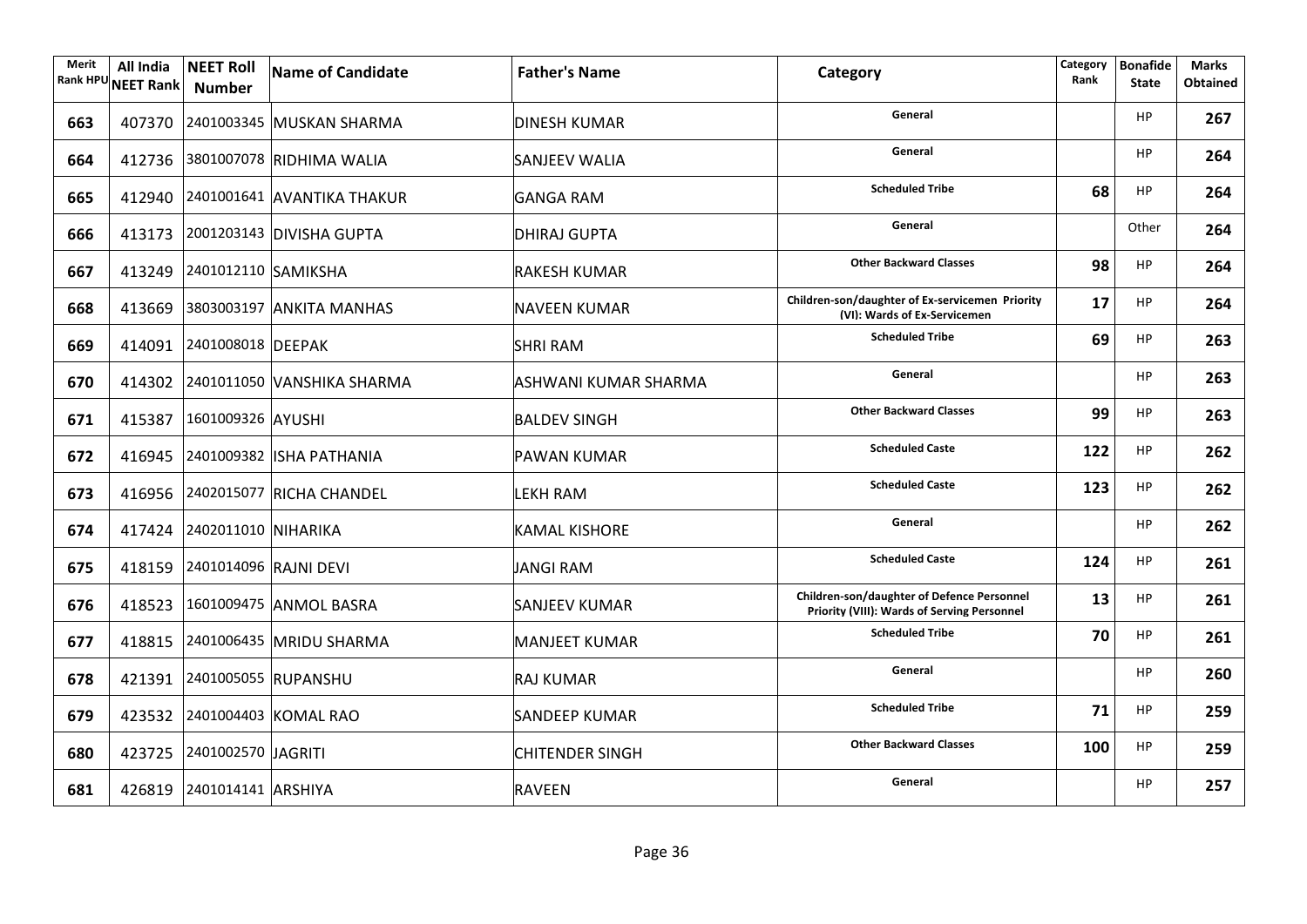| Merit Rank HPU | All India NEET Rank | NEET Roll Number | Name of Candidate | Father's Name | Category | Category Rank | Bonafide State | Marks Obtained |
|---|---|---|---|---|---|---|---|---|
| 663 | 407370 | 2401003345 | MUSKAN SHARMA | DINESH KUMAR | General | | HP | 267 |
| 664 | 412736 | 3801007078 | RIDHIMA WALIA | SANJEEV WALIA | General | | HP | 264 |
| 665 | 412940 | 2401001641 | AVANTIKA THAKUR | GANGA RAM | Scheduled Tribe | 68 | HP | 264 |
| 666 | 413173 | 2001203143 | DIVISHA GUPTA | DHIRAJ GUPTA | General | | Other | 264 |
| 667 | 413249 | 2401012110 | SAMIKSHA | RAKESH KUMAR | Other Backward Classes | 98 | HP | 264 |
| 668 | 413669 | 3803003197 | ANKITA MANHAS | NAVEEN KUMAR | Children-son/daughter of Ex-servicemen Priority (VI): Wards of Ex-Servicemen | 17 | HP | 264 |
| 669 | 414091 | 2401008018 | DEEPAK | SHRI RAM | Scheduled Tribe | 69 | HP | 263 |
| 670 | 414302 | 2401011050 | VANSHIKA SHARMA | ASHWANI KUMAR SHARMA | General | | HP | 263 |
| 671 | 415387 | 1601009326 | AYUSHI | BALDEV SINGH | Other Backward Classes | 99 | HP | 263 |
| 672 | 416945 | 2401009382 | ISHA PATHANIA | PAWAN KUMAR | Scheduled Caste | 122 | HP | 262 |
| 673 | 416956 | 2402015077 | RICHA CHANDEL | LEKH RAM | Scheduled Caste | 123 | HP | 262 |
| 674 | 417424 | 2402011010 | NIHARIKA | KAMAL KISHORE | General | | HP | 262 |
| 675 | 418159 | 2401014096 | RAJNI DEVI | JANGI RAM | Scheduled Caste | 124 | HP | 261 |
| 676 | 418523 | 1601009475 | ANMOL BASRA | SANJEEV KUMAR | Children-son/daughter of Defence Personnel Priority (VIII): Wards of Serving Personnel | 13 | HP | 261 |
| 677 | 418815 | 2401006435 | MRIDU SHARMA | MANJEET KUMAR | Scheduled Tribe | 70 | HP | 261 |
| 678 | 421391 | 2401005055 | RUPANSHU | RAJ KUMAR | General | | HP | 260 |
| 679 | 423532 | 2401004403 | KOMAL RAO | SANDEEP KUMAR | Scheduled Tribe | 71 | HP | 259 |
| 680 | 423725 | 2401002570 | JAGRITI | CHITENDER SINGH | Other Backward Classes | 100 | HP | 259 |
| 681 | 426819 | 2401014141 | ARSHIYA | RAVEEN | General | | HP | 257 |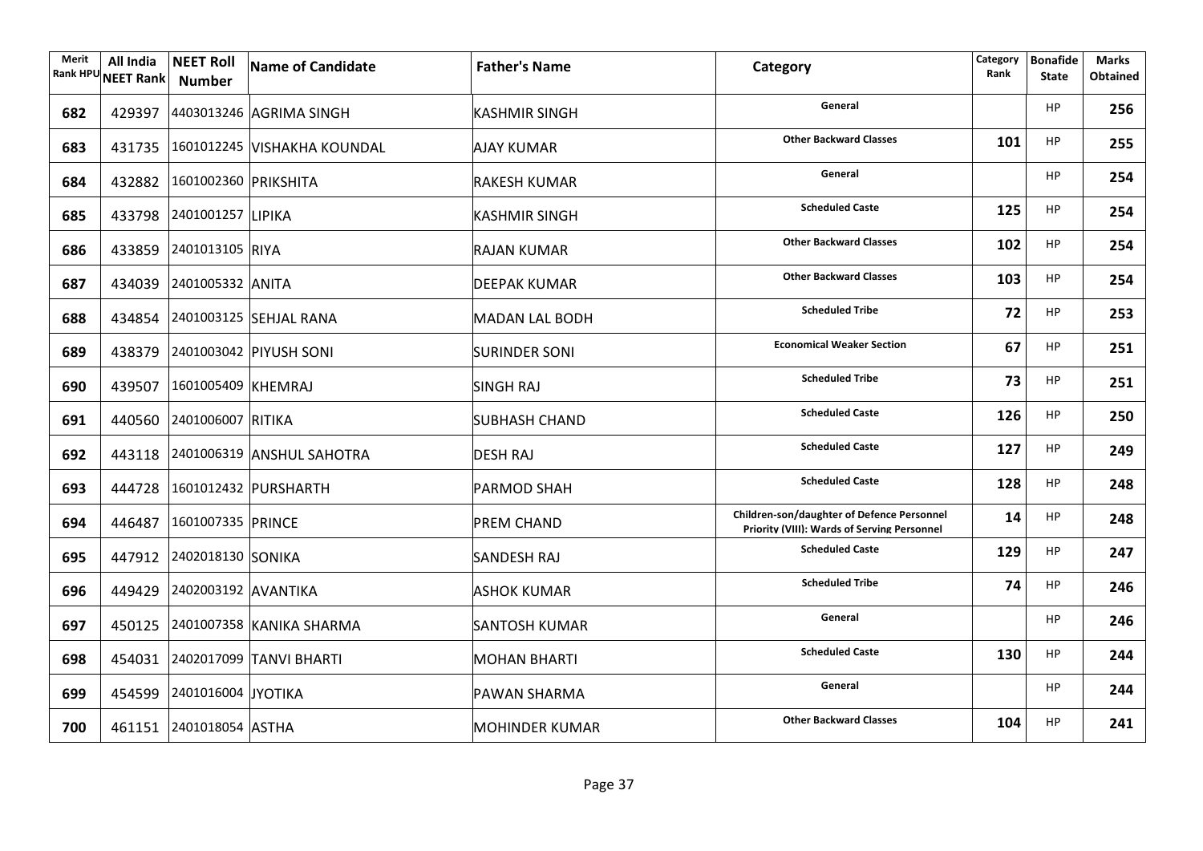| Merit Rank HPU | All India NEET Rank | NEET Roll Number | Name of Candidate | Father's Name | Category | Category Rank | Bonafide State | Marks Obtained |
|---|---|---|---|---|---|---|---|---|
| 682 | 429397 | 4403013246 | AGRIMA SINGH | KASHMIR SINGH | General | | HP | 256 |
| 683 | 431735 | 1601012245 | VISHAKHA KOUNDAL | AJAY KUMAR | Other Backward Classes | 101 | HP | 255 |
| 684 | 432882 | 1601002360 | PRIKSHITA | RAKESH KUMAR | General | | HP | 254 |
| 685 | 433798 | 2401001257 | LIPIKA | KASHMIR SINGH | Scheduled Caste | 125 | HP | 254 |
| 686 | 433859 | 2401013105 | RIYA | RAJAN KUMAR | Other Backward Classes | 102 | HP | 254 |
| 687 | 434039 | 2401005332 | ANITA | DEEPAK KUMAR | Other Backward Classes | 103 | HP | 254 |
| 688 | 434854 | 2401003125 | SEHJAL RANA | MADAN LAL BODH | Scheduled Tribe | 72 | HP | 253 |
| 689 | 438379 | 2401003042 | PIYUSH SONI | SURINDER SONI | Economical Weaker Section | 67 | HP | 251 |
| 690 | 439507 | 1601005409 | KHEMRAJ | SINGH RAJ | Scheduled Tribe | 73 | HP | 251 |
| 691 | 440560 | 2401006007 | RITIKA | SUBHASH CHAND | Scheduled Caste | 126 | HP | 250 |
| 692 | 443118 | 2401006319 | ANSHUL SAHOTRA | DESH RAJ | Scheduled Caste | 127 | HP | 249 |
| 693 | 444728 | 1601012432 | PURSHARTH | PARMOD SHAH | Scheduled Caste | 128 | HP | 248 |
| 694 | 446487 | 1601007335 | PRINCE | PREM CHAND | Children-son/daughter of Defence Personnel Priority (VIII): Wards of Serving Personnel | 14 | HP | 248 |
| 695 | 447912 | 2402018130 | SONIKA | SANDESH RAJ | Scheduled Caste | 129 | HP | 247 |
| 696 | 449429 | 2402003192 | AVANTIKA | ASHOK KUMAR | Scheduled Tribe | 74 | HP | 246 |
| 697 | 450125 | 2401007358 | KANIKA SHARMA | SANTOSH KUMAR | General | | HP | 246 |
| 698 | 454031 | 2402017099 | TANVI BHARTI | MOHAN BHARTI | Scheduled Caste | 130 | HP | 244 |
| 699 | 454599 | 2401016004 | JYOTIKA | PAWAN SHARMA | General | | HP | 244 |
| 700 | 461151 | 2401018054 | ASTHA | MOHINDER KUMAR | Other Backward Classes | 104 | HP | 241 |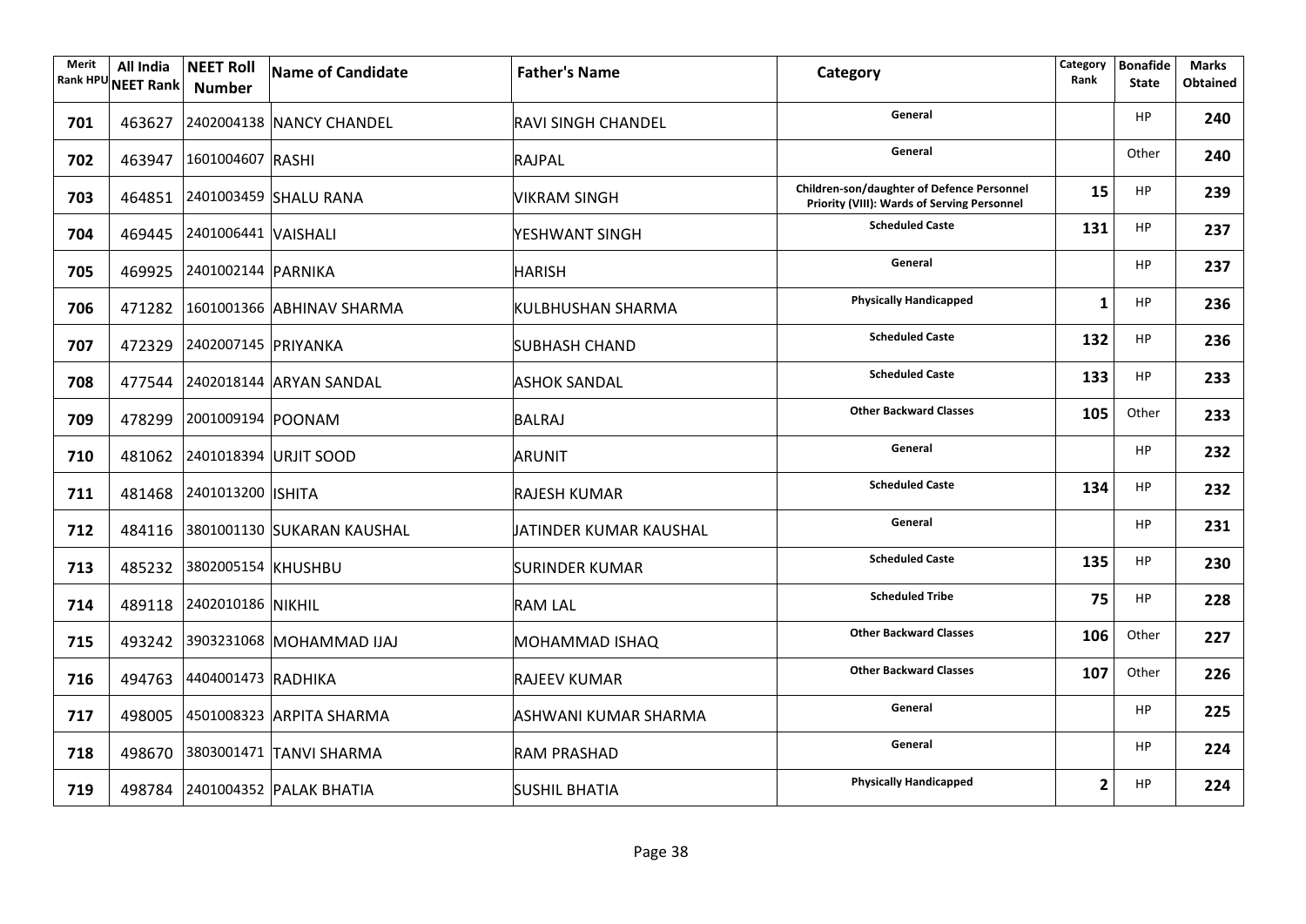| Merit Rank HPU | All India NEET Rank | NEET Roll Number | Name of Candidate | Father's Name | Category | Category Rank | Bonafide State | Marks Obtained |
|---|---|---|---|---|---|---|---|---|
| 701 | 463627 | 2402004138 | NANCY CHANDEL | RAVI SINGH CHANDEL | General | | HP | 240 |
| 702 | 463947 | 1601004607 | RASHI | RAJPAL | General | | Other | 240 |
| 703 | 464851 | 2401003459 | SHALU RANA | VIKRAM SINGH | Children-son/daughter of Defence Personnel Priority (VIII): Wards of Serving Personnel | 15 | HP | 239 |
| 704 | 469445 | 2401006441 | VAISHALI | YESHWANT SINGH | Scheduled Caste | 131 | HP | 237 |
| 705 | 469925 | 2401002144 | PARNIKA | HARISH | General | | HP | 237 |
| 706 | 471282 | 1601001366 | ABHINAV SHARMA | KULBHUSHAN SHARMA | Physically Handicapped | 1 | HP | 236 |
| 707 | 472329 | 2402007145 | PRIYANKA | SUBHASH CHAND | Scheduled Caste | 132 | HP | 236 |
| 708 | 477544 | 2402018144 | ARYAN SANDAL | ASHOK SANDAL | Scheduled Caste | 133 | HP | 233 |
| 709 | 478299 | 2001009194 | POONAM | BALRAJ | Other Backward Classes | 105 | Other | 233 |
| 710 | 481062 | 2401018394 | URJIT SOOD | ARUNIT | General | | HP | 232 |
| 711 | 481468 | 2401013200 | ISHITA | RAJESH KUMAR | Scheduled Caste | 134 | HP | 232 |
| 712 | 484116 | 3801001130 | SUKARAN KAUSHAL | JATINDER KUMAR KAUSHAL | General | | HP | 231 |
| 713 | 485232 | 3802005154 | KHUSHBU | SURINDER KUMAR | Scheduled Caste | 135 | HP | 230 |
| 714 | 489118 | 2402010186 | NIKHIL | RAM LAL | Scheduled Tribe | 75 | HP | 228 |
| 715 | 493242 | 3903231068 | MOHAMMAD IJAJ | MOHAMMAD ISHAQ | Other Backward Classes | 106 | Other | 227 |
| 716 | 494763 | 4404001473 | RADHIKA | RAJEEV KUMAR | Other Backward Classes | 107 | Other | 226 |
| 717 | 498005 | 4501008323 | ARPITA SHARMA | ASHWANI KUMAR SHARMA | General | | HP | 225 |
| 718 | 498670 | 3803001471 | TANVI SHARMA | RAM PRASHAD | General | | HP | 224 |
| 719 | 498784 | 2401004352 | PALAK BHATIA | SUSHIL BHATIA | Physically Handicapped | 2 | HP | 224 |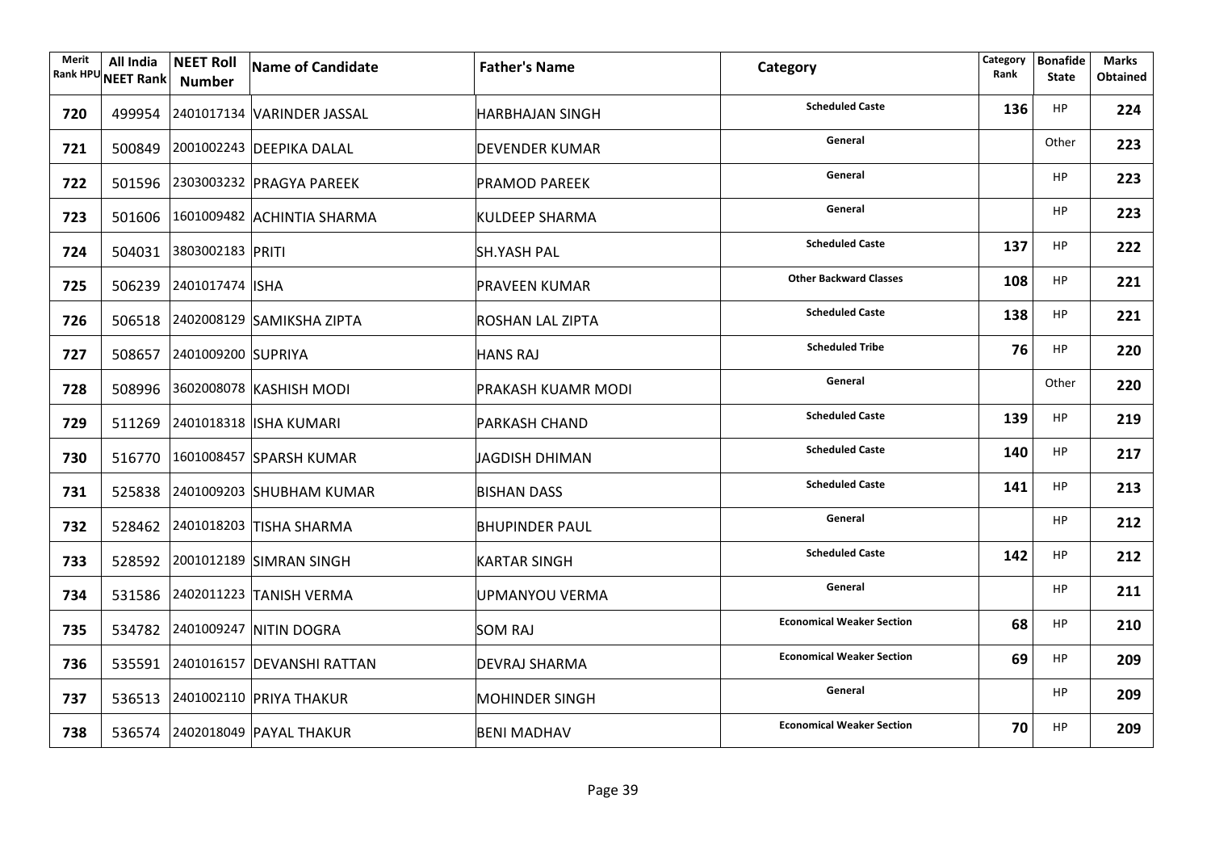| Merit Rank HPU | All India NEET Rank | NEET Roll Number | Name of Candidate | Father's Name | Category | Category Rank | Bonafide State | Marks Obtained |
|---|---|---|---|---|---|---|---|---|
| 720 | 499954 | 2401017134 | VARINDER JASSAL | HARBHAJAN SINGH | Scheduled Caste | 136 | HP | 224 |
| 721 | 500849 | 2001002243 | DEEPIKA DALAL | DEVENDER KUMAR | General | | Other | 223 |
| 722 | 501596 | 2303003232 | PRAGYA PAREEK | PRAMOD PAREEK | General | | HP | 223 |
| 723 | 501606 | 1601009482 | ACHINTIA SHARMA | KULDEEP SHARMA | General | | HP | 223 |
| 724 | 504031 | 3803002183 | PRITI | SH.YASH PAL | Scheduled Caste | 137 | HP | 222 |
| 725 | 506239 | 2401017474 | ISHA | PRAVEEN KUMAR | Other Backward Classes | 108 | HP | 221 |
| 726 | 506518 | 2402008129 | SAMIKSHA ZIPTA | ROSHAN LAL ZIPTA | Scheduled Caste | 138 | HP | 221 |
| 727 | 508657 | 2401009200 | SUPRIYA | HANS RAJ | Scheduled Tribe | 76 | HP | 220 |
| 728 | 508996 | 3602008078 | KASHISH MODI | PRAKASH KUAMR MODI | General | | Other | 220 |
| 729 | 511269 | 2401018318 | ISHA KUMARI | PARKASH CHAND | Scheduled Caste | 139 | HP | 219 |
| 730 | 516770 | 1601008457 | SPARSH KUMAR | JAGDISH DHIMAN | Scheduled Caste | 140 | HP | 217 |
| 731 | 525838 | 2401009203 | SHUBHAM KUMAR | BISHAN DASS | Scheduled Caste | 141 | HP | 213 |
| 732 | 528462 | 2401018203 | TISHA SHARMA | BHUPINDER PAUL | General | | HP | 212 |
| 733 | 528592 | 2001012189 | SIMRAN SINGH | KARTAR SINGH | Scheduled Caste | 142 | HP | 212 |
| 734 | 531586 | 2402011223 | TANISH VERMA | UPMANYOU VERMA | General | | HP | 211 |
| 735 | 534782 | 2401009247 | NITIN DOGRA | SOM RAJ | Economical Weaker Section | 68 | HP | 210 |
| 736 | 535591 | 2401016157 | DEVANSHI RATTAN | DEVRAJ SHARMA | Economical Weaker Section | 69 | HP | 209 |
| 737 | 536513 | 2401002110 | PRIYA THAKUR | MOHINDER SINGH | General | | HP | 209 |
| 738 | 536574 | 2402018049 | PAYAL THAKUR | BENI MADHAV | Economical Weaker Section | 70 | HP | 209 |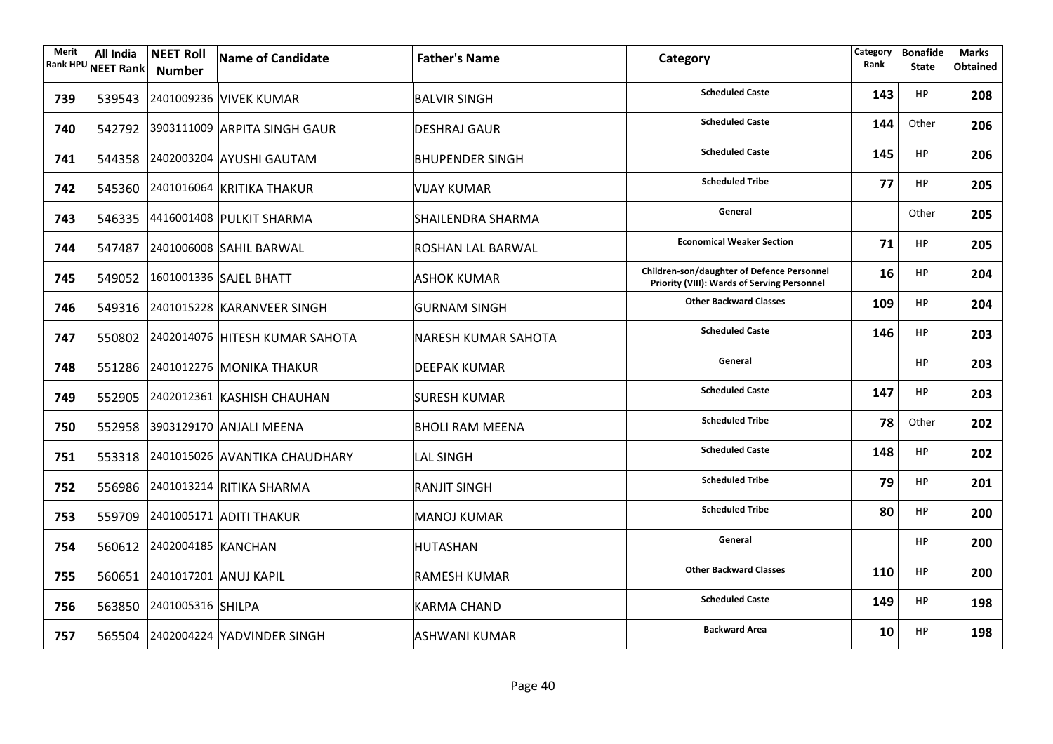| Merit Rank HPU | All India NEET Rank | NEET Roll Number | Name of Candidate | Father's Name | Category | Category Rank | Bonafide State | Marks Obtained |
|---|---|---|---|---|---|---|---|---|
| 739 | 539543 | 2401009236 | VIVEK KUMAR | BALVIR SINGH | Scheduled Caste | 143 | HP | 208 |
| 740 | 542792 | 3903111009 | ARPITA SINGH GAUR | DESHRAJ GAUR | Scheduled Caste | 144 | Other | 206 |
| 741 | 544358 | 2402003204 | AYUSHI GAUTAM | BHUPENDER SINGH | Scheduled Caste | 145 | HP | 206 |
| 742 | 545360 | 2401016064 | KRITIKA THAKUR | VIJAY KUMAR | Scheduled Tribe | 77 | HP | 205 |
| 743 | 546335 | 4416001408 | PULKIT SHARMA | SHAILENDRA SHARMA | General | | Other | 205 |
| 744 | 547487 | 2401006008 | SAHIL BARWAL | ROSHAN LAL BARWAL | Economical Weaker Section | 71 | HP | 205 |
| 745 | 549052 | 1601001336 | SAJEL BHATT | ASHOK KUMAR | Children-son/daughter of Defence Personnel Priority (VIII): Wards of Serving Personnel | 16 | HP | 204 |
| 746 | 549316 | 2401015228 | KARANVEER SINGH | GURNAM SINGH | Other Backward Classes | 109 | HP | 204 |
| 747 | 550802 | 2402014076 | HITESH KUMAR SAHOTA | NARESH KUMAR SAHOTA | Scheduled Caste | 146 | HP | 203 |
| 748 | 551286 | 2401012276 | MONIKA THAKUR | DEEPAK KUMAR | General | | HP | 203 |
| 749 | 552905 | 2402012361 | KASHISH CHAUHAN | SURESH KUMAR | Scheduled Caste | 147 | HP | 203 |
| 750 | 552958 | 3903129170 | ANJALI MEENA | BHOLI RAM MEENA | Scheduled Tribe | 78 | Other | 202 |
| 751 | 553318 | 2401015026 | AVANTIKA CHAUDHARY | LAL SINGH | Scheduled Caste | 148 | HP | 202 |
| 752 | 556986 | 2401013214 | RITIKA SHARMA | RANJIT SINGH | Scheduled Tribe | 79 | HP | 201 |
| 753 | 559709 | 2401005171 | ADITI THAKUR | MANOJ KUMAR | Scheduled Tribe | 80 | HP | 200 |
| 754 | 560612 | 2402004185 | KANCHAN | HUTASHAN | General | | HP | 200 |
| 755 | 560651 | 2401017201 | ANUJ KAPIL | RAMESH KUMAR | Other Backward Classes | 110 | HP | 200 |
| 756 | 563850 | 2401005316 | SHILPA | KARMA CHAND | Scheduled Caste | 149 | HP | 198 |
| 757 | 565504 | 2402004224 | YADVINDER SINGH | ASHWANI KUMAR | Backward Area | 10 | HP | 198 |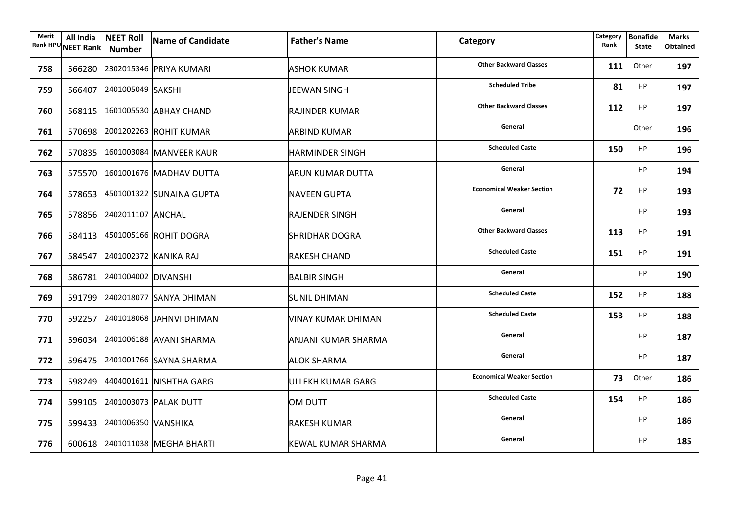| Merit Rank HPU | All India NEET Rank | NEET Roll Number | Name of Candidate | Father's Name | Category | Category Rank | Bonafide State | Marks Obtained |
|---|---|---|---|---|---|---|---|---|
| 758 | 566280 | 2302015346 | PRIYA KUMARI | ASHOK KUMAR | Other Backward Classes | 111 | Other | 197 |
| 759 | 566407 | 2401005049 | SAKSHI | JEEWAN SINGH | Scheduled Tribe | 81 | HP | 197 |
| 760 | 568115 | 1601005530 | ABHAY CHAND | RAJINDER KUMAR | Other Backward Classes | 112 | HP | 197 |
| 761 | 570698 | 2001202263 | ROHIT KUMAR | ARBIND KUMAR | General | | Other | 196 |
| 762 | 570835 | 1601003084 | MANVEER KAUR | HARMINDER SINGH | Scheduled Caste | 150 | HP | 196 |
| 763 | 575570 | 1601001676 | MADHAV DUTTA | ARUN KUMAR DUTTA | General | | HP | 194 |
| 764 | 578653 | 4501001322 | SUNAINA GUPTA | NAVEEN GUPTA | Economical Weaker Section | 72 | HP | 193 |
| 765 | 578856 | 2402011107 | ANCHAL | RAJENDER SINGH | General | | HP | 193 |
| 766 | 584113 | 4501005166 | ROHIT DOGRA | SHRIDHAR DOGRA | Other Backward Classes | 113 | HP | 191 |
| 767 | 584547 | 2401002372 | KANIKA RAJ | RAKESH CHAND | Scheduled Caste | 151 | HP | 191 |
| 768 | 586781 | 2401004002 | DIVANSHI | BALBIR SINGH | General | | HP | 190 |
| 769 | 591799 | 2402018077 | SANYA DHIMAN | SUNIL DHIMAN | Scheduled Caste | 152 | HP | 188 |
| 770 | 592257 | 2401018068 | JAHNVI DHIMAN | VINAY KUMAR DHIMAN | Scheduled Caste | 153 | HP | 188 |
| 771 | 596034 | 2401006188 | AVANI SHARMA | ANJANI KUMAR SHARMA | General | | HP | 187 |
| 772 | 596475 | 2401001766 | SAYNA SHARMA | ALOK SHARMA | General | | HP | 187 |
| 773 | 598249 | 4404001611 | NISHTHA GARG | ULLEKH KUMAR GARG | Economical Weaker Section | 73 | Other | 186 |
| 774 | 599105 | 2401003073 | PALAK DUTT | OM DUTT | Scheduled Caste | 154 | HP | 186 |
| 775 | 599433 | 2401006350 | VANSHIKA | RAKESH KUMAR | General | | HP | 186 |
| 776 | 600618 | 2401011038 | MEGHA BHARTI | KEWAL KUMAR SHARMA | General | | HP | 185 |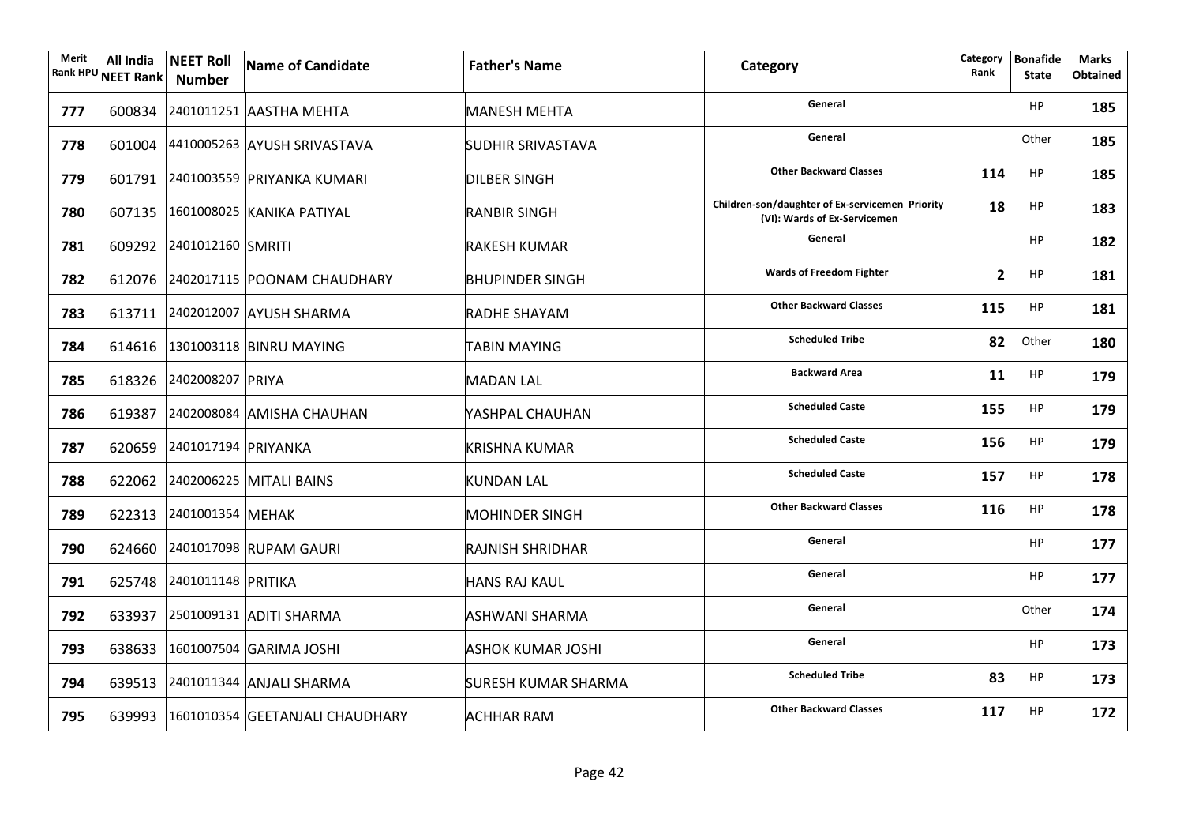| Merit Rank HPU | All India NEET Rank | NEET Roll Number | Name of Candidate | Father's Name | Category | Category Rank | Bonafide State | Marks Obtained |
|---|---|---|---|---|---|---|---|---|
| 777 | 600834 | 2401011251 | AASTHA MEHTA | MANESH MEHTA | General | | HP | 185 |
| 778 | 601004 | 4410005263 | AYUSH SRIVASTAVA | SUDHIR SRIVASTAVA | General | | Other | 185 |
| 779 | 601791 | 2401003559 | PRIYANKA KUMARI | DILBER SINGH | Other Backward Classes | 114 | HP | 185 |
| 780 | 607135 | 1601008025 | KANIKA PATIYAL | RANBIR SINGH | Children-son/daughter of Ex-servicemen Priority (VI): Wards of Ex-Servicemen | 18 | HP | 183 |
| 781 | 609292 | 2401012160 | SMRITI | RAKESH KUMAR | General | | HP | 182 |
| 782 | 612076 | 2402017115 | POONAM CHAUDHARY | BHUPINDER SINGH | Wards of Freedom Fighter | 2 | HP | 181 |
| 783 | 613711 | 2402012007 | AYUSH SHARMA | RADHE SHAYAM | Other Backward Classes | 115 | HP | 181 |
| 784 | 614616 | 1301003118 | BINRU MAYING | TABIN MAYING | Scheduled Tribe | 82 | Other | 180 |
| 785 | 618326 | 2402008207 | PRIYA | MADAN LAL | Backward Area | 11 | HP | 179 |
| 786 | 619387 | 2402008084 | AMISHA CHAUHAN | YASHPAL CHAUHAN | Scheduled Caste | 155 | HP | 179 |
| 787 | 620659 | 2401017194 | PRIYANKA | KRISHNA KUMAR | Scheduled Caste | 156 | HP | 179 |
| 788 | 622062 | 2402006225 | MITALI BAINS | KUNDAN LAL | Scheduled Caste | 157 | HP | 178 |
| 789 | 622313 | 2401001354 | MEHAK | MOHINDER SINGH | Other Backward Classes | 116 | HP | 178 |
| 790 | 624660 | 2401017098 | RUPAM GAURI | RAJNISH SHRIDHAR | General | | HP | 177 |
| 791 | 625748 | 2401011148 | PRITIKA | HANS RAJ KAUL | General | | HP | 177 |
| 792 | 633937 | 2501009131 | ADITI SHARMA | ASHWANI SHARMA | General | | Other | 174 |
| 793 | 638633 | 1601007504 | GARIMA JOSHI | ASHOK KUMAR JOSHI | General | | HP | 173 |
| 794 | 639513 | 2401011344 | ANJALI SHARMA | SURESH KUMAR SHARMA | Scheduled Tribe | 83 | HP | 173 |
| 795 | 639993 | 1601010354 | GEETANJALI CHAUDHARY | ACHHAR RAM | Other Backward Classes | 117 | HP | 172 |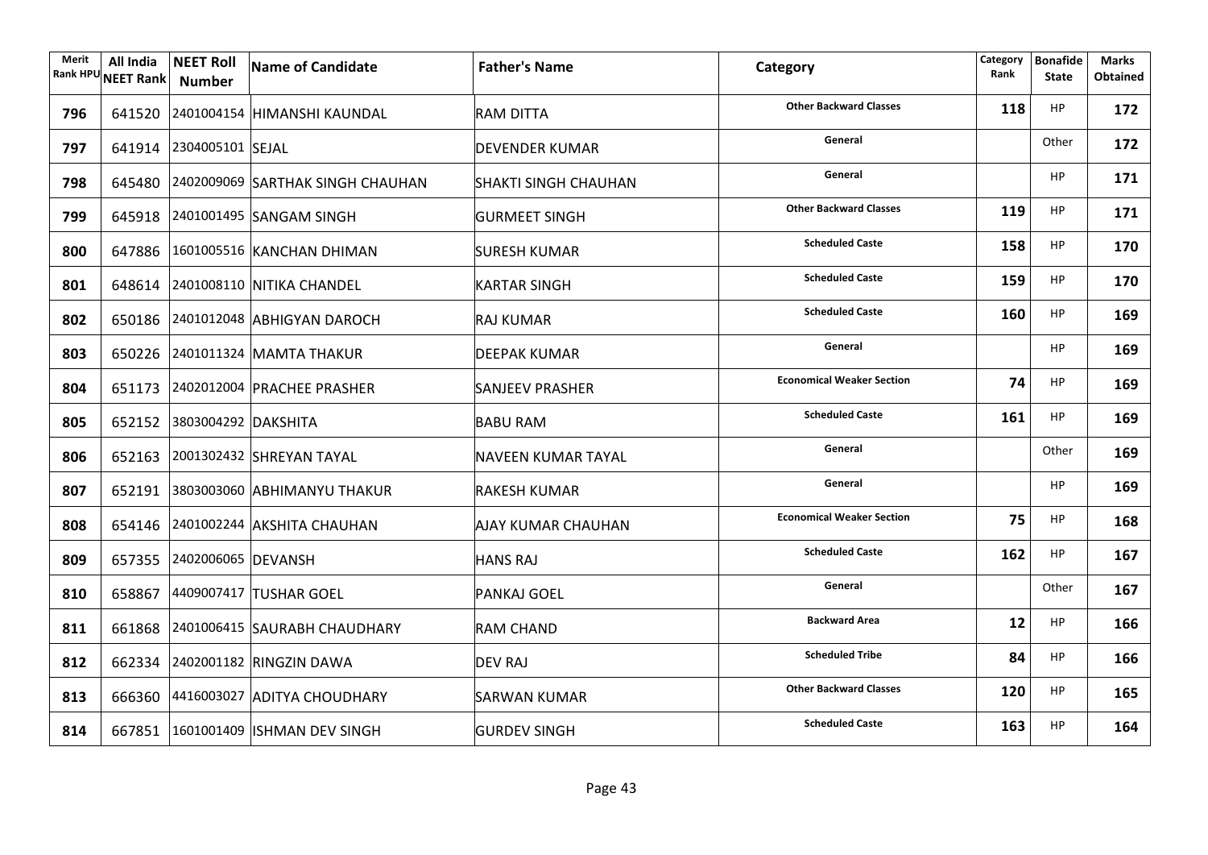| Merit Rank HPU | All India NEET Rank | NEET Roll Number | Name of Candidate | Father's Name | Category | Category Rank | Bonafide State | Marks Obtained |
|---|---|---|---|---|---|---|---|---|
| 796 | 641520 | 2401004154 | HIMANSHI KAUNDAL | RAM DITTA | Other Backward Classes | 118 | HP | 172 |
| 797 | 641914 | 2304005101 | SEJAL | DEVENDER KUMAR | General | | Other | 172 |
| 798 | 645480 | 2402009069 | SARTHAK SINGH CHAUHAN | SHAKTI SINGH CHAUHAN | General | | HP | 171 |
| 799 | 645918 | 2401001495 | SANGAM SINGH | GURMEET SINGH | Other Backward Classes | 119 | HP | 171 |
| 800 | 647886 | 1601005516 | KANCHAN DHIMAN | SURESH KUMAR | Scheduled Caste | 158 | HP | 170 |
| 801 | 648614 | 2401008110 | NITIKA CHANDEL | KARTAR SINGH | Scheduled Caste | 159 | HP | 170 |
| 802 | 650186 | 2401012048 | ABHIGYAN DAROCH | RAJ KUMAR | Scheduled Caste | 160 | HP | 169 |
| 803 | 650226 | 2401011324 | MAMTA THAKUR | DEEPAK KUMAR | General | | HP | 169 |
| 804 | 651173 | 2402012004 | PRACHEE PRASHER | SANJEEV PRASHER | Economical Weaker Section | 74 | HP | 169 |
| 805 | 652152 | 3803004292 | DAKSHITA | BABU RAM | Scheduled Caste | 161 | HP | 169 |
| 806 | 652163 | 2001302432 | SHREYAN TAYAL | NAVEEN KUMAR TAYAL | General | | Other | 169 |
| 807 | 652191 | 3803003060 | ABHIMANYU THAKUR | RAKESH KUMAR | General | | HP | 169 |
| 808 | 654146 | 2401002244 | AKSHITA CHAUHAN | AJAY KUMAR CHAUHAN | Economical Weaker Section | 75 | HP | 168 |
| 809 | 657355 | 2402006065 | DEVANSH | HANS RAJ | Scheduled Caste | 162 | HP | 167 |
| 810 | 658867 | 4409007417 | TUSHAR GOEL | PANKAJ GOEL | General | | Other | 167 |
| 811 | 661868 | 2401006415 | SAURABH CHAUDHARY | RAM CHAND | Backward Area | 12 | HP | 166 |
| 812 | 662334 | 2402001182 | RINGZIN DAWA | DEV RAJ | Scheduled Tribe | 84 | HP | 166 |
| 813 | 666360 | 4416003027 | ADITYA CHOUDHARY | SARWAN KUMAR | Other Backward Classes | 120 | HP | 165 |
| 814 | 667851 | 1601001409 | ISHMAN DEV SINGH | GURDEV SINGH | Scheduled Caste | 163 | HP | 164 |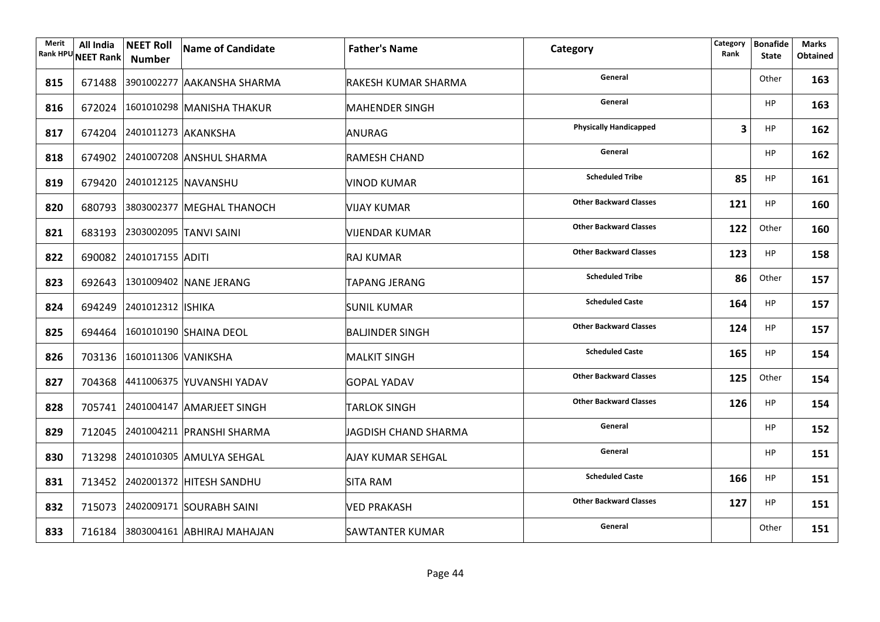| Merit Rank HPU | All India NEET Rank | NEET Roll Number | Name of Candidate | Father's Name | Category | Category Rank | Bonafide State | Marks Obtained |
|---|---|---|---|---|---|---|---|---|
| 815 | 671488 | 3901002277 | AAKANSHA SHARMA | RAKESH KUMAR SHARMA | General | | Other | 163 |
| 816 | 672024 | 1601010298 | MANISHA THAKUR | MAHENDER SINGH | General | | HP | 163 |
| 817 | 674204 | 2401011273 | AKANKSHA | ANURAG | Physically Handicapped | 3 | HP | 162 |
| 818 | 674902 | 2401007208 | ANSHUL SHARMA | RAMESH CHAND | General | | HP | 162 |
| 819 | 679420 | 2401012125 | NAVANSHU | VINOD KUMAR | Scheduled Tribe | 85 | HP | 161 |
| 820 | 680793 | 3803002377 | MEGHAL THANOCH | VIJAY KUMAR | Other Backward Classes | 121 | HP | 160 |
| 821 | 683193 | 2303002095 | TANVI SAINI | VIJENDAR KUMAR | Other Backward Classes | 122 | Other | 160 |
| 822 | 690082 | 2401017155 | ADITI | RAJ KUMAR | Other Backward Classes | 123 | HP | 158 |
| 823 | 692643 | 1301009402 | NANE JERANG | TAPANG JERANG | Scheduled Tribe | 86 | Other | 157 |
| 824 | 694249 | 2401012312 | ISHIKA | SUNIL KUMAR | Scheduled Caste | 164 | HP | 157 |
| 825 | 694464 | 1601010190 | SHAINA DEOL | BALJINDER SINGH | Other Backward Classes | 124 | HP | 157 |
| 826 | 703136 | 1601011306 | VANIKSHA | MALKIT SINGH | Scheduled Caste | 165 | HP | 154 |
| 827 | 704368 | 4411006375 | YUVANSHI YADAV | GOPAL YADAV | Other Backward Classes | 125 | Other | 154 |
| 828 | 705741 | 2401004147 | AMARJEET SINGH | TARLOK SINGH | Other Backward Classes | 126 | HP | 154 |
| 829 | 712045 | 2401004211 | PRANSHI SHARMA | JAGDISH CHAND SHARMA | General | | HP | 152 |
| 830 | 713298 | 2401010305 | AMULYA SEHGAL | AJAY KUMAR SEHGAL | General | | HP | 151 |
| 831 | 713452 | 2402001372 | HITESH SANDHU | SITA RAM | Scheduled Caste | 166 | HP | 151 |
| 832 | 715073 | 2402009171 | SOURABH SAINI | VED PRAKASH | Other Backward Classes | 127 | HP | 151 |
| 833 | 716184 | 3803004161 | ABHIRAJ MAHAJAN | SAWTANTER KUMAR | General | | Other | 151 |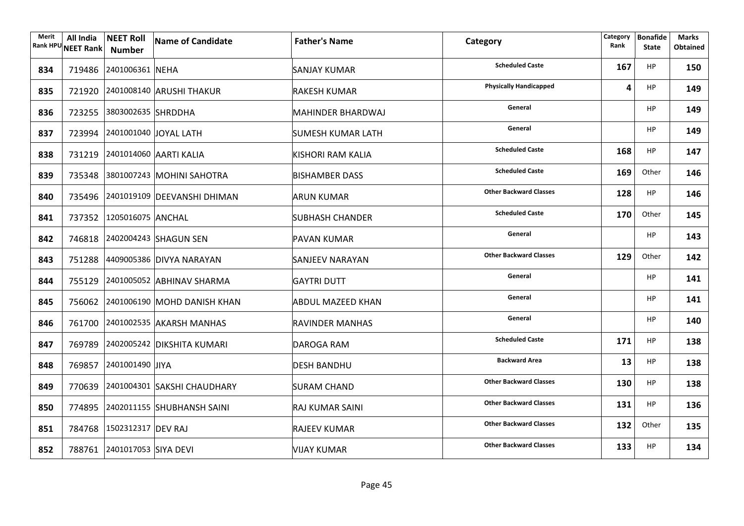| Merit Rank HPU | All India NEET Rank | NEET Roll Number | Name of Candidate | Father's Name | Category | Category Rank | Bonafide State | Marks Obtained |
|---|---|---|---|---|---|---|---|---|
| 834 | 719486 | 2401006361 | NEHA | SANJAY KUMAR | Scheduled Caste | 167 | HP | 150 |
| 835 | 721920 | 2401008140 | ARUSHI THAKUR | RAKESH KUMAR | Physically Handicapped | 4 | HP | 149 |
| 836 | 723255 | 3803002635 | SHRDDHA | MAHINDER BHARDWAJ | General | | HP | 149 |
| 837 | 723994 | 2401001040 | JOYAL LATH | SUMESH KUMAR LATH | General | | HP | 149 |
| 838 | 731219 | 2401014060 | AARTI KALIA | KISHORI RAM KALIA | Scheduled Caste | 168 | HP | 147 |
| 839 | 735348 | 3801007243 | MOHINI SAHOTRA | BISHAMBER DASS | Scheduled Caste | 169 | Other | 146 |
| 840 | 735496 | 2401019109 | DEEVANSHI DHIMAN | ARUN KUMAR | Other Backward Classes | 128 | HP | 146 |
| 841 | 737352 | 1205016075 | ANCHAL | SUBHASH CHANDER | Scheduled Caste | 170 | Other | 145 |
| 842 | 746818 | 2402004243 | SHAGUN SEN | PAVAN KUMAR | General | | HP | 143 |
| 843 | 751288 | 4409005386 | DIVYA NARAYAN | SANJEEV NARAYAN | Other Backward Classes | 129 | Other | 142 |
| 844 | 755129 | 2401005052 | ABHINAV SHARMA | GAYTRI DUTT | General | | HP | 141 |
| 845 | 756062 | 2401006190 | MOHD DANISH KHAN | ABDUL MAZEED KHAN | General | | HP | 141 |
| 846 | 761700 | 2401002535 | AKARSH MANHAS | RAVINDER MANHAS | General | | HP | 140 |
| 847 | 769789 | 2402005242 | DIKSHITA KUMARI | DAROGA RAM | Scheduled Caste | 171 | HP | 138 |
| 848 | 769857 | 2401001490 | JIYA | DESH BANDHU | Backward Area | 13 | HP | 138 |
| 849 | 770639 | 2401004301 | SAKSHI CHAUDHARY | SURAM CHAND | Other Backward Classes | 130 | HP | 138 |
| 850 | 774895 | 2402011155 | SHUBHANSH SAINI | RAJ KUMAR SAINI | Other Backward Classes | 131 | HP | 136 |
| 851 | 784768 | 1502312317 | DEV RAJ | RAJEEV KUMAR | Other Backward Classes | 132 | Other | 135 |
| 852 | 788761 | 2401017053 | SIYA DEVI | VIJAY KUMAR | Other Backward Classes | 133 | HP | 134 |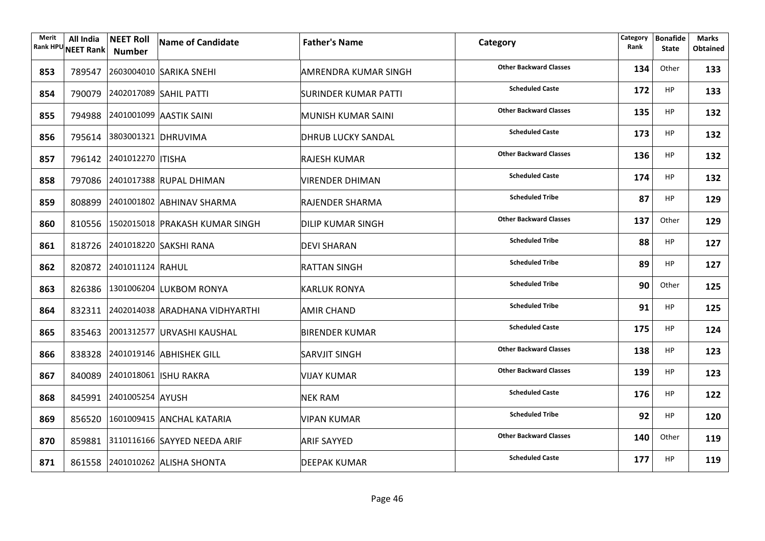| Merit Rank HPU | All India NEET Rank | NEET Roll Number | Name of Candidate | Father's Name | Category | Category Rank | Bonafide State | Marks Obtained |
|---|---|---|---|---|---|---|---|---|
| 853 | 789547 | 2603004010 | SARIKA SNEHI | AMRENDRA KUMAR SINGH | Other Backward Classes | 134 | Other | 133 |
| 854 | 790079 | 2402017089 | SAHIL PATTI | SURINDER KUMAR PATTI | Scheduled Caste | 172 | HP | 133 |
| 855 | 794988 | 2401001099 | AASTIK SAINI | MUNISH KUMAR SAINI | Other Backward Classes | 135 | HP | 132 |
| 856 | 795614 | 3803001321 | DHRUVIMA | DHRUB LUCKY SANDAL | Scheduled Caste | 173 | HP | 132 |
| 857 | 796142 | 2401012270 | ITISHA | RAJESH KUMAR | Other Backward Classes | 136 | HP | 132 |
| 858 | 797086 | 2401017388 | RUPAL DHIMAN | VIRENDER DHIMAN | Scheduled Caste | 174 | HP | 132 |
| 859 | 808899 | 2401001802 | ABHINAV SHARMA | RAJENDER SHARMA | Scheduled Tribe | 87 | HP | 129 |
| 860 | 810556 | 1502015018 | PRAKASH KUMAR SINGH | DILIP KUMAR SINGH | Other Backward Classes | 137 | Other | 129 |
| 861 | 818726 | 2401018220 | SAKSHI RANA | DEVI SHARAN | Scheduled Tribe | 88 | HP | 127 |
| 862 | 820872 | 2401011124 | RAHUL | RATTAN SINGH | Scheduled Tribe | 89 | HP | 127 |
| 863 | 826386 | 1301006204 | LUKBOM RONYA | KARLUK RONYA | Scheduled Tribe | 90 | Other | 125 |
| 864 | 832311 | 2402014038 | ARADHANA VIDHYARTHI | AMIR CHAND | Scheduled Tribe | 91 | HP | 125 |
| 865 | 835463 | 2001312577 | URVASHI KAUSHAL | BIRENDER KUMAR | Scheduled Caste | 175 | HP | 124 |
| 866 | 838328 | 2401019146 | ABHISHEK GILL | SARVJIT SINGH | Other Backward Classes | 138 | HP | 123 |
| 867 | 840089 | 2401018061 | ISHU RAKRA | VIJAY KUMAR | Other Backward Classes | 139 | HP | 123 |
| 868 | 845991 | 2401005254 | AYUSH | NEK RAM | Scheduled Caste | 176 | HP | 122 |
| 869 | 856520 | 1601009415 | ANCHAL KATARIA | VIPAN KUMAR | Scheduled Tribe | 92 | HP | 120 |
| 870 | 859881 | 3110116166 | SAYYED NEEDA ARIF | ARIF SAYYED | Other Backward Classes | 140 | Other | 119 |
| 871 | 861558 | 2401010262 | ALISHA SHONTA | DEEPAK KUMAR | Scheduled Caste | 177 | HP | 119 |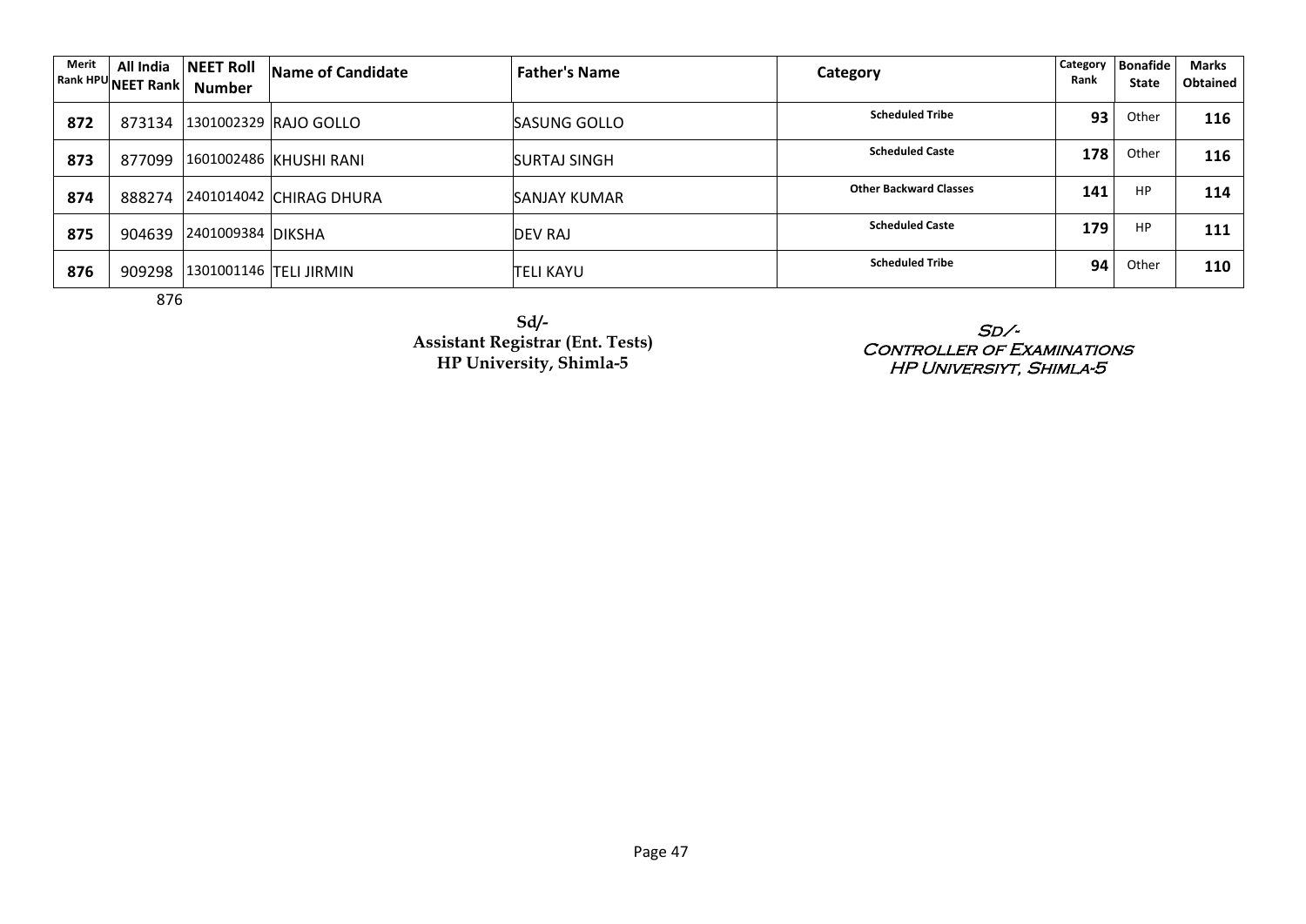| Merit Rank HPU | All India NEET Rank | NEET Roll Number | Name of Candidate | Father's Name | Category | Category Rank | Bonafide State | Marks Obtained |
|---|---|---|---|---|---|---|---|---|
| **872** | 873134 | 1301002329 | RAJO GOLLO | SASUNG GOLLO | **Scheduled Tribe** | **93** | Other | **116** |
| **873** | 877099 | 1601002486 | KHUSHI RANI | SURTAJ SINGH | **Scheduled Caste** | **178** | Other | **116** |
| **874** | 888274 | 2401014042 | CHIRAG DHURA | SANJAY KUMAR | **Other Backward Classes** | **141** | HP | **114** |
| **875** | 904639 | 2401009384 | DIKSHA | DEV RAJ | **Scheduled Caste** | **179** | HP | **111** |
| **876** | 909298 | 1301001146 | TELI JIRMIN | TELI KAYU | **Scheduled Tribe** | **94** | Other | **110** |

876

**Sd/-**
**Assistant Registrar (Ent. Tests)**
**HP University, Shimla-5**

*Sd/-*
*Controller of Examinations*
*HP Universiyt, Shimla-5*